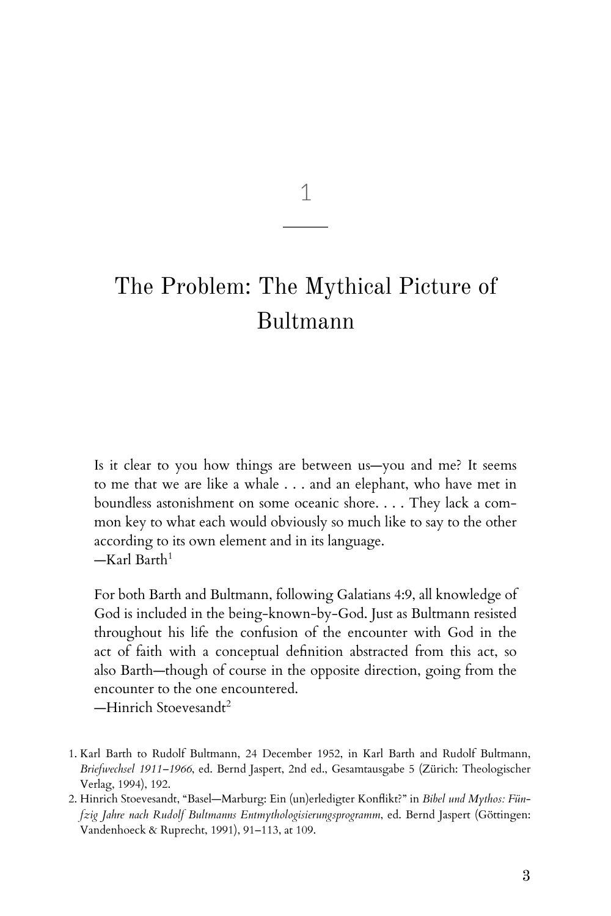# 1

# The Problem: The Mythical Picture of Bultmann

> Is it clear to you how things are between us—you and me? It seems to me that we are like a whale . . . and an elephant, who have met in boundless astonishment on some oceanic shore. . . . They lack a common key to what each would obviously so much like to say to the other according to its own element and in its language.
> —Karl Barth[1]

> For both Barth and Bultmann, following Galatians 4:9, all knowledge of God is included in the being-known-by-God. Just as Bultmann resisted throughout his life the confusion of the encounter with God in the act of faith with a conceptual definition abstracted from this act, so also Barth—though of course in the opposite direction, going from the encounter to the one encountered.
> —Hinrich Stoevesandt[2]

1. Karl Barth to Rudolf Bultmann, 24 December 1952, in Karl Barth and Rudolf Bultmann, *Briefwechsel 1911–1966*, ed. Bernd Jaspert, 2nd ed., Gesamtausgabe 5 (Zürich: Theologischer Verlag, 1994), 192.
2. Hinrich Stoevesandt, "Basel—Marburg: Ein (un)erledigter Konflikt?" in *Bibel und Mythos: Fünfzig Jahre nach Rudolf Bultmanns Entmythologisierungsprogramm*, ed. Bernd Jaspert (Göttingen: Vandenhoeck & Ruprecht, 1991), 91–113, at 109.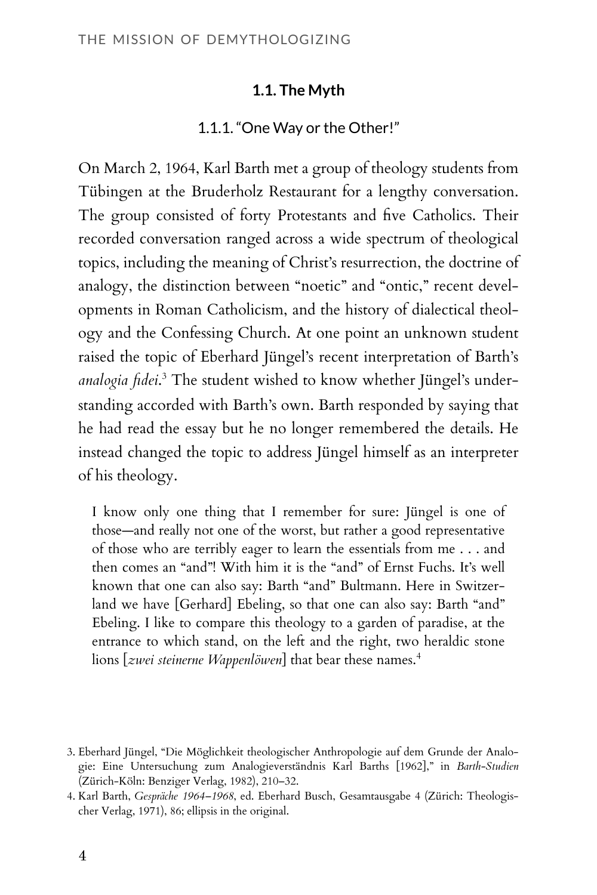### 1.1. The Myth

#### 1.1.1. "One Way or the Other!"

On March 2, 1964, Karl Barth met a group of theology students from Tübingen at the Bruderholz Restaurant for a lengthy conversation. The group consisted of forty Protestants and five Catholics. Their recorded conversation ranged across a wide spectrum of theological topics, including the meaning of Christ's resurrection, the doctrine of analogy, the distinction between "noetic" and "ontic," recent developments in Roman Catholicism, and the history of dialectical theology and the Confessing Church. At one point an unknown student raised the topic of Eberhard Jüngel's recent interpretation of Barth's *analogia fidei*.[3] The student wished to know whether Jüngel's understanding accorded with Barth's own. Barth responded by saying that he had read the essay but he no longer remembered the details. He instead changed the topic to address Jüngel himself as an interpreter of his theology.

> I know only one thing that I remember for sure: Jüngel is one of those—and really not one of the worst, but rather a good representative of those who are terribly eager to learn the essentials from me . . . and then comes an "and"! With him it is the "and" of Ernst Fuchs. It's well known that one can also say: Barth "and" Bultmann. Here in Switzerland we have [Gerhard] Ebeling, so that one can also say: Barth "and" Ebeling. I like to compare this theology to a garden of paradise, at the entrance to which stand, on the left and the right, two heraldic stone lions [*zwei steinerne Wappenlöwen*] that bear these names.[4]

3. Eberhard Jüngel, "Die Möglichkeit theologischer Anthropologie auf dem Grunde der Analogie: Eine Untersuchung zum Analogieverständnis Karl Barths [1962]," in *Barth-Studien* (Zürich-Köln: Benziger Verlag, 1982), 210–32.

4. Karl Barth, *Gespräche 1964–1968*, ed. Eberhard Busch, Gesamtausgabe 4 (Zürich: Theologischer Verlag, 1971), 86; ellipsis in the original.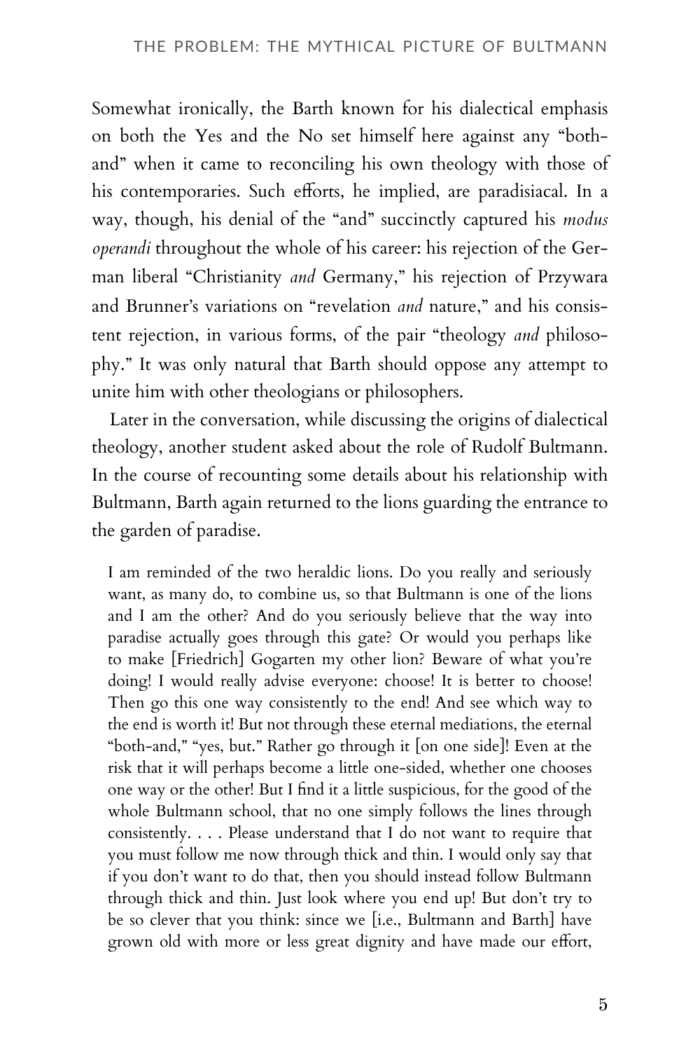Somewhat ironically, the Barth known for his dialectical emphasis on both the Yes and the No set himself here against any "both-and" when it came to reconciling his own theology with those of his contemporaries. Such efforts, he implied, are paradisiacal. In a way, though, his denial of the "and" succinctly captured his *modus operandi* throughout the whole of his career: his rejection of the German liberal "Christianity *and* Germany," his rejection of Przywara and Brunner's variations on "revelation *and* nature," and his consistent rejection, in various forms, of the pair "theology *and* philosophy." It was only natural that Barth should oppose any attempt to unite him with other theologians or philosophers.

Later in the conversation, while discussing the origins of dialectical theology, another student asked about the role of Rudolf Bultmann. In the course of recounting some details about his relationship with Bultmann, Barth again returned to the lions guarding the entrance to the garden of paradise.

> I am reminded of the two heraldic lions. Do you really and seriously want, as many do, to combine us, so that Bultmann is one of the lions and I am the other? And do you seriously believe that the way into paradise actually goes through this gate? Or would you perhaps like to make [Friedrich] Gogarten my other lion? Beware of what you're doing! I would really advise everyone: choose! It is better to choose! Then go this one way consistently to the end! And see which way to the end is worth it! But not through these eternal mediations, the eternal "both-and," "yes, but." Rather go through it [on one side]! Even at the risk that it will perhaps become a little one-sided, whether one chooses one way or the other! But I find it a little suspicious, for the good of the whole Bultmann school, that no one simply follows the lines through consistently. . . . Please understand that I do not want to require that you must follow me now through thick and thin. I would only say that if you don't want to do that, then you should instead follow Bultmann through thick and thin. Just look where you end up! But don't try to be so clever that you think: since we [i.e., Bultmann and Barth] have grown old with more or less great dignity and have made our effort,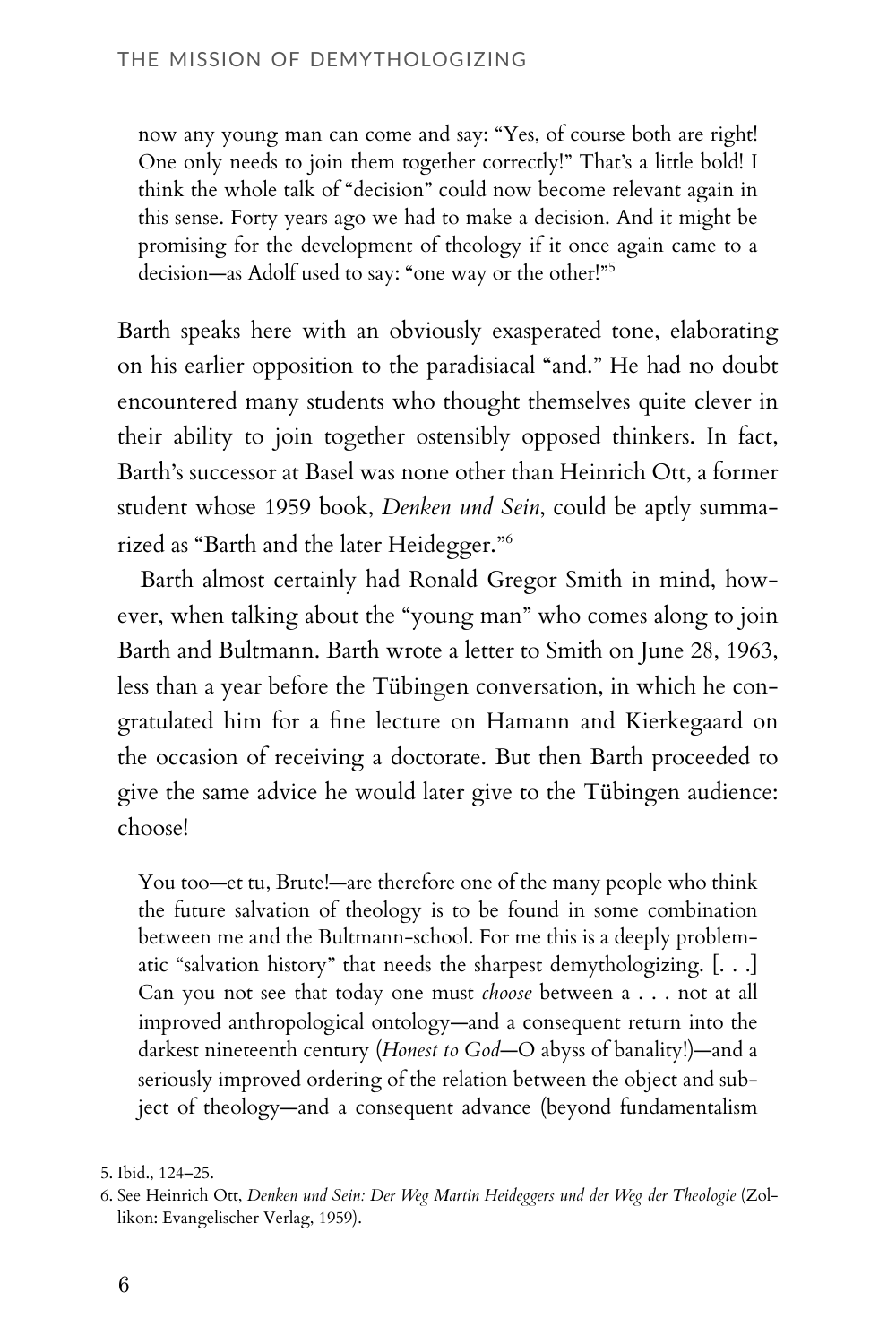> now any young man can come and say: "Yes, of course both are right! One only needs to join them together correctly!" That's a little bold! I think the whole talk of "decision" could now become relevant again in this sense. Forty years ago we had to make a decision. And it might be promising for the development of theology if it once again came to a decision—as Adolf used to say: "one way or the other!"[5]

Barth speaks here with an obviously exasperated tone, elaborating on his earlier opposition to the paradisiacal "and." He had no doubt encountered many students who thought themselves quite clever in their ability to join together ostensibly opposed thinkers. In fact, Barth's successor at Basel was none other than Heinrich Ott, a former student whose 1959 book, *Denken und Sein*, could be aptly summarized as "Barth and the later Heidegger."[6]

Barth almost certainly had Ronald Gregor Smith in mind, however, when talking about the "young man" who comes along to join Barth and Bultmann. Barth wrote a letter to Smith on June 28, 1963, less than a year before the Tübingen conversation, in which he congratulated him for a fine lecture on Hamann and Kierkegaard on the occasion of receiving a doctorate. But then Barth proceeded to give the same advice he would later give to the Tübingen audience: choose!

> You too—et tu, Brute!—are therefore one of the many people who think the future salvation of theology is to be found in some combination between me and the Bultmann-school. For me this is a deeply problematic "salvation history" that needs the sharpest demythologizing. [. . .] Can you not see that today one must *choose* between a . . . not at all improved anthropological ontology—and a consequent return into the darkest nineteenth century (*Honest to God*—O abyss of banality!)—and a seriously improved ordering of the relation between the object and subject of theology—and a consequent advance (beyond fundamentalism

5. Ibid., 124–25.

6. See Heinrich Ott, *Denken und Sein: Der Weg Martin Heideggers und der Weg der Theologie* (Zollikon: Evangelischer Verlag, 1959).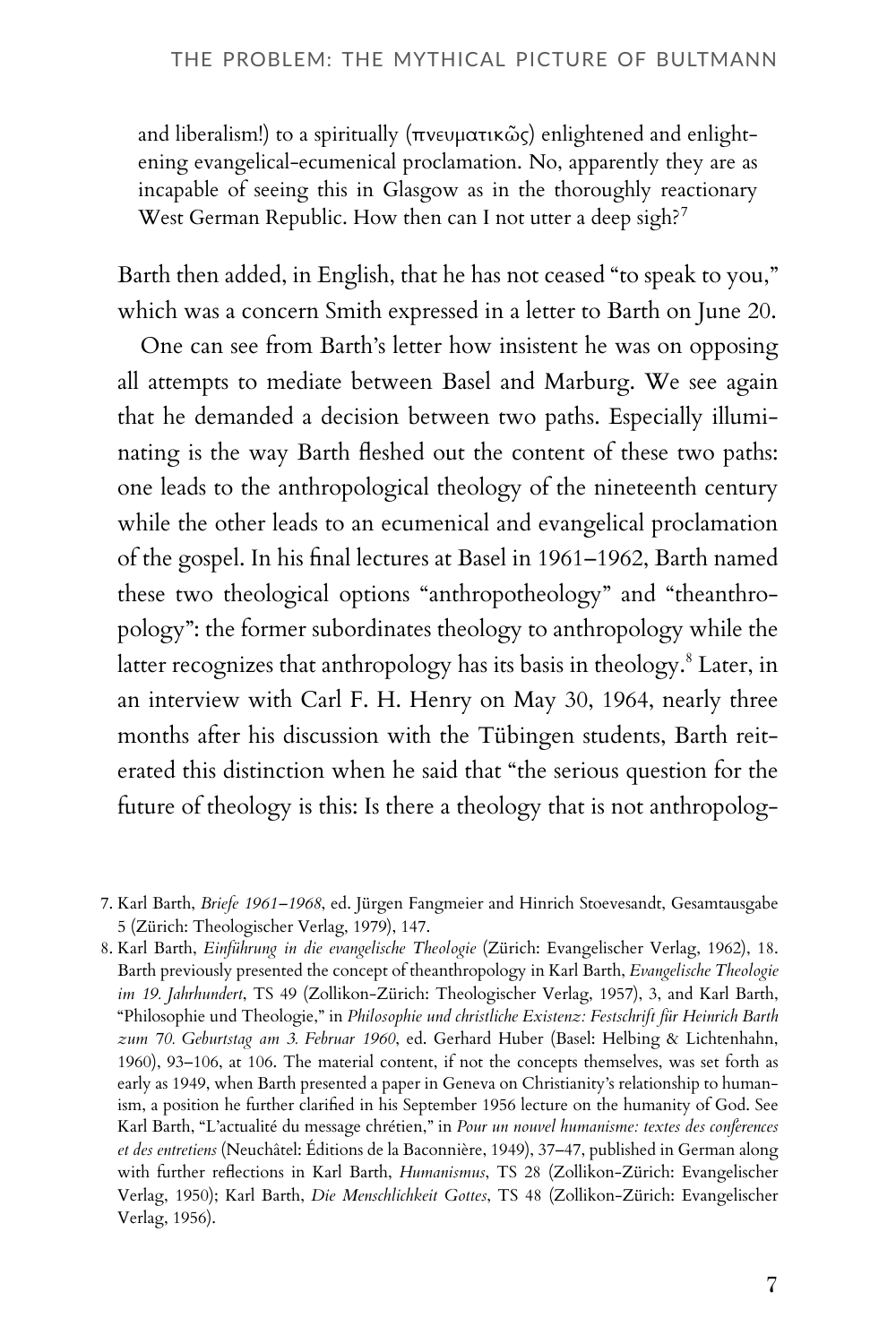> and liberalism!) to a spiritually (πνευματικῶς) enlightened and enlightening evangelical-ecumenical proclamation. No, apparently they are as incapable of seeing this in Glasgow as in the thoroughly reactionary West German Republic. How then can I not utter a deep sigh?[7]

Barth then added, in English, that he has not ceased "to speak to you," which was a concern Smith expressed in a letter to Barth on June 20.

One can see from Barth's letter how insistent he was on opposing all attempts to mediate between Basel and Marburg. We see again that he demanded a decision between two paths. Especially illuminating is the way Barth fleshed out the content of these two paths: one leads to the anthropological theology of the nineteenth century while the other leads to an ecumenical and evangelical proclamation of the gospel. In his final lectures at Basel in 1961–1962, Barth named these two theological options "anthropotheology" and "theanthropology": the former subordinates theology to anthropology while the latter recognizes that anthropology has its basis in theology.[8] Later, in an interview with Carl F. H. Henry on May 30, 1964, nearly three months after his discussion with the Tübingen students, Barth reiterated this distinction when he said that "the serious question for the future of theology is this: Is there a theology that is not anthropolog-

---

7. Karl Barth, *Briefe 1961–1968*, ed. Jürgen Fangmeier and Hinrich Stoevesandt, Gesamtausgabe 5 (Zürich: Theologischer Verlag, 1979), 147.

8. Karl Barth, *Einführung in die evangelische Theologie* (Zürich: Evangelischer Verlag, 1962), 18. Barth previously presented the concept of theanthropology in Karl Barth, *Evangelische Theologie im 19. Jahrhundert*, TS 49 (Zollikon-Zürich: Theologischer Verlag, 1957), 3, and Karl Barth, "Philosophie und Theologie," in *Philosophie und christliche Existenz: Festschrift für Heinrich Barth zum 70. Geburtstag am 3. Februar 1960*, ed. Gerhard Huber (Basel: Helbing & Lichtenhahn, 1960), 93–106, at 106. The material content, if not the concepts themselves, was set forth as early as 1949, when Barth presented a paper in Geneva on Christianity's relationship to humanism, a position he further clarified in his September 1956 lecture on the humanity of God. See Karl Barth, "L'actualité du message chrétien," in *Pour un nouvel humanisme: textes des conferences et des entretiens* (Neuchâtel: Éditions de la Baconnière, 1949), 37–47, published in German along with further reflections in Karl Barth, *Humanismus*, TS 28 (Zollikon-Zürich: Evangelischer Verlag, 1950); Karl Barth, *Die Menschlichkeit Gottes*, TS 48 (Zollikon-Zürich: Evangelischer Verlag, 1956).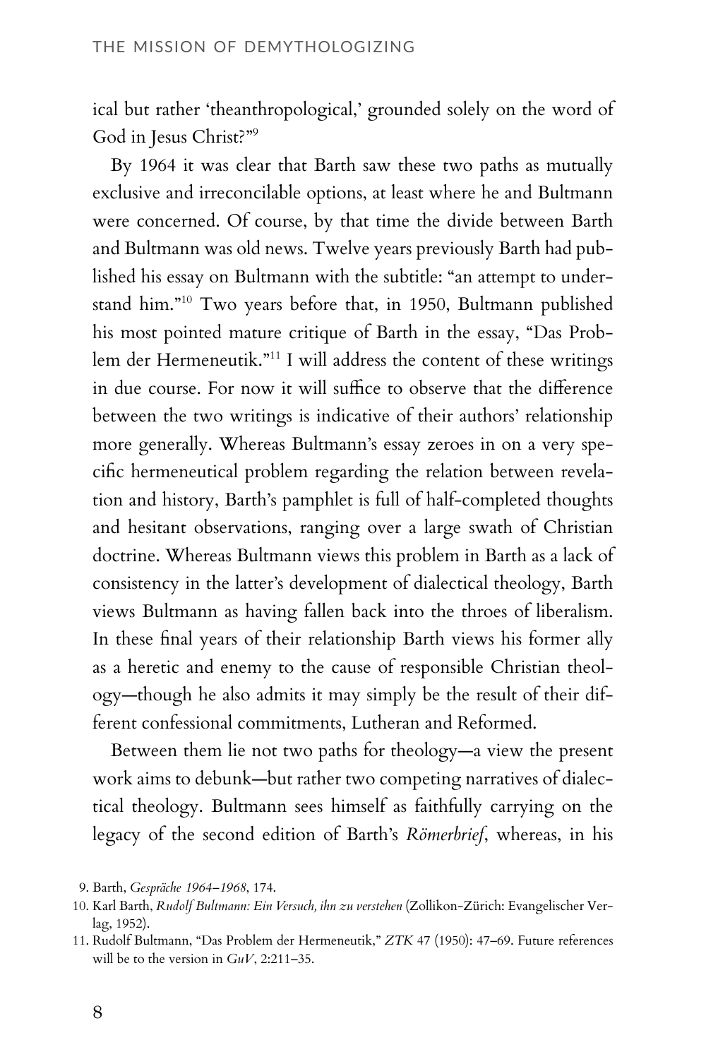ical but rather 'theanthropological,' grounded solely on the word of God in Jesus Christ?"[9]

By 1964 it was clear that Barth saw these two paths as mutually exclusive and irreconcilable options, at least where he and Bultmann were concerned. Of course, by that time the divide between Barth and Bultmann was old news. Twelve years previously Barth had published his essay on Bultmann with the subtitle: "an attempt to understand him."[10] Two years before that, in 1950, Bultmann published his most pointed mature critique of Barth in the essay, "Das Problem der Hermeneutik."[11] I will address the content of these writings in due course. For now it will suffice to observe that the difference between the two writings is indicative of their authors' relationship more generally. Whereas Bultmann's essay zeroes in on a very specific hermeneutical problem regarding the relation between revelation and history, Barth's pamphlet is full of half-completed thoughts and hesitant observations, ranging over a large swath of Christian doctrine. Whereas Bultmann views this problem in Barth as a lack of consistency in the latter's development of dialectical theology, Barth views Bultmann as having fallen back into the throes of liberalism. In these final years of their relationship Barth views his former ally as a heretic and enemy to the cause of responsible Christian theology—though he also admits it may simply be the result of their different confessional commitments, Lutheran and Reformed.

Between them lie not two paths for theology—a view the present work aims to debunk—but rather two competing narratives of dialectical theology. Bultmann sees himself as faithfully carrying on the legacy of the second edition of Barth's *Römerbrief*, whereas, in his

9. Barth, *Gespräche 1964–1968*, 174.

10. Karl Barth, *Rudolf Bultmann: Ein Versuch, ihn zu verstehen* (Zollikon-Zürich: Evangelischer Verlag, 1952).

11. Rudolf Bultmann, "Das Problem der Hermeneutik," *ZTK* 47 (1950): 47–69. Future references will be to the version in *GuV*, 2:211–35.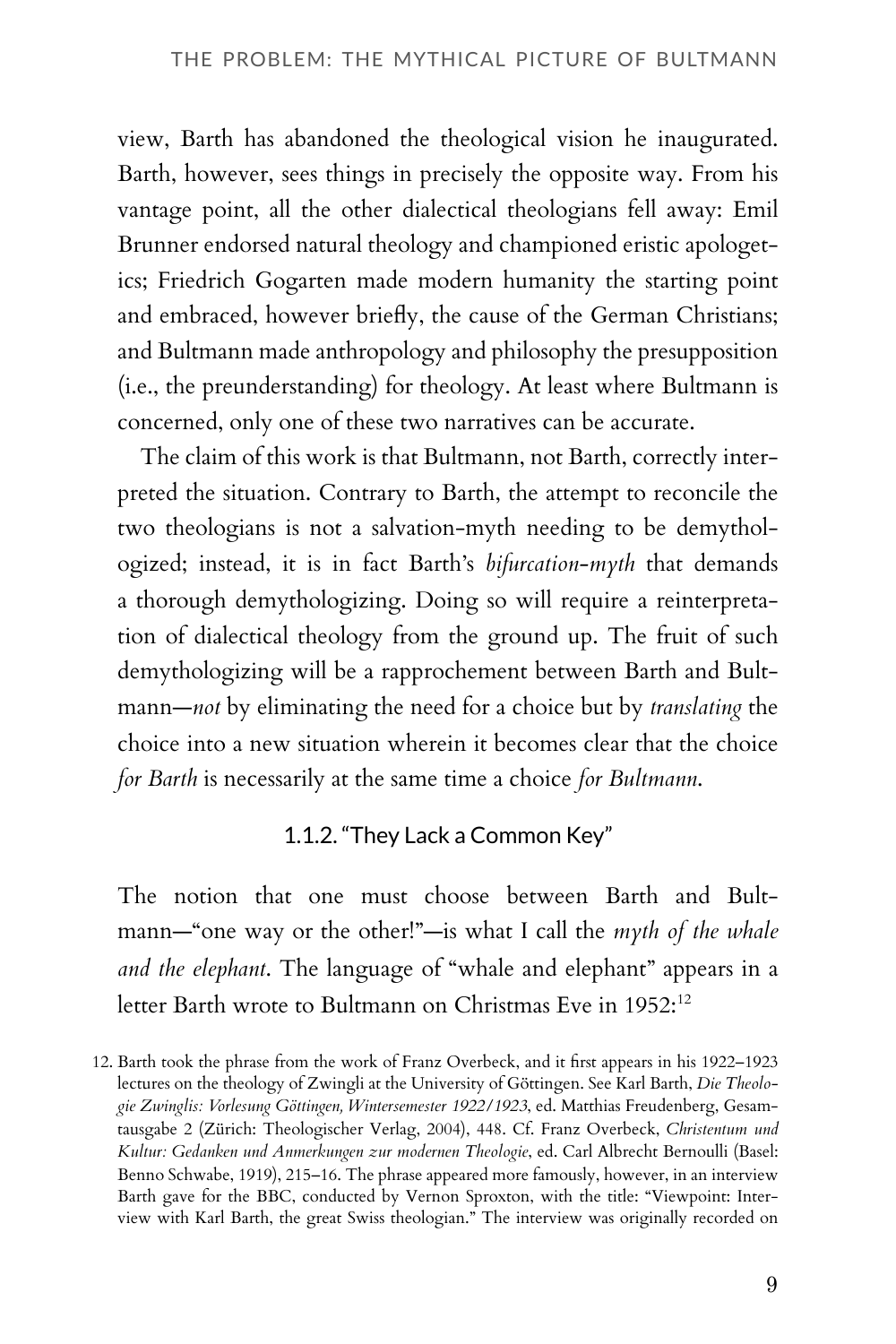view, Barth has abandoned the theological vision he inaugurated. Barth, however, sees things in precisely the opposite way. From his vantage point, all the other dialectical theologians fell away: Emil Brunner endorsed natural theology and championed eristic apologetics; Friedrich Gogarten made modern humanity the starting point and embraced, however briefly, the cause of the German Christians; and Bultmann made anthropology and philosophy the presupposition (i.e., the preunderstanding) for theology. At least where Bultmann is concerned, only one of these two narratives can be accurate.

The claim of this work is that Bultmann, not Barth, correctly interpreted the situation. Contrary to Barth, the attempt to reconcile the two theologians is not a salvation-myth needing to be demythologized; instead, it is in fact Barth's *bifurcation-myth* that demands a thorough demythologizing. Doing so will require a reinterpretation of dialectical theology from the ground up. The fruit of such demythologizing will be a rapprochement between Barth and Bultmann—*not* by eliminating the need for a choice but by *translating* the choice into a new situation wherein it becomes clear that the choice *for Barth* is necessarily at the same time a choice *for Bultmann*.

### 1.1.2. "They Lack a Common Key"

The notion that one must choose between Barth and Bultmann—"one way or the other!"—is what I call the *myth of the whale and the elephant*. The language of "whale and elephant" appears in a letter Barth wrote to Bultmann on Christmas Eve in 1952:[12]

12. Barth took the phrase from the work of Franz Overbeck, and it first appears in his 1922–1923 lectures on the theology of Zwingli at the University of Göttingen. See Karl Barth, *Die Theologie Zwinglis: Vorlesung Göttingen, Wintersemester 1922/1923*, ed. Matthias Freudenberg, Gesamtausgabe 2 (Zürich: Theologischer Verlag, 2004), 448. Cf. Franz Overbeck, *Christentum und Kultur: Gedanken und Anmerkungen zur modernen Theologie*, ed. Carl Albrecht Bernoulli (Basel: Benno Schwabe, 1919), 215–16. The phrase appeared more famously, however, in an interview Barth gave for the BBC, conducted by Vernon Sproxton, with the title: "Viewpoint: Interview with Karl Barth, the great Swiss theologian." The interview was originally recorded on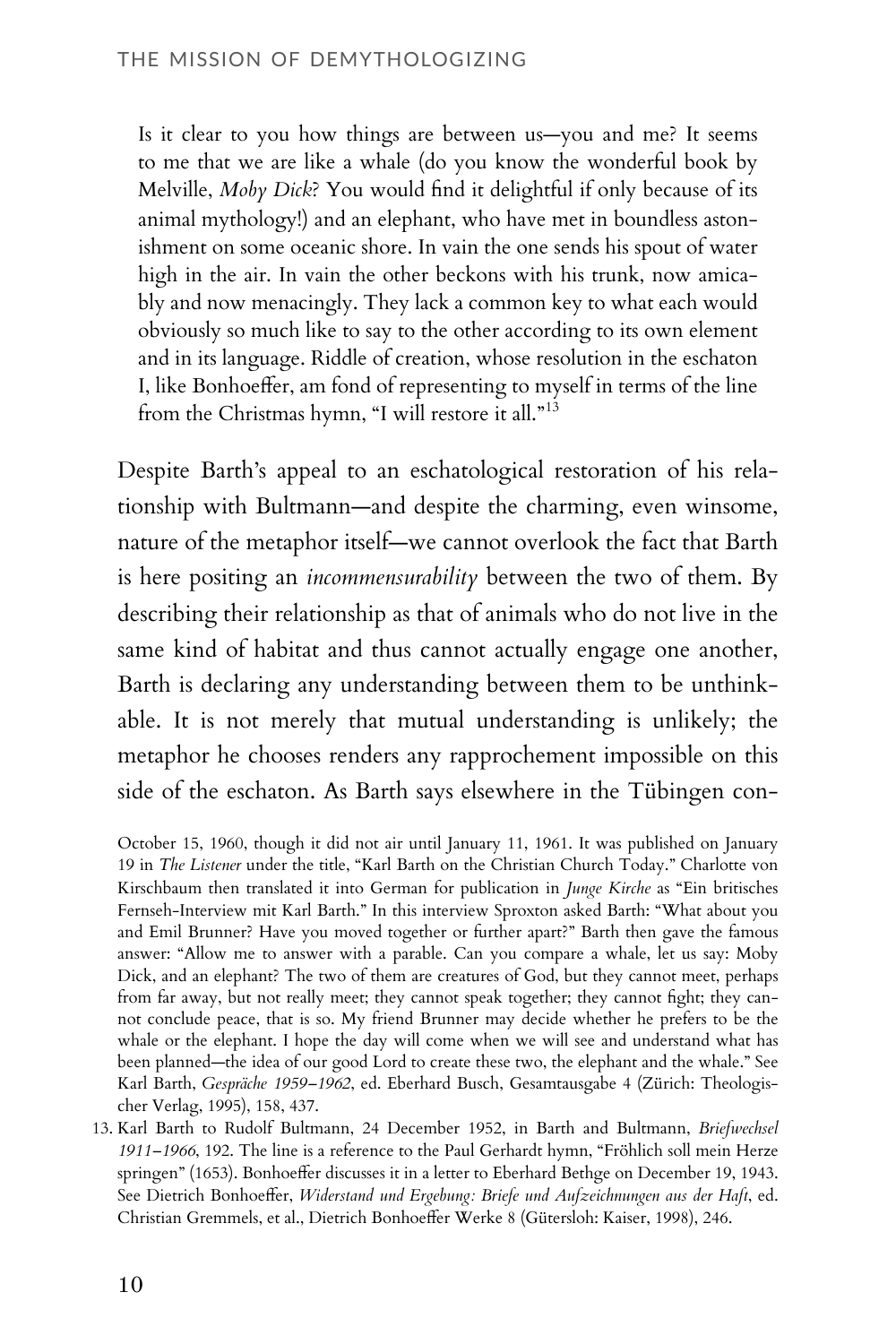> Is it clear to you how things are between us—you and me? It seems to me that we are like a whale (do you know the wonderful book by Melville, *Moby Dick*? You would find it delightful if only because of its animal mythology!) and an elephant, who have met in boundless astonishment on some oceanic shore. In vain the one sends his spout of water high in the air. In vain the other beckons with his trunk, now amicably and now menacingly. They lack a common key to what each would obviously so much like to say to the other according to its own element and in its language. Riddle of creation, whose resolution in the eschaton I, like Bonhoeffer, am fond of representing to myself in terms of the line from the Christmas hymn, "I will restore it all."[13]

Despite Barth's appeal to an eschatological restoration of his relationship with Bultmann—and despite the charming, even winsome, nature of the metaphor itself—we cannot overlook the fact that Barth is here positing an *incommensurability* between the two of them. By describing their relationship as that of animals who do not live in the same kind of habitat and thus cannot actually engage one another, Barth is declaring any understanding between them to be unthinkable. It is not merely that mutual understanding is unlikely; the metaphor he chooses renders any rapprochement impossible on this side of the eschaton. As Barth says elsewhere in the Tübingen con-

October 15, 1960, though it did not air until January 11, 1961. It was published on January 19 in *The Listener* under the title, "Karl Barth on the Christian Church Today." Charlotte von Kirschbaum then translated it into German for publication in *Junge Kirche* as "Ein britisches Fernseh-Interview mit Karl Barth." In this interview Sproxton asked Barth: "What about you and Emil Brunner? Have you moved together or further apart?" Barth then gave the famous answer: "Allow me to answer with a parable. Can you compare a whale, let us say: Moby Dick, and an elephant? The two of them are creatures of God, but they cannot meet, perhaps from far away, but not really meet; they cannot speak together; they cannot fight; they cannot conclude peace, that is so. My friend Brunner may decide whether he prefers to be the whale or the elephant. I hope the day will come when we will see and understand what has been planned—the idea of our good Lord to create these two, the elephant and the whale." See Karl Barth, *Gespräche 1959–1962*, ed. Eberhard Busch, Gesamtausgabe 4 (Zürich: Theologischer Verlag, 1995), 158, 437.

13. Karl Barth to Rudolf Bultmann, 24 December 1952, in Barth and Bultmann, *Briefwechsel 1911–1966*, 192. The line is a reference to the Paul Gerhardt hymn, "Fröhlich soll mein Herze springen" (1653). Bonhoeffer discusses it in a letter to Eberhard Bethge on December 19, 1943. See Dietrich Bonhoeffer, *Widerstand und Ergebung: Briefe und Aufzeichnungen aus der Haft*, ed. Christian Gremmels, et al., Dietrich Bonhoeffer Werke 8 (Gütersloh: Kaiser, 1998), 246.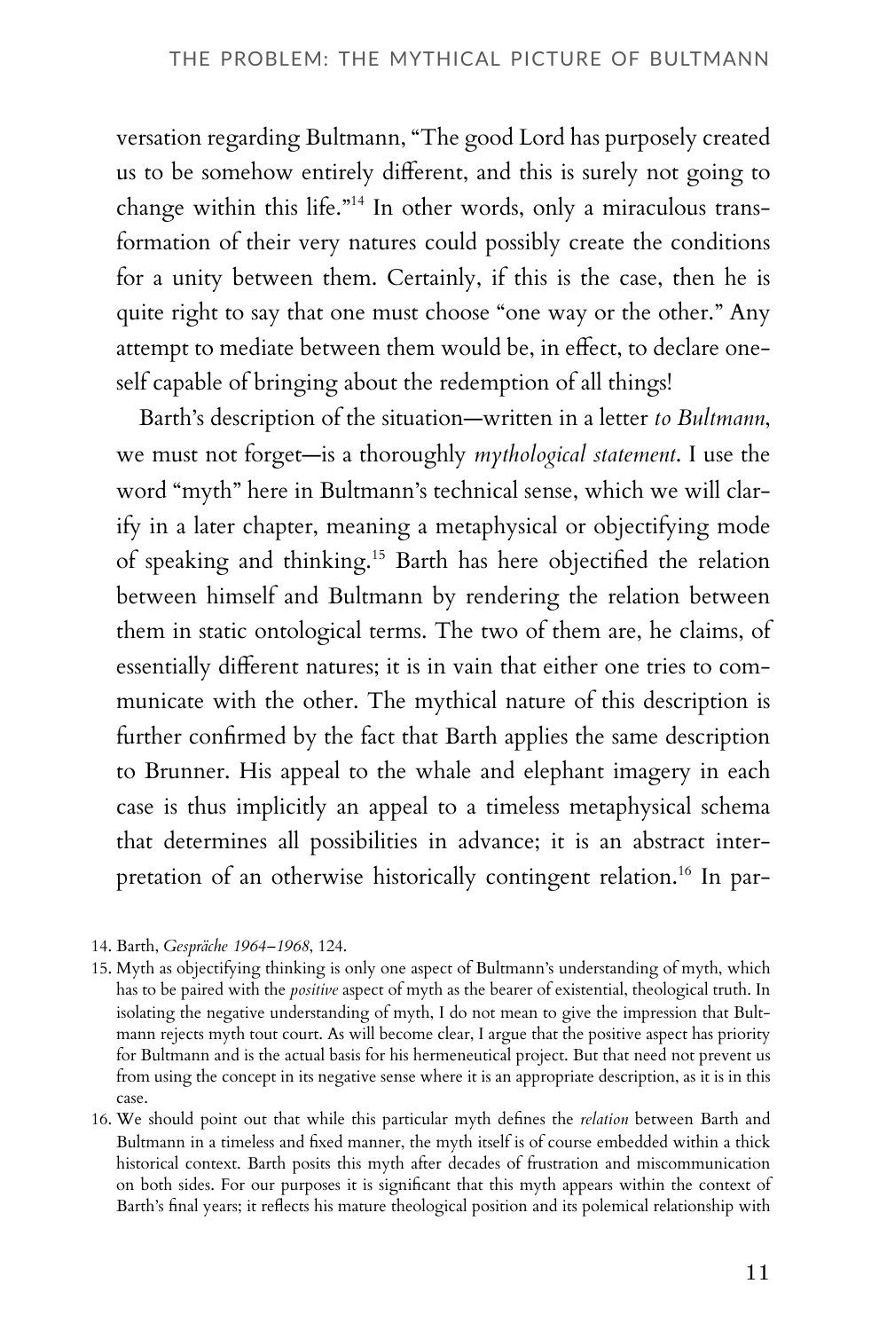versation regarding Bultmann, "The good Lord has purposely created us to be somehow entirely different, and this is surely not going to change within this life."[14] In other words, only a miraculous transformation of their very natures could possibly create the conditions for a unity between them. Certainly, if this is the case, then he is quite right to say that one must choose "one way or the other." Any attempt to mediate between them would be, in effect, to declare oneself capable of bringing about the redemption of all things!

Barth's description of the situation—written in a letter *to Bultmann*, we must not forget—is a thoroughly *mythological statement*. I use the word "myth" here in Bultmann's technical sense, which we will clarify in a later chapter, meaning a metaphysical or objectifying mode of speaking and thinking.[15] Barth has here objectified the relation between himself and Bultmann by rendering the relation between them in static ontological terms. The two of them are, he claims, of essentially different natures; it is in vain that either one tries to communicate with the other. The mythical nature of this description is further confirmed by the fact that Barth applies the same description to Brunner. His appeal to the whale and elephant imagery in each case is thus implicitly an appeal to a timeless metaphysical schema that determines all possibilities in advance; it is an abstract interpretation of an otherwise historically contingent relation.[16] In par-

14. Barth, *Gespräche 1964–1968*, 124.

15. Myth as objectifying thinking is only one aspect of Bultmann's understanding of myth, which has to be paired with the *positive* aspect of myth as the bearer of existential, theological truth. In isolating the negative understanding of myth, I do not mean to give the impression that Bultmann rejects myth tout court. As will become clear, I argue that the positive aspect has priority for Bultmann and is the actual basis for his hermeneutical project. But that need not prevent us from using the concept in its negative sense where it is an appropriate description, as it is in this case.

16. We should point out that while this particular myth defines the *relation* between Barth and Bultmann in a timeless and fixed manner, the myth itself is of course embedded within a thick historical context. Barth posits this myth after decades of frustration and miscommunication on both sides. For our purposes it is significant that this myth appears within the context of Barth's final years; it reflects his mature theological position and its polemical relationship with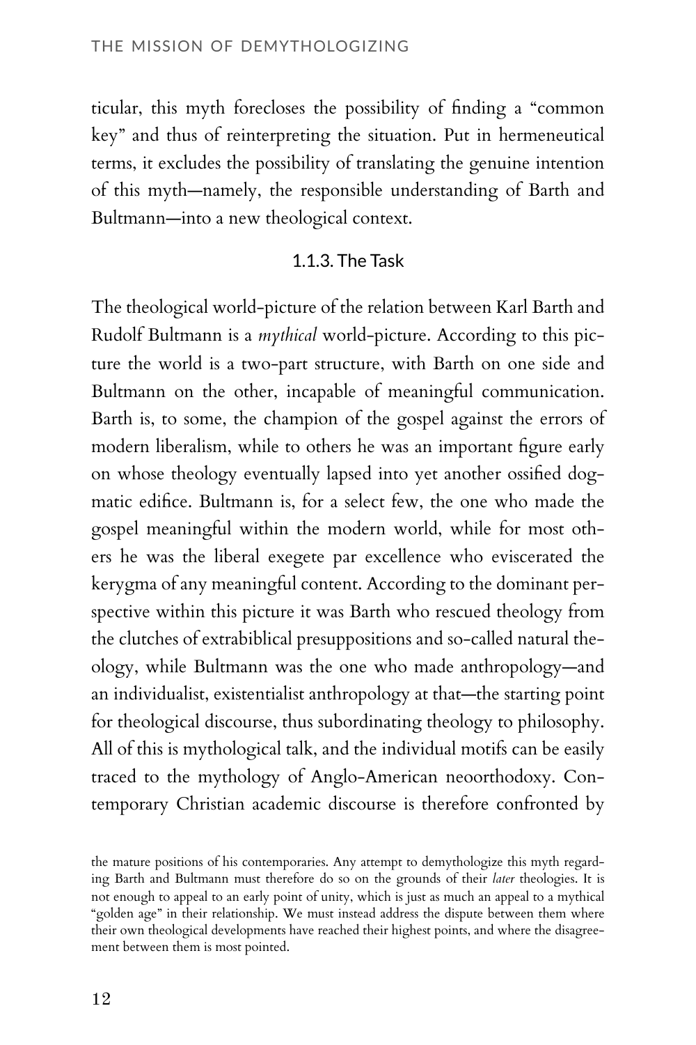ticular, this myth forecloses the possibility of finding a "common key" and thus of reinterpreting the situation. Put in hermeneutical terms, it excludes the possibility of translating the genuine intention of this myth—namely, the responsible understanding of Barth and Bultmann—into a new theological context.

### 1.1.3. The Task

The theological world-picture of the relation between Karl Barth and Rudolf Bultmann is a *mythical* world-picture. According to this picture the world is a two-part structure, with Barth on one side and Bultmann on the other, incapable of meaningful communication. Barth is, to some, the champion of the gospel against the errors of modern liberalism, while to others he was an important figure early on whose theology eventually lapsed into yet another ossified dogmatic edifice. Bultmann is, for a select few, the one who made the gospel meaningful within the modern world, while for most others he was the liberal exegete par excellence who eviscerated the kerygma of any meaningful content. According to the dominant perspective within this picture it was Barth who rescued theology from the clutches of extrabiblical presuppositions and so-called natural theology, while Bultmann was the one who made anthropology—and an individualist, existentialist anthropology at that—the starting point for theological discourse, thus subordinating theology to philosophy. All of this is mythological talk, and the individual motifs can be easily traced to the mythology of Anglo-American neoorthodoxy. Contemporary Christian academic discourse is therefore confronted by

the mature positions of his contemporaries. Any attempt to demythologize this myth regarding Barth and Bultmann must therefore do so on the grounds of their *later* theologies. It is not enough to appeal to an early point of unity, which is just as much an appeal to a mythical "golden age" in their relationship. We must instead address the dispute between them where their own theological developments have reached their highest points, and where the disagreement between them is most pointed.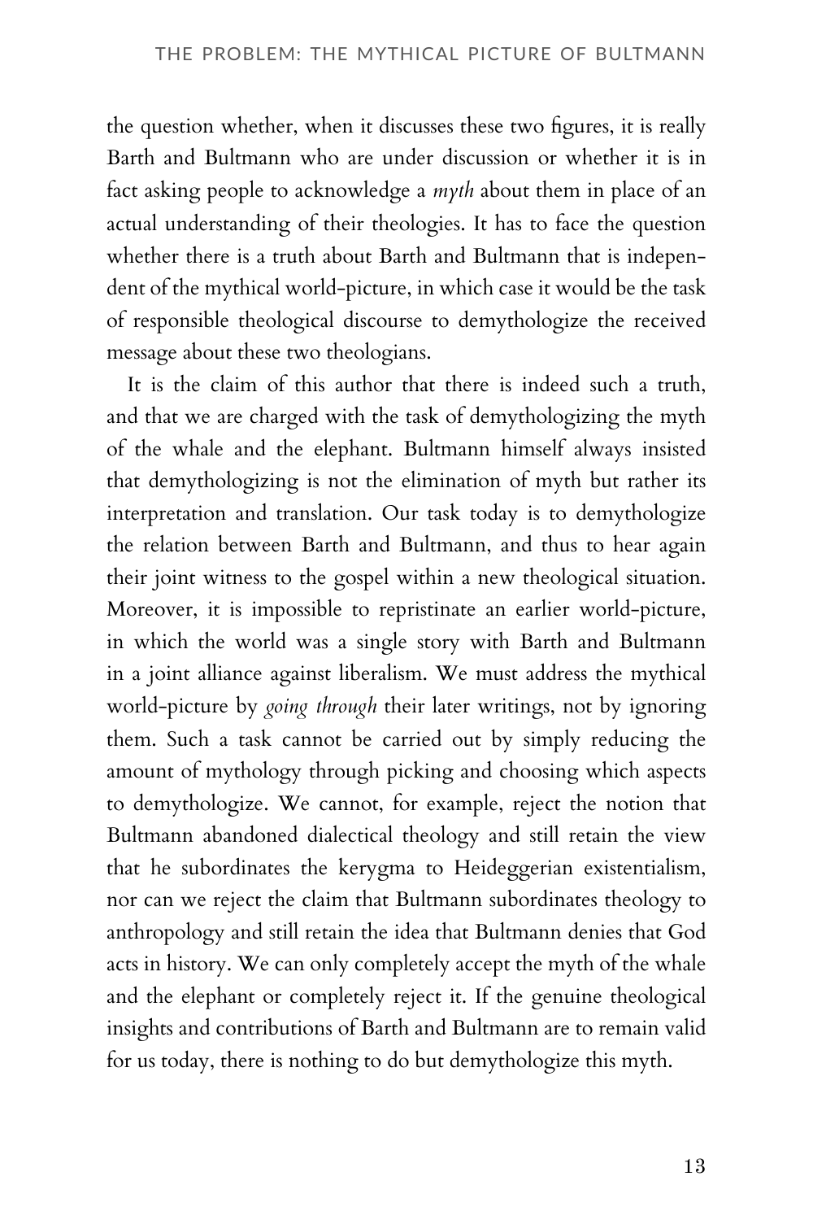the question whether, when it discusses these two figures, it is really Barth and Bultmann who are under discussion or whether it is in fact asking people to acknowledge a *myth* about them in place of an actual understanding of their theologies. It has to face the question whether there is a truth about Barth and Bultmann that is independent of the mythical world-picture, in which case it would be the task of responsible theological discourse to demythologize the received message about these two theologians.

It is the claim of this author that there is indeed such a truth, and that we are charged with the task of demythologizing the myth of the whale and the elephant. Bultmann himself always insisted that demythologizing is not the elimination of myth but rather its interpretation and translation. Our task today is to demythologize the relation between Barth and Bultmann, and thus to hear again their joint witness to the gospel within a new theological situation. Moreover, it is impossible to repristinate an earlier world-picture, in which the world was a single story with Barth and Bultmann in a joint alliance against liberalism. We must address the mythical world-picture by *going through* their later writings, not by ignoring them. Such a task cannot be carried out by simply reducing the amount of mythology through picking and choosing which aspects to demythologize. We cannot, for example, reject the notion that Bultmann abandoned dialectical theology and still retain the view that he subordinates the kerygma to Heideggerian existentialism, nor can we reject the claim that Bultmann subordinates theology to anthropology and still retain the idea that Bultmann denies that God acts in history. We can only completely accept the myth of the whale and the elephant or completely reject it. If the genuine theological insights and contributions of Barth and Bultmann are to remain valid for us today, there is nothing to do but demythologize this myth.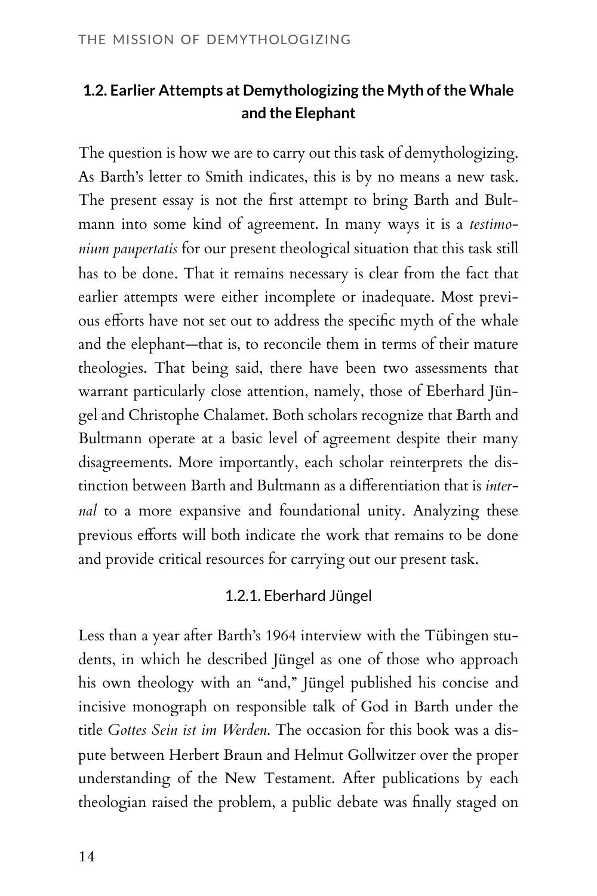## 1.2. Earlier Attempts at Demythologizing the Myth of the Whale and the Elephant

The question is how we are to carry out this task of demythologizing. As Barth's letter to Smith indicates, this is by no means a new task. The present essay is not the first attempt to bring Barth and Bultmann into some kind of agreement. In many ways it is a *testimonium paupertatis* for our present theological situation that this task still has to be done. That it remains necessary is clear from the fact that earlier attempts were either incomplete or inadequate. Most previous efforts have not set out to address the specific myth of the whale and the elephant—that is, to reconcile them in terms of their mature theologies. That being said, there have been two assessments that warrant particularly close attention, namely, those of Eberhard Jüngel and Christophe Chalamet. Both scholars recognize that Barth and Bultmann operate at a basic level of agreement despite their many disagreements. More importantly, each scholar reinterprets the distinction between Barth and Bultmann as a differentiation that is *internal* to a more expansive and foundational unity. Analyzing these previous efforts will both indicate the work that remains to be done and provide critical resources for carrying out our present task.

### 1.2.1. Eberhard Jüngel

Less than a year after Barth's 1964 interview with the Tübingen students, in which he described Jüngel as one of those who approach his own theology with an "and," Jüngel published his concise and incisive monograph on responsible talk of God in Barth under the title *Gottes Sein ist im Werden*. The occasion for this book was a dispute between Herbert Braun and Helmut Gollwitzer over the proper understanding of the New Testament. After publications by each theologian raised the problem, a public debate was finally staged on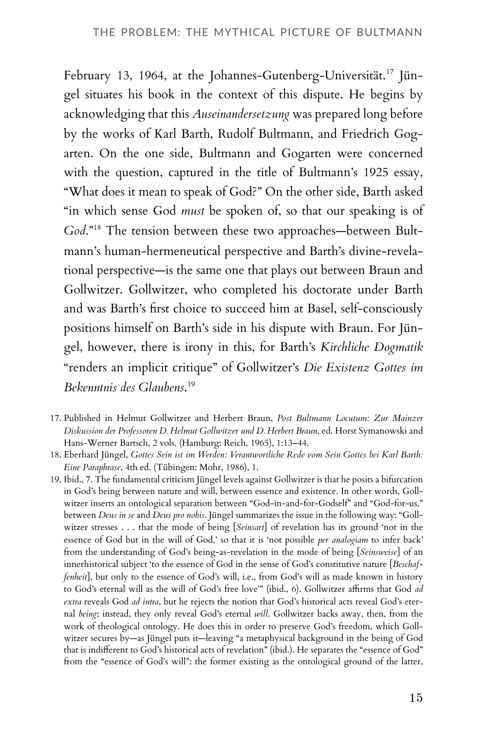February 13, 1964, at the Johannes-Gutenberg-Universität.[17] Jüngel situates his book in the context of this dispute. He begins by acknowledging that this *Auseinandersetzung* was prepared long before by the works of Karl Barth, Rudolf Bultmann, and Friedrich Gogarten. On the one side, Bultmann and Gogarten were concerned with the question, captured in the title of Bultmann's 1925 essay, "What does it mean to speak of God?" On the other side, Barth asked "in which sense God *must* be spoken of, so that our speaking is of *God*."[18] The tension between these two approaches—between Bultmann's human-hermeneutical perspective and Barth's divine-revelational perspective—is the same one that plays out between Braun and Gollwitzer. Gollwitzer, who completed his doctorate under Barth and was Barth's first choice to succeed him at Basel, self-consciously positions himself on Barth's side in his dispute with Braun. For Jüngel, however, there is irony in this, for Barth's *Kirchliche Dogmatik* "renders an implicit critique" of Gollwitzer's *Die Existenz Gottes im Bekenntnis des Glaubens*.[19]

17. Published in Helmut Gollwitzer and Herbert Braun, *Post Bultmann Locutum: Zur Mainzer Diskussion der Professoren D. Helmut Gollwitzer und D. Herbert Braun*, ed. Horst Symanowski and Hans-Werner Bartsch, 2 vols. (Hamburg: Reich, 1965), 1:13–44.

18. Eberhard Jüngel, *Gottes Sein ist im Werden: Verantwortliche Rede vom Sein Gottes bei Karl Barth: Eine Paraphrase*, 4th ed. (Tübingen: Mohr, 1986), 1.

19. Ibid., 7. The fundamental criticism Jüngel levels against Gollwitzer is that he posits a bifurcation in God's being between nature and will, between essence and existence. In other words, Gollwitzer inserts an ontological separation between "God-in-and-for-Godself" and "God-for-us," between *Deus in se* and *Deus pro nobis*. Jüngel summarizes the issue in the following way: "Gollwitzer stresses . . . that the mode of being [*Seinsart*] of revelation has its ground 'not in the essence of God but in the will of God,' so that it is 'not possible *per analogiam* to infer back' from the understanding of God's being-as-revelation in the mode of being [*Seinsweise*] of an innerhistorical subject 'to the essence of God in the sense of God's constitutive nature [*Beschaffenheit*], but only to the essence of God's will, i.e., from God's will as made known in history to God's eternal will as the will of God's free love'" (ibid., 6). Gollwitzer affirms that God *ad extra* reveals God *ad intra*, but he rejects the notion that God's historical acts reveal God's eternal *being*; instead, they only reveal God's eternal *will*. Gollwitzer backs away, then, from the work of theological ontology. He does this in order to preserve God's freedom, which Gollwitzer secures by—as Jüngel puts it—leaving "a metaphysical background in the being of God that is indifferent to God's historical acts of revelation" (ibid.). He separates the "essence of God" from the "essence of God's will": the former existing as the ontological ground of the latter,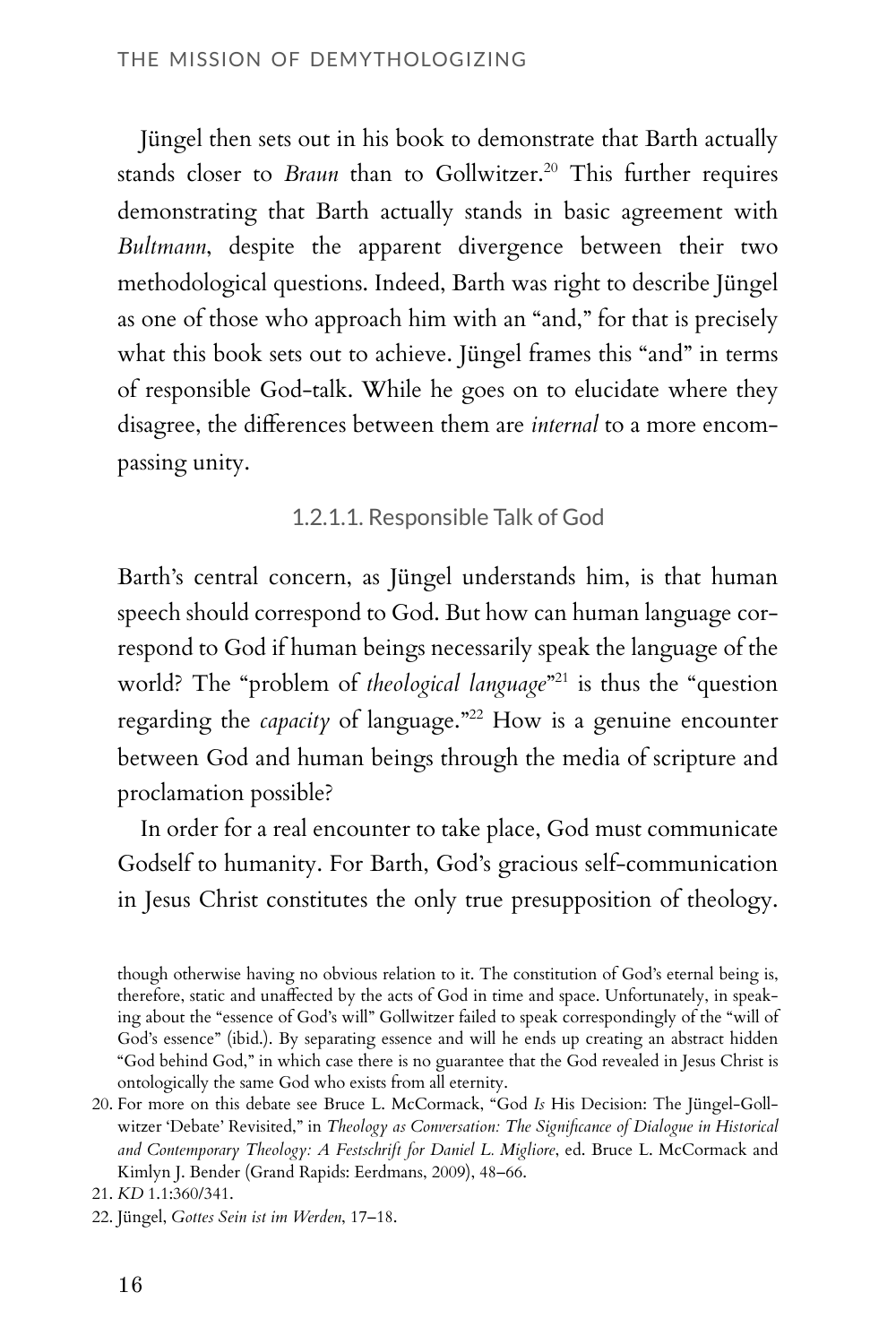Jüngel then sets out in his book to demonstrate that Barth actually stands closer to *Braun* than to Gollwitzer.[20] This further requires demonstrating that Barth actually stands in basic agreement with *Bultmann*, despite the apparent divergence between their two methodological questions. Indeed, Barth was right to describe Jüngel as one of those who approach him with an "and," for that is precisely what this book sets out to achieve. Jüngel frames this "and" in terms of responsible God-talk. While he goes on to elucidate where they disagree, the differences between them are *internal* to a more encompassing unity.

#### 1.2.1.1. Responsible Talk of God

Barth's central concern, as Jüngel understands him, is that human speech should correspond to God. But how can human language correspond to God if human beings necessarily speak the language of the world? The "problem of *theological language*"[21] is thus the "question regarding the *capacity* of language."[22] How is a genuine encounter between God and human beings through the media of scripture and proclamation possible?

In order for a real encounter to take place, God must communicate Godself to humanity. For Barth, God's gracious self-communication in Jesus Christ constitutes the only true presupposition of theology.

---

though otherwise having no obvious relation to it. The constitution of God's eternal being is, therefore, static and unaffected by the acts of God in time and space. Unfortunately, in speaking about the "essence of God's will" Gollwitzer failed to speak correspondingly of the "will of God's essence" (ibid.). By separating essence and will he ends up creating an abstract hidden "God behind God," in which case there is no guarantee that the God revealed in Jesus Christ is ontologically the same God who exists from all eternity.

20. For more on this debate see Bruce L. McCormack, "God *Is* His Decision: The Jüngel-Gollwitzer 'Debate' Revisited," in *Theology as Conversation: The Significance of Dialogue in Historical and Contemporary Theology: A Festschrift for Daniel L. Migliore*, ed. Bruce L. McCormack and Kimlyn J. Bender (Grand Rapids: Eerdmans, 2009), 48–66.

21. *KD* 1.1:360/341.

22. Jüngel, *Gottes Sein ist im Werden*, 17–18.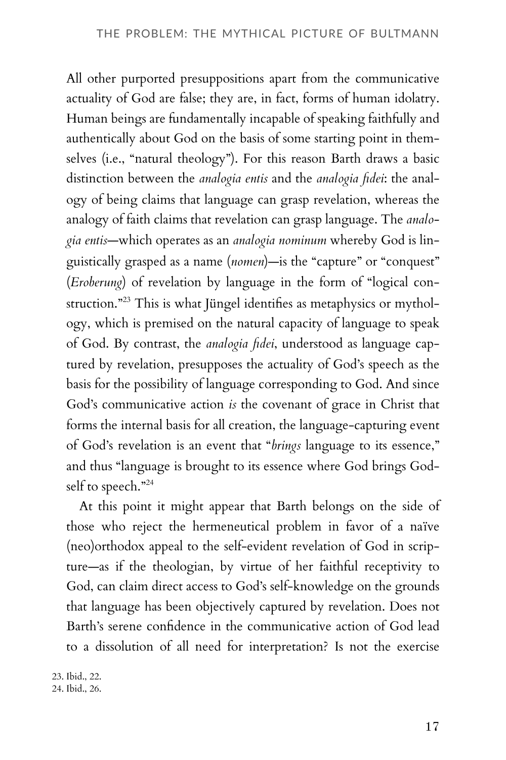All other purported presuppositions apart from the communicative actuality of God are false; they are, in fact, forms of human idolatry. Human beings are fundamentally incapable of speaking faithfully and authentically about God on the basis of some starting point in themselves (i.e., "natural theology"). For this reason Barth draws a basic distinction between the *analogia entis* and the *analogia fidei*: the analogy of being claims that language can grasp revelation, whereas the analogy of faith claims that revelation can grasp language. The *analogia entis*—which operates as an *analogia nominum* whereby God is linguistically grasped as a name (*nomen*)—is the "capture" or "conquest" (*Eroberung*) of revelation by language in the form of "logical construction."[23] This is what Jüngel identifies as metaphysics or mythology, which is premised on the natural capacity of language to speak of God. By contrast, the *analogia fidei*, understood as language captured by revelation, presupposes the actuality of God's speech as the basis for the possibility of language corresponding to God. And since God's communicative action *is* the covenant of grace in Christ that forms the internal basis for all creation, the language-capturing event of God's revelation is an event that "*brings* language to its essence," and thus "language is brought to its essence where God brings Godself to speech."[24]

At this point it might appear that Barth belongs on the side of those who reject the hermeneutical problem in favor of a naïve (neo)orthodox appeal to the self-evident revelation of God in scripture—as if the theologian, by virtue of her faithful receptivity to God, can claim direct access to God's self-knowledge on the grounds that language has been objectively captured by revelation. Does not Barth's serene confidence in the communicative action of God lead to a dissolution of all need for interpretation? Is not the exercise

23. Ibid., 22.
24. Ibid., 26.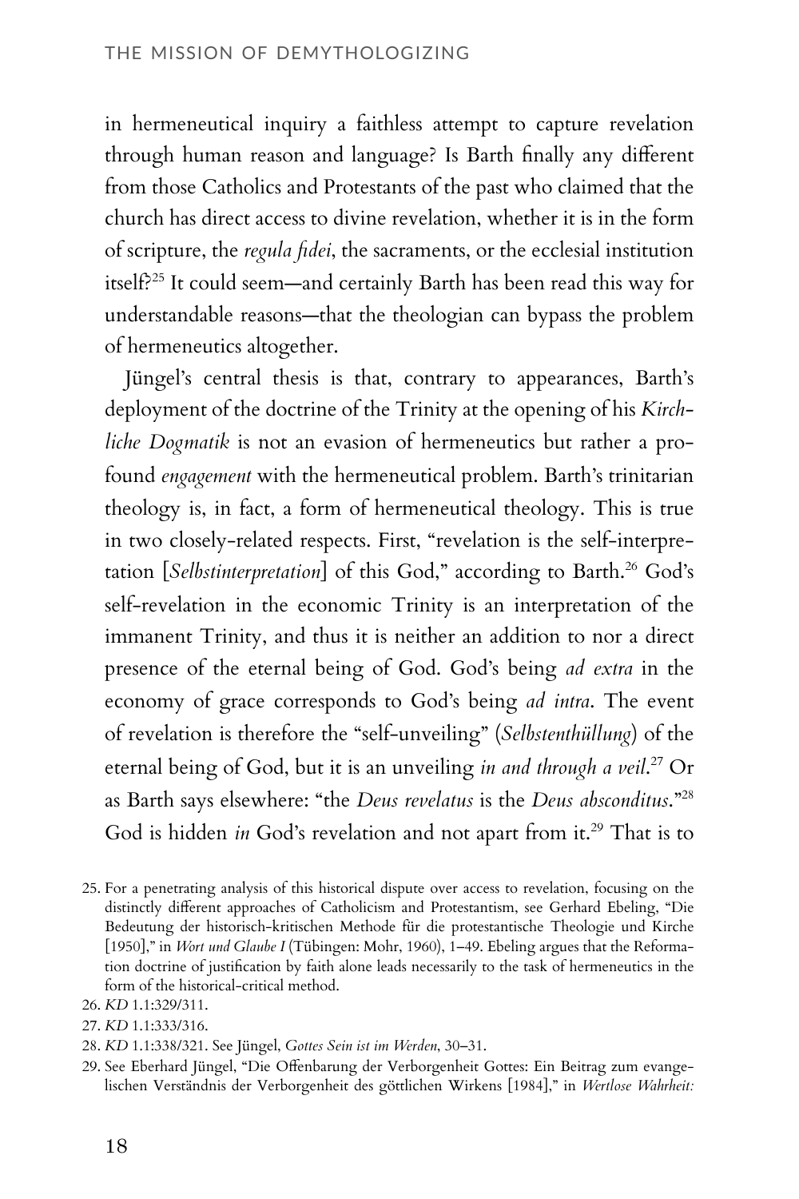in hermeneutical inquiry a faithless attempt to capture revelation through human reason and language? Is Barth finally any different from those Catholics and Protestants of the past who claimed that the church has direct access to divine revelation, whether it is in the form of scripture, the *regula fidei*, the sacraments, or the ecclesial institution itself?[25] It could seem—and certainly Barth has been read this way for understandable reasons—that the theologian can bypass the problem of hermeneutics altogether.

Jüngel's central thesis is that, contrary to appearances, Barth's deployment of the doctrine of the Trinity at the opening of his *Kirchliche Dogmatik* is not an evasion of hermeneutics but rather a profound *engagement* with the hermeneutical problem. Barth's trinitarian theology is, in fact, a form of hermeneutical theology. This is true in two closely-related respects. First, "revelation is the self-interpretation [*Selbstinterpretation*] of this God," according to Barth.[26] God's self-revelation in the economic Trinity is an interpretation of the immanent Trinity, and thus it is neither an addition to nor a direct presence of the eternal being of God. God's being *ad extra* in the economy of grace corresponds to God's being *ad intra*. The event of revelation is therefore the "self-unveiling" (*Selbstenthüllung*) of the eternal being of God, but it is an unveiling *in and through a veil*.[27] Or as Barth says elsewhere: "the *Deus revelatus* is the *Deus absconditus*."[28] God is hidden *in* God's revelation and not apart from it.[29] That is to

25. For a penetrating analysis of this historical dispute over access to revelation, focusing on the distinctly different approaches of Catholicism and Protestantism, see Gerhard Ebeling, "Die Bedeutung der historisch-kritischen Methode für die protestantische Theologie und Kirche [1950]," in *Wort und Glaube I* (Tübingen: Mohr, 1960), 1–49. Ebeling argues that the Reformation doctrine of justification by faith alone leads necessarily to the task of hermeneutics in the form of the historical-critical method.

26. *KD* 1.1:329/311.

27. *KD* 1.1:333/316.

28. *KD* 1.1:338/321. See Jüngel, *Gottes Sein ist im Werden*, 30–31.

29. See Eberhard Jüngel, "Die Offenbarung der Verborgenheit Gottes: Ein Beitrag zum evangelischen Verständnis der Verborgenheit des göttlichen Wirkens [1984]," in *Wertlose Wahrheit:*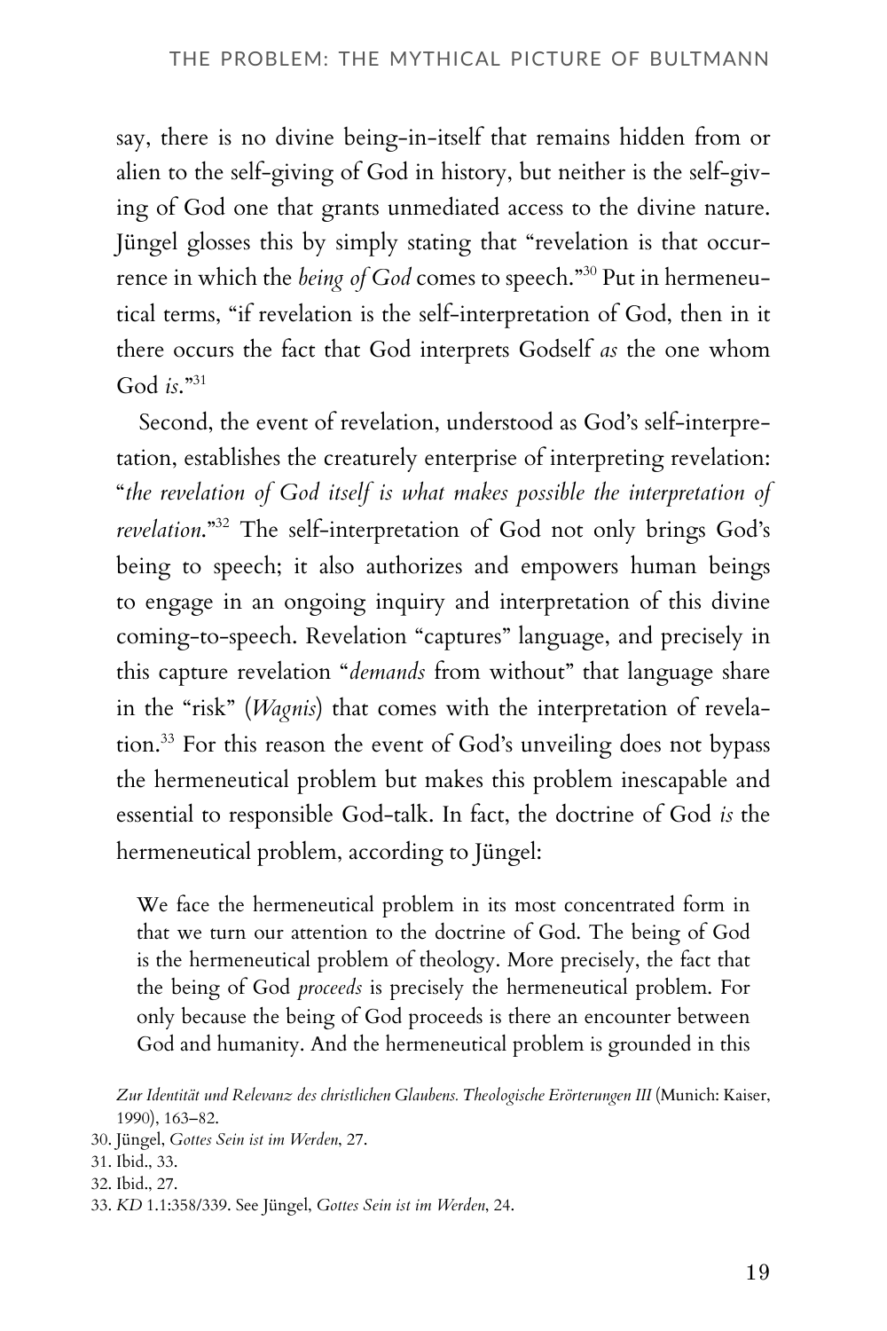say, there is no divine being-in-itself that remains hidden from or alien to the self-giving of God in history, but neither is the self-giving of God one that grants unmediated access to the divine nature. Jüngel glosses this by simply stating that "revelation is that occurrence in which the *being of God* comes to speech."[30] Put in hermeneutical terms, "if revelation is the self-interpretation of God, then in it there occurs the fact that God interprets Godself *as* the one whom God *is*."[31]

Second, the event of revelation, understood as God's self-interpretation, establishes the creaturely enterprise of interpreting revelation: "*the revelation of God itself is what makes possible the interpretation of revelation*."[32] The self-interpretation of God not only brings God's being to speech; it also authorizes and empowers human beings to engage in an ongoing inquiry and interpretation of this divine coming-to-speech. Revelation "captures" language, and precisely in this capture revelation "*demands* from without" that language share in the "risk" (*Wagnis*) that comes with the interpretation of revelation.[33] For this reason the event of God's unveiling does not bypass the hermeneutical problem but makes this problem inescapable and essential to responsible God-talk. In fact, the doctrine of God *is* the hermeneutical problem, according to Jüngel:

> We face the hermeneutical problem in its most concentrated form in that we turn our attention to the doctrine of God. The being of God is the hermeneutical problem of theology. More precisely, the fact that the being of God *proceeds* is precisely the hermeneutical problem. For only because the being of God proceeds is there an encounter between God and humanity. And the hermeneutical problem is grounded in this

*Zur Identität und Relevanz des christlichen Glaubens. Theologische Erörterungen III* (Munich: Kaiser, 1990), 163–82.

30. Jüngel, *Gottes Sein ist im Werden*, 27.
31. Ibid., 33.
32. Ibid., 27.
33. *KD* 1.1:358/339. See Jüngel, *Gottes Sein ist im Werden*, 24.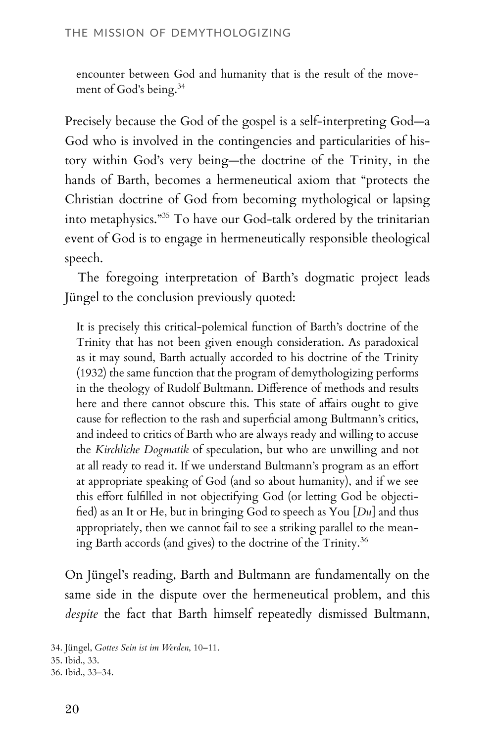> encounter between God and humanity that is the result of the movement of God's being.[34]

Precisely because the God of the gospel is a self-interpreting God—a God who is involved in the contingencies and particularities of history within God's very being—the doctrine of the Trinity, in the hands of Barth, becomes a hermeneutical axiom that "protects the Christian doctrine of God from becoming mythological or lapsing into metaphysics."[35] To have our God-talk ordered by the trinitarian event of God is to engage in hermeneutically responsible theological speech.

The foregoing interpretation of Barth's dogmatic project leads Jüngel to the conclusion previously quoted:

> It is precisely this critical-polemical function of Barth's doctrine of the Trinity that has not been given enough consideration. As paradoxical as it may sound, Barth actually accorded to his doctrine of the Trinity (1932) the same function that the program of demythologizing performs in the theology of Rudolf Bultmann. Difference of methods and results here and there cannot obscure this. This state of affairs ought to give cause for reflection to the rash and superficial among Bultmann's critics, and indeed to critics of Barth who are always ready and willing to accuse the *Kirchliche Dogmatik* of speculation, but who are unwilling and not at all ready to read it. If we understand Bultmann's program as an effort at appropriate speaking of God (and so about humanity), and if we see this effort fulfilled in not objectifying God (or letting God be objectified) as an It or He, but in bringing God to speech as You [*Du*] and thus appropriately, then we cannot fail to see a striking parallel to the meaning Barth accords (and gives) to the doctrine of the Trinity.[36]

On Jüngel's reading, Barth and Bultmann are fundamentally on the same side in the dispute over the hermeneutical problem, and this *despite* the fact that Barth himself repeatedly dismissed Bultmann,

34. Jüngel, *Gottes Sein ist im Werden*, 10–11.
35. Ibid., 33.
36. Ibid., 33–34.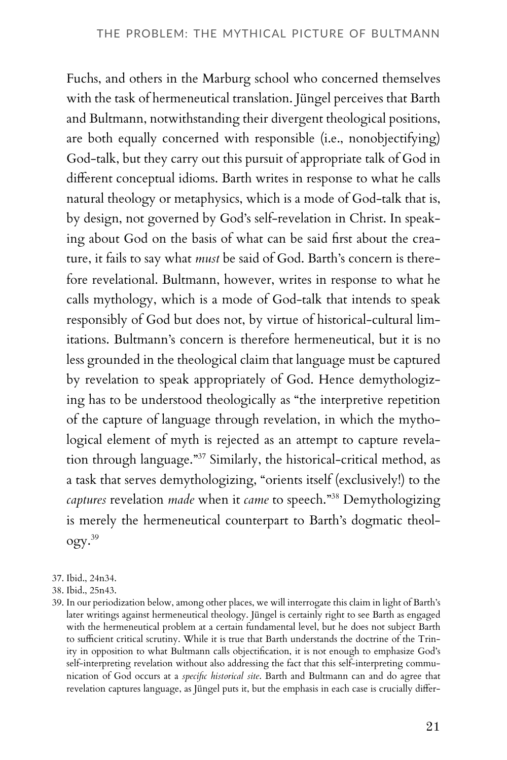Fuchs, and others in the Marburg school who concerned themselves with the task of hermeneutical translation. Jüngel perceives that Barth and Bultmann, notwithstanding their divergent theological positions, are both equally concerned with responsible (i.e., nonobjectifying) God-talk, but they carry out this pursuit of appropriate talk of God in different conceptual idioms. Barth writes in response to what he calls natural theology or metaphysics, which is a mode of God-talk that is, by design, not governed by God's self-revelation in Christ. In speaking about God on the basis of what can be said first about the creature, it fails to say what *must* be said of God. Barth's concern is therefore revelational. Bultmann, however, writes in response to what he calls mythology, which is a mode of God-talk that intends to speak responsibly of God but does not, by virtue of historical-cultural limitations. Bultmann's concern is therefore hermeneutical, but it is no less grounded in the theological claim that language must be captured by revelation to speak appropriately of God. Hence demythologizing has to be understood theologically as "the interpretive repetition of the capture of language through revelation, in which the mythological element of myth is rejected as an attempt to capture revelation through language."[37] Similarly, the historical-critical method, as a task that serves demythologizing, "orients itself (exclusively!) to the *captures* revelation *made* when it *came* to speech."[38] Demythologizing is merely the hermeneutical counterpart to Barth's dogmatic theology.[39]

37. Ibid., 24n34.

38. Ibid., 25n43.

39. In our periodization below, among other places, we will interrogate this claim in light of Barth's later writings against hermeneutical theology. Jüngel is certainly right to see Barth as engaged with the hermeneutical problem at a certain fundamental level, but he does not subject Barth to sufficient critical scrutiny. While it is true that Barth understands the doctrine of the Trinity in opposition to what Bultmann calls objectification, it is not enough to emphasize God's self-interpreting revelation without also addressing the fact that this self-interpreting communication of God occurs at a *specific historical site*. Barth and Bultmann can and do agree that revelation captures language, as Jüngel puts it, but the emphasis in each case is crucially differ-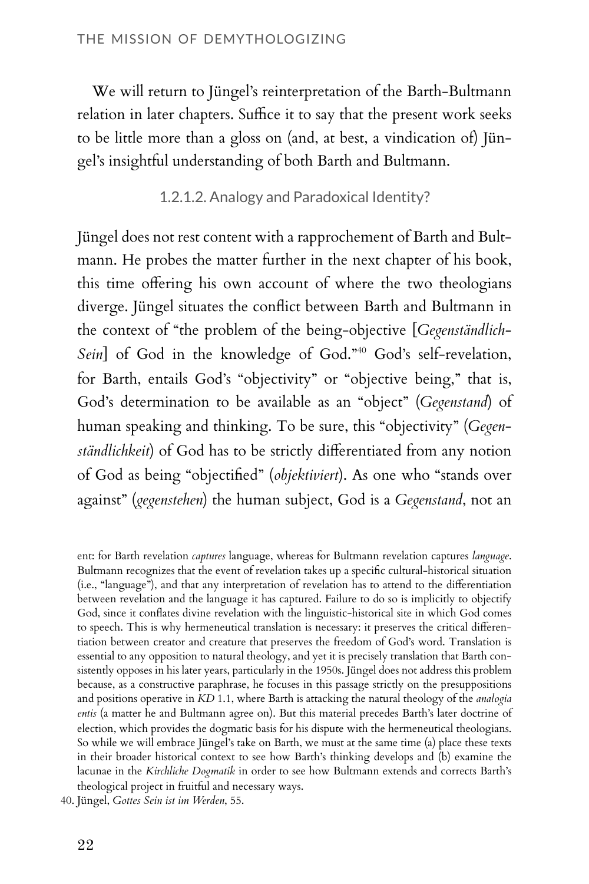We will return to Jüngel's reinterpretation of the Barth-Bultmann relation in later chapters. Suffice it to say that the present work seeks to be little more than a gloss on (and, at best, a vindication of) Jüngel's insightful understanding of both Barth and Bultmann.

#### 1.2.1.2. Analogy and Paradoxical Identity?

Jüngel does not rest content with a rapprochement of Barth and Bultmann. He probes the matter further in the next chapter of his book, this time offering his own account of where the two theologians diverge. Jüngel situates the conflict between Barth and Bultmann in the context of "the problem of the being-objective [*Gegenständlich-Sein*] of God in the knowledge of God."[40] God's self-revelation, for Barth, entails God's "objectivity" or "objective being," that is, God's determination to be available as an "object" (*Gegenstand*) of human speaking and thinking. To be sure, this "objectivity" (*Gegenständlichkeit*) of God has to be strictly differentiated from any notion of God as being "objectified" (*objektiviert*). As one who "stands over against" (*gegenstehen*) the human subject, God is a *Gegenstand*, not an

ent: for Barth revelation *captures* language, whereas for Bultmann revelation captures *language*. Bultmann recognizes that the event of revelation takes up a specific cultural-historical situation (i.e., "language"), and that any interpretation of revelation has to attend to the differentiation between revelation and the language it has captured. Failure to do so is implicitly to objectify God, since it conflates divine revelation with the linguistic-historical site in which God comes to speech. This is why hermeneutical translation is necessary: it preserves the critical differentiation between creator and creature that preserves the freedom of God's word. Translation is essential to any opposition to natural theology, and yet it is precisely translation that Barth consistently opposes in his later years, particularly in the 1950s. Jüngel does not address this problem because, as a constructive paraphrase, he focuses in this passage strictly on the presuppositions and positions operative in *KD* 1.1, where Barth is attacking the natural theology of the *analogia entis* (a matter he and Bultmann agree on). But this material precedes Barth's later doctrine of election, which provides the dogmatic basis for his dispute with the hermeneutical theologians. So while we will embrace Jüngel's take on Barth, we must at the same time (a) place these texts in their broader historical context to see how Barth's thinking develops and (b) examine the lacunae in the *Kirchliche Dogmatik* in order to see how Bultmann extends and corrects Barth's theological project in fruitful and necessary ways.

40. Jüngel, *Gottes Sein ist im Werden*, 55.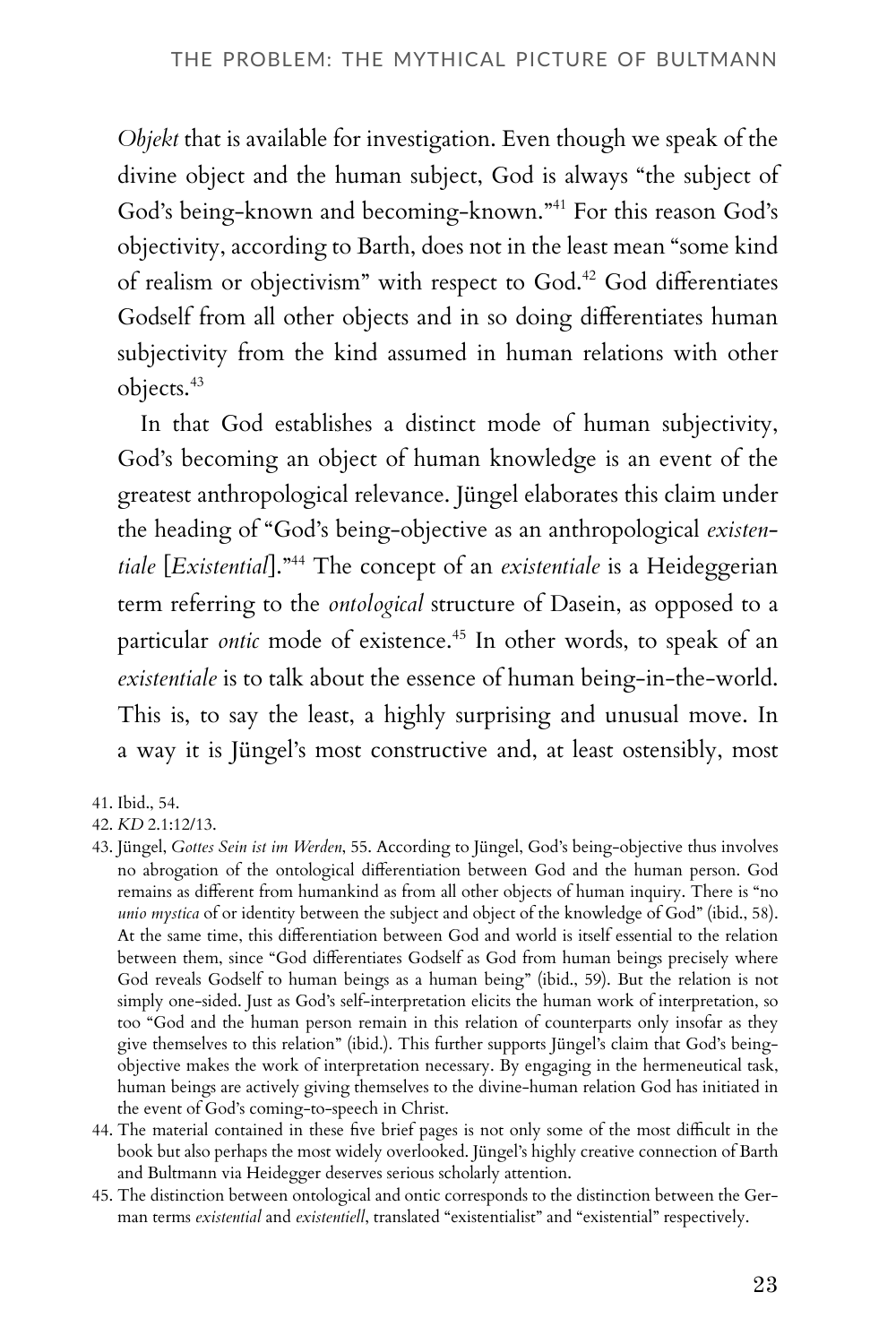*Objekt* that is available for investigation. Even though we speak of the divine object and the human subject, God is always "the subject of God's being-known and becoming-known."[41] For this reason God's objectivity, according to Barth, does not in the least mean "some kind of realism or objectivism" with respect to God.[42] God differentiates Godself from all other objects and in so doing differentiates human subjectivity from the kind assumed in human relations with other objects.[43]

In that God establishes a distinct mode of human subjectivity, God's becoming an object of human knowledge is an event of the greatest anthropological relevance. Jüngel elaborates this claim under the heading of "God's being-objective as an anthropological *existentiale* [*Existential*]."[44] The concept of an *existentiale* is a Heideggerian term referring to the *ontological* structure of Dasein, as opposed to a particular *ontic* mode of existence.[45] In other words, to speak of an *existentiale* is to talk about the essence of human being-in-the-world. This is, to say the least, a highly surprising and unusual move. In a way it is Jüngel's most constructive and, at least ostensibly, most

41. Ibid., 54.

42. *KD* 2.1:12/13.

43. Jüngel, *Gottes Sein ist im Werden*, 55. According to Jüngel, God's being-objective thus involves no abrogation of the ontological differentiation between God and the human person. God remains as different from humankind as from all other objects of human inquiry. There is "no *unio mystica* of or identity between the subject and object of the knowledge of God" (ibid., 58). At the same time, this differentiation between God and world is itself essential to the relation between them, since "God differentiates Godself as God from human beings precisely where God reveals Godself to human beings as a human being" (ibid., 59). But the relation is not simply one-sided. Just as God's self-interpretation elicits the human work of interpretation, so too "God and the human person remain in this relation of counterparts only insofar as they give themselves to this relation" (ibid.). This further supports Jüngel's claim that God's being-objective makes the work of interpretation necessary. By engaging in the hermeneutical task, human beings are actively giving themselves to the divine-human relation God has initiated in the event of God's coming-to-speech in Christ.

44. The material contained in these five brief pages is not only some of the most difficult in the book but also perhaps the most widely overlooked. Jüngel's highly creative connection of Barth and Bultmann via Heidegger deserves serious scholarly attention.

45. The distinction between ontological and ontic corresponds to the distinction between the German terms *existential* and *existentiell*, translated "existentialist" and "existential" respectively.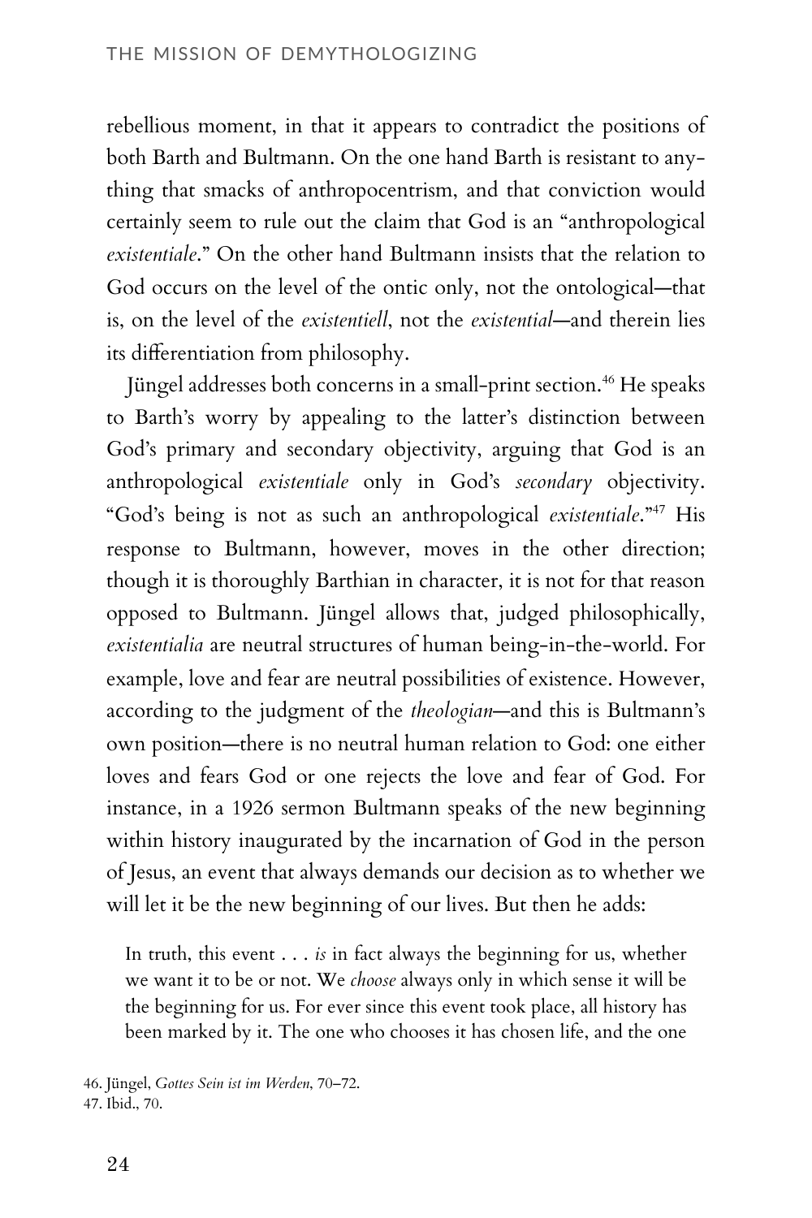rebellious moment, in that it appears to contradict the positions of both Barth and Bultmann. On the one hand Barth is resistant to anything that smacks of anthropocentrism, and that conviction would certainly seem to rule out the claim that God is an "anthropological *existentiale*." On the other hand Bultmann insists that the relation to God occurs on the level of the ontic only, not the ontological—that is, on the level of the *existentiell*, not the *existential*—and therein lies its differentiation from philosophy.

Jüngel addresses both concerns in a small-print section.[46] He speaks to Barth's worry by appealing to the latter's distinction between God's primary and secondary objectivity, arguing that God is an anthropological *existentiale* only in God's *secondary* objectivity. "God's being is not as such an anthropological *existentiale*."[47] His response to Bultmann, however, moves in the other direction; though it is thoroughly Barthian in character, it is not for that reason opposed to Bultmann. Jüngel allows that, judged philosophically, *existentialia* are neutral structures of human being-in-the-world. For example, love and fear are neutral possibilities of existence. However, according to the judgment of the *theologian*—and this is Bultmann's own position—there is no neutral human relation to God: one either loves and fears God or one rejects the love and fear of God. For instance, in a 1926 sermon Bultmann speaks of the new beginning within history inaugurated by the incarnation of God in the person of Jesus, an event that always demands our decision as to whether we will let it be the new beginning of our lives. But then he adds:

> In truth, this event . . . *is* in fact always the beginning for us, whether we want it to be or not. We *choose* always only in which sense it will be the beginning for us. For ever since this event took place, all history has been marked by it. The one who chooses it has chosen life, and the one

46. Jüngel, *Gottes Sein ist im Werden*, 70–72.
47. Ibid., 70.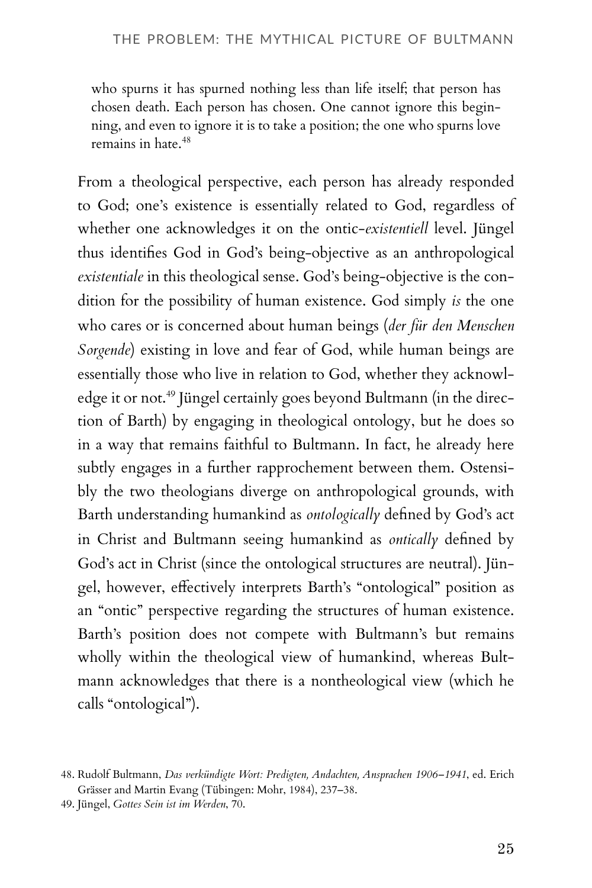> who spurns it has spurned nothing less than life itself; that person has chosen death. Each person has chosen. One cannot ignore this beginning, and even to ignore it is to take a position; the one who spurns love remains in hate.[48]

From a theological perspective, each person has already responded to God; one's existence is essentially related to God, regardless of whether one acknowledges it on the ontic-*existentiell* level. Jüngel thus identifies God in God's being-objective as an anthropological *existentiale* in this theological sense. God's being-objective is the condition for the possibility of human existence. God simply *is* the one who cares or is concerned about human beings (*der für den Menschen Sorgende*) existing in love and fear of God, while human beings are essentially those who live in relation to God, whether they acknowledge it or not.[49] Jüngel certainly goes beyond Bultmann (in the direction of Barth) by engaging in theological ontology, but he does so in a way that remains faithful to Bultmann. In fact, he already here subtly engages in a further rapprochement between them. Ostensibly the two theologians diverge on anthropological grounds, with Barth understanding humankind as *ontologically* defined by God's act in Christ and Bultmann seeing humankind as *ontically* defined by God's act in Christ (since the ontological structures are neutral). Jüngel, however, effectively interprets Barth's "ontological" position as an "ontic" perspective regarding the structures of human existence. Barth's position does not compete with Bultmann's but remains wholly within the theological view of humankind, whereas Bultmann acknowledges that there is a nontheological view (which he calls "ontological").

48. Rudolf Bultmann, *Das verkündigte Wort: Predigten, Andachten, Ansprachen 1906–1941*, ed. Erich Grässer and Martin Evang (Tübingen: Mohr, 1984), 237–38.

49. Jüngel, *Gottes Sein ist im Werden*, 70.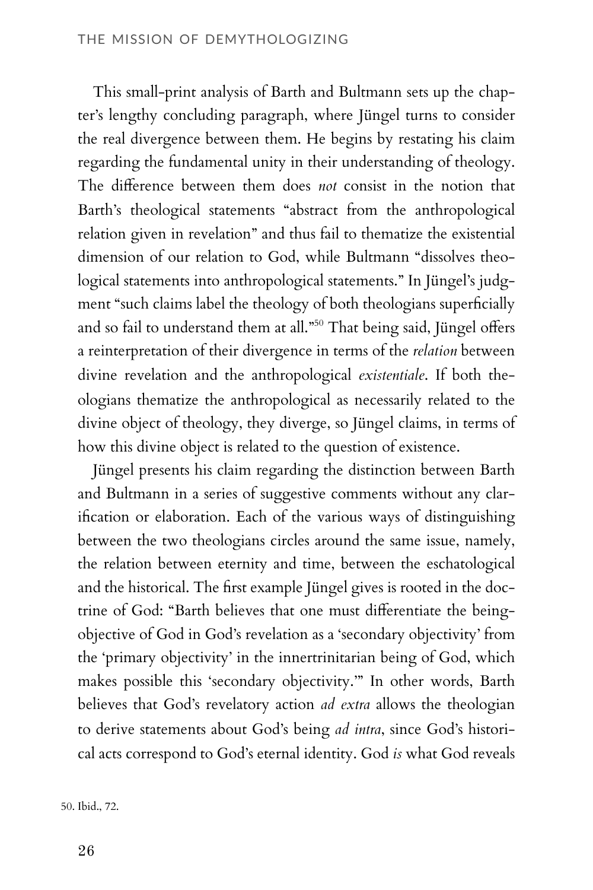This small-print analysis of Barth and Bultmann sets up the chapter's lengthy concluding paragraph, where Jüngel turns to consider the real divergence between them. He begins by restating his claim regarding the fundamental unity in their understanding of theology. The difference between them does *not* consist in the notion that Barth's theological statements "abstract from the anthropological relation given in revelation" and thus fail to thematize the existential dimension of our relation to God, while Bultmann "dissolves theological statements into anthropological statements." In Jüngel's judgment "such claims label the theology of both theologians superficially and so fail to understand them at all."[50] That being said, Jüngel offers a reinterpretation of their divergence in terms of the *relation* between divine revelation and the anthropological *existentiale*. If both theologians thematize the anthropological as necessarily related to the divine object of theology, they diverge, so Jüngel claims, in terms of how this divine object is related to the question of existence.

Jüngel presents his claim regarding the distinction between Barth and Bultmann in a series of suggestive comments without any clarification or elaboration. Each of the various ways of distinguishing between the two theologians circles around the same issue, namely, the relation between eternity and time, between the eschatological and the historical. The first example Jüngel gives is rooted in the doctrine of God: "Barth believes that one must differentiate the being-objective of God in God's revelation as a 'secondary objectivity' from the 'primary objectivity' in the innertrinitarian being of God, which makes possible this 'secondary objectivity.'" In other words, Barth believes that God's revelatory action *ad extra* allows the theologian to derive statements about God's being *ad intra*, since God's historical acts correspond to God's eternal identity. God *is* what God reveals

50. Ibid., 72.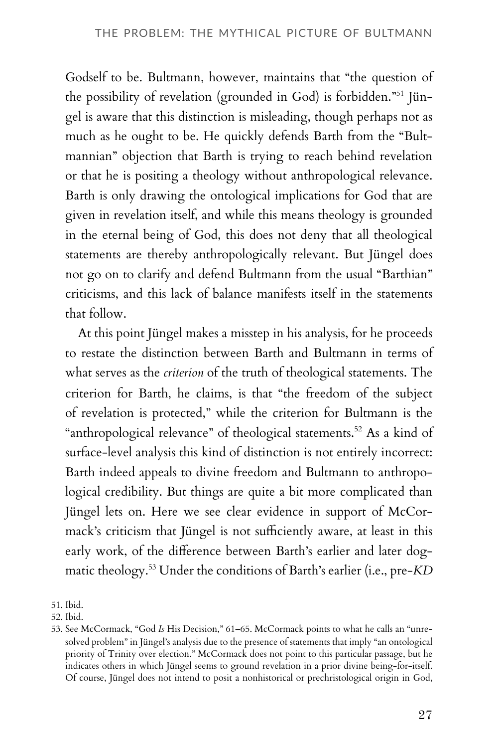Godself to be. Bultmann, however, maintains that "the question of the possibility of revelation (grounded in God) is forbidden."[51] Jüngel is aware that this distinction is misleading, though perhaps not as much as he ought to be. He quickly defends Barth from the "Bultmannian" objection that Barth is trying to reach behind revelation or that he is positing a theology without anthropological relevance. Barth is only drawing the ontological implications for God that are given in revelation itself, and while this means theology is grounded in the eternal being of God, this does not deny that all theological statements are thereby anthropologically relevant. But Jüngel does not go on to clarify and defend Bultmann from the usual "Barthian" criticisms, and this lack of balance manifests itself in the statements that follow.

At this point Jüngel makes a misstep in his analysis, for he proceeds to restate the distinction between Barth and Bultmann in terms of what serves as the *criterion* of the truth of theological statements. The criterion for Barth, he claims, is that "the freedom of the subject of revelation is protected," while the criterion for Bultmann is the "anthropological relevance" of theological statements.[52] As a kind of surface-level analysis this kind of distinction is not entirely incorrect: Barth indeed appeals to divine freedom and Bultmann to anthropological credibility. But things are quite a bit more complicated than Jüngel lets on. Here we see clear evidence in support of McCormack's criticism that Jüngel is not sufficiently aware, at least in this early work, of the difference between Barth's earlier and later dogmatic theology.[53] Under the conditions of Barth's earlier (i.e., pre-*KD*

51. Ibid.

52. Ibid.

53. See McCormack, "God *Is* His Decision," 61–65. McCormack points to what he calls an "unresolved problem" in Jüngel's analysis due to the presence of statements that imply "an ontological priority of Trinity over election." McCormack does not point to this particular passage, but he indicates others in which Jüngel seems to ground revelation in a prior divine being-for-itself. Of course, Jüngel does not intend to posit a nonhistorical or prechristological origin in God,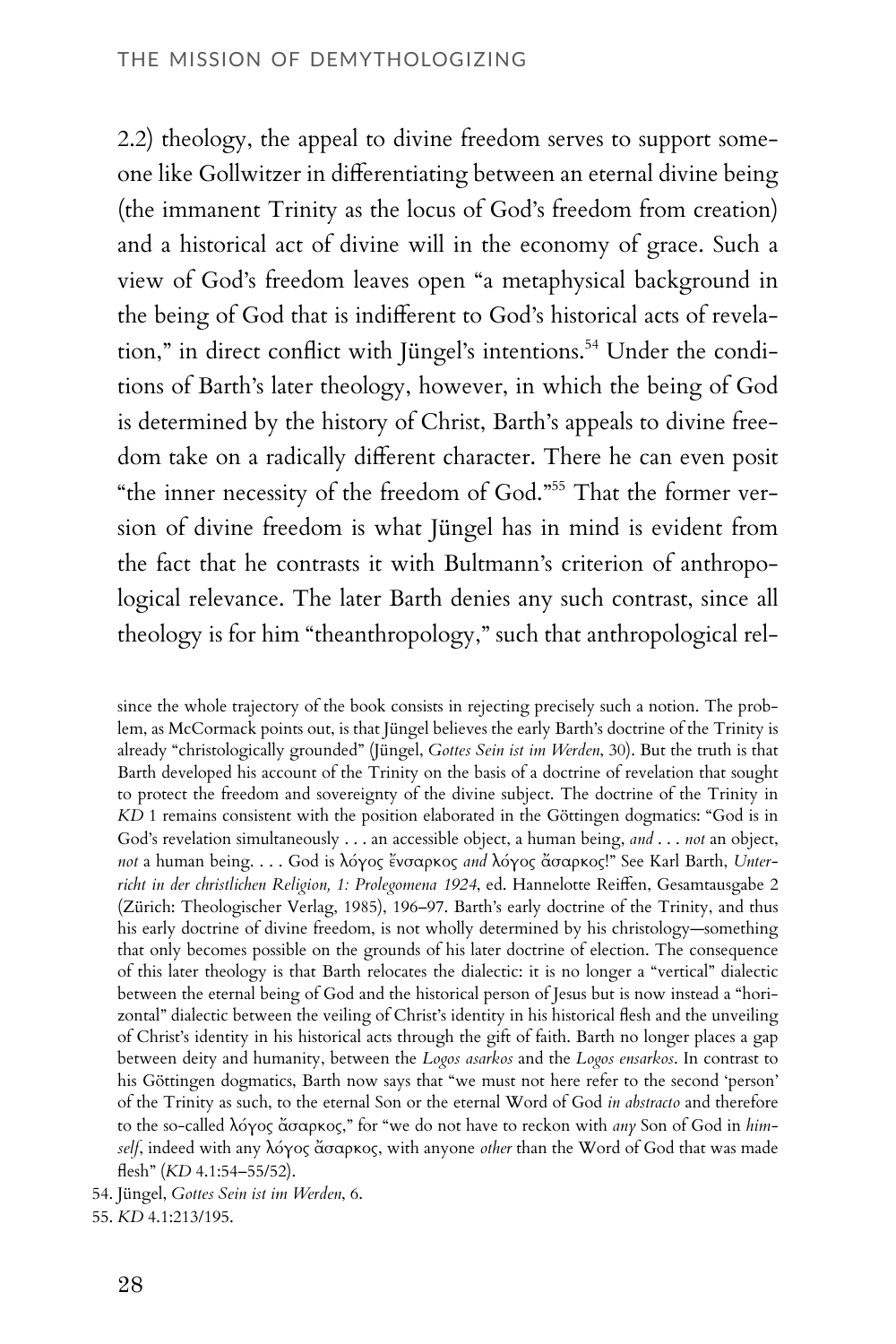2.2) theology, the appeal to divine freedom serves to support someone like Gollwitzer in differentiating between an eternal divine being (the immanent Trinity as the locus of God's freedom from creation) and a historical act of divine will in the economy of grace. Such a view of God's freedom leaves open "a metaphysical background in the being of God that is indifferent to God's historical acts of revelation," in direct conflict with Jüngel's intentions.[54] Under the conditions of Barth's later theology, however, in which the being of God is determined by the history of Christ, Barth's appeals to divine freedom take on a radically different character. There he can even posit "the inner necessity of the freedom of God."[55] That the former version of divine freedom is what Jüngel has in mind is evident from the fact that he contrasts it with Bultmann's criterion of anthropological relevance. The later Barth denies any such contrast, since all theology is for him "theanthropology," such that anthropological rel-

since the whole trajectory of the book consists in rejecting precisely such a notion. The problem, as McCormack points out, is that Jüngel believes the early Barth's doctrine of the Trinity is already "christologically grounded" (Jüngel, *Gottes Sein ist im Werden*, 30). But the truth is that Barth developed his account of the Trinity on the basis of a doctrine of revelation that sought to protect the freedom and sovereignty of the divine subject. The doctrine of the Trinity in *KD* 1 remains consistent with the position elaborated in the Göttingen dogmatics: "God is in God's revelation simultaneously . . . an accessible object, a human being, *and* . . . *not* an object, *not* a human being. . . . God is λόγος ἔνσαρκος *and* λόγος ἄσαρκος!" See Karl Barth, *Unterricht in der christlichen Religion, 1: Prolegomena 1924*, ed. Hannelotte Reiffen, Gesamtausgabe 2 (Zürich: Theologischer Verlag, 1985), 196–97. Barth's early doctrine of the Trinity, and thus his early doctrine of divine freedom, is not wholly determined by his christology—something that only becomes possible on the grounds of his later doctrine of election. The consequence of this later theology is that Barth relocates the dialectic: it is no longer a "vertical" dialectic between the eternal being of God and the historical person of Jesus but is now instead a "horizontal" dialectic between the veiling of Christ's identity in his historical flesh and the unveiling of Christ's identity in his historical acts through the gift of faith. Barth no longer places a gap between deity and humanity, between the *Logos asarkos* and the *Logos ensarkos*. In contrast to his Göttingen dogmatics, Barth now says that "we must not here refer to the second 'person' of the Trinity as such, to the eternal Son or the eternal Word of God *in abstracto* and therefore to the so-called λόγος ἄσαρκος," for "we do not have to reckon with *any* Son of God in *himself*, indeed with any λόγος ἄσαρκος, with anyone *other* than the Word of God that was made flesh" (*KD* 4.1:54–55/52).

54. Jüngel, *Gottes Sein ist im Werden*, 6.

55. *KD* 4.1:213/195.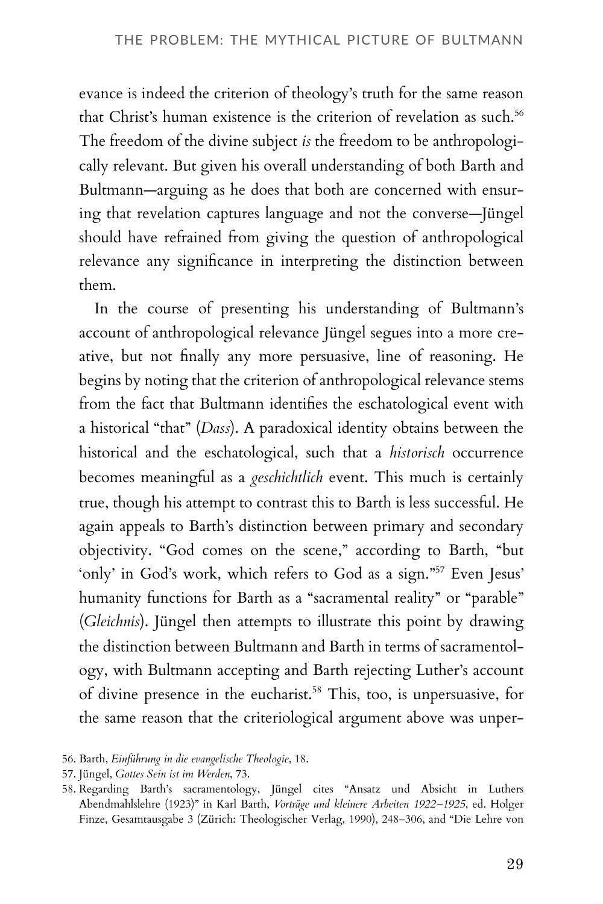evance is indeed the criterion of theology's truth for the same reason that Christ's human existence is the criterion of revelation as such.[56] The freedom of the divine subject *is* the freedom to be anthropologically relevant. But given his overall understanding of both Barth and Bultmann—arguing as he does that both are concerned with ensuring that revelation captures language and not the converse—Jüngel should have refrained from giving the question of anthropological relevance any significance in interpreting the distinction between them.

In the course of presenting his understanding of Bultmann's account of anthropological relevance Jüngel segues into a more creative, but not finally any more persuasive, line of reasoning. He begins by noting that the criterion of anthropological relevance stems from the fact that Bultmann identifies the eschatological event with a historical "that" (*Dass*). A paradoxical identity obtains between the historical and the eschatological, such that a *historisch* occurrence becomes meaningful as a *geschichtlich* event. This much is certainly true, though his attempt to contrast this to Barth is less successful. He again appeals to Barth's distinction between primary and secondary objectivity. "God comes on the scene," according to Barth, "but 'only' in God's work, which refers to God as a sign."[57] Even Jesus' humanity functions for Barth as a "sacramental reality" or "parable" (*Gleichnis*). Jüngel then attempts to illustrate this point by drawing the distinction between Bultmann and Barth in terms of sacramentology, with Bultmann accepting and Barth rejecting Luther's account of divine presence in the eucharist.[58] This, too, is unpersuasive, for the same reason that the criteriological argument above was unper-

56. Barth, *Einführung in die evangelische Theologie*, 18.

57. Jüngel, *Gottes Sein ist im Werden*, 73.

58. Regarding Barth's sacramentology, Jüngel cites "Ansatz und Absicht in Luthers Abendmahlslehre (1923)" in Karl Barth, *Vorträge und kleinere Arbeiten 1922–1925*, ed. Holger Finze, Gesamtausgabe 3 (Zürich: Theologischer Verlag, 1990), 248–306, and "Die Lehre von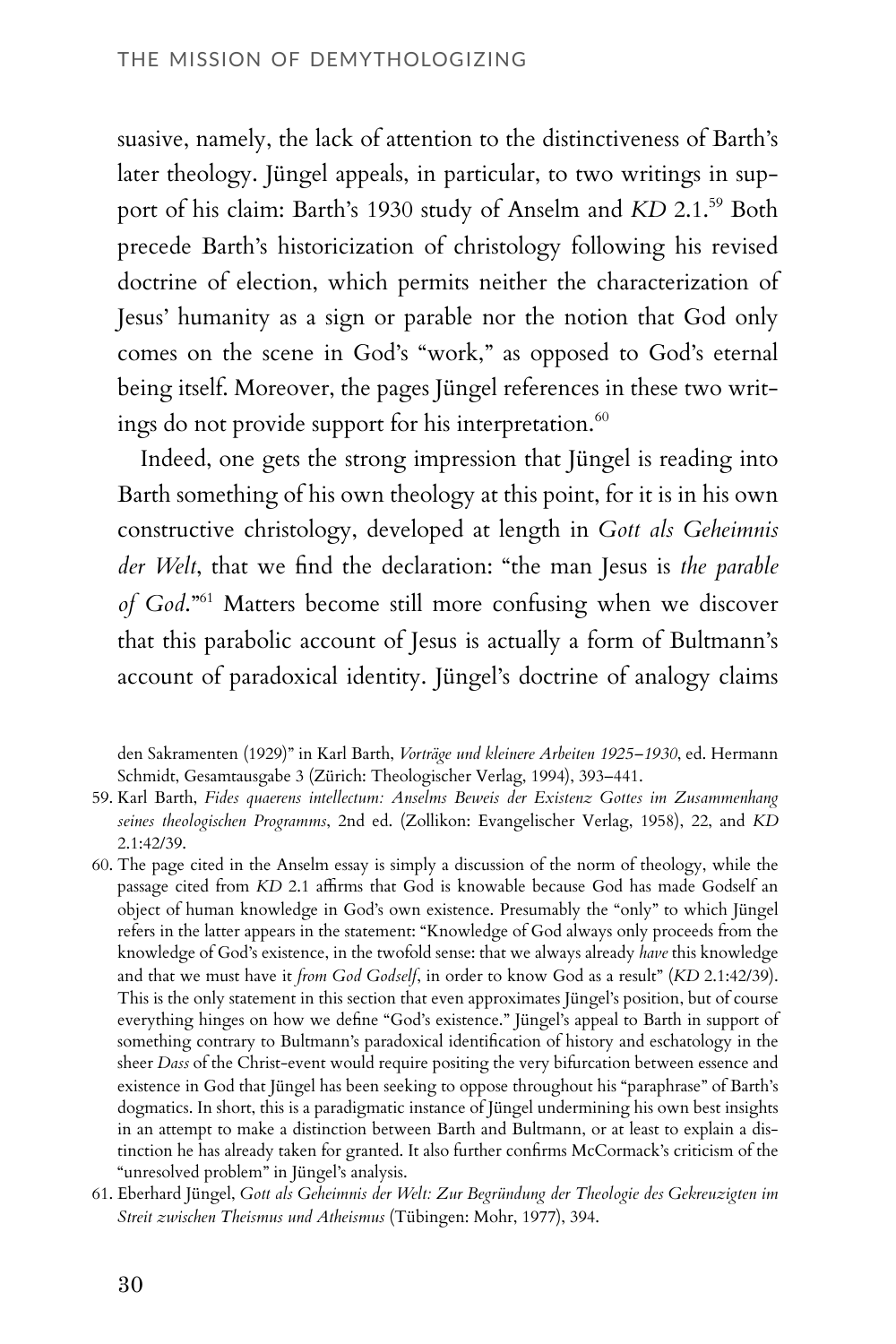suasive, namely, the lack of attention to the distinctiveness of Barth's later theology. Jüngel appeals, in particular, to two writings in support of his claim: Barth's 1930 study of Anselm and *KD* 2.1.[59] Both precede Barth's historicization of christology following his revised doctrine of election, which permits neither the characterization of Jesus' humanity as a sign or parable nor the notion that God only comes on the scene in God's "work," as opposed to God's eternal being itself. Moreover, the pages Jüngel references in these two writings do not provide support for his interpretation.[60]

Indeed, one gets the strong impression that Jüngel is reading into Barth something of his own theology at this point, for it is in his own constructive christology, developed at length in *Gott als Geheimnis der Welt*, that we find the declaration: "the man Jesus is *the parable of God*."[61] Matters become still more confusing when we discover that this parabolic account of Jesus is actually a form of Bultmann's account of paradoxical identity. Jüngel's doctrine of analogy claims

den Sakramenten (1929)" in Karl Barth, *Vorträge und kleinere Arbeiten 1925–1930*, ed. Hermann Schmidt, Gesamtausgabe 3 (Zürich: Theologischer Verlag, 1994), 393–441.

59. Karl Barth, *Fides quaerens intellectum: Anselms Beweis der Existenz Gottes im Zusammenhang seines theologischen Programms*, 2nd ed. (Zollikon: Evangelischer Verlag, 1958), 22, and *KD* 2.1:42/39.

60. The page cited in the Anselm essay is simply a discussion of the norm of theology, while the passage cited from *KD* 2.1 affirms that God is knowable because God has made Godself an object of human knowledge in God's own existence. Presumably the "only" to which Jüngel refers in the latter appears in the statement: "Knowledge of God always only proceeds from the knowledge of God's existence, in the twofold sense: that we always already *have* this knowledge and that we must have it *from God Godself*, in order to know God as a result" (*KD* 2.1:42/39). This is the only statement in this section that even approximates Jüngel's position, but of course everything hinges on how we define "God's existence." Jüngel's appeal to Barth in support of something contrary to Bultmann's paradoxical identification of history and eschatology in the sheer *Dass* of the Christ-event would require positing the very bifurcation between essence and existence in God that Jüngel has been seeking to oppose throughout his "paraphrase" of Barth's dogmatics. In short, this is a paradigmatic instance of Jüngel undermining his own best insights in an attempt to make a distinction between Barth and Bultmann, or at least to explain a distinction he has already taken for granted. It also further confirms McCormack's criticism of the "unresolved problem" in Jüngel's analysis.

61. Eberhard Jüngel, *Gott als Geheimnis der Welt: Zur Begründung der Theologie des Gekreuzigten im Streit zwischen Theismus und Atheismus* (Tübingen: Mohr, 1977), 394.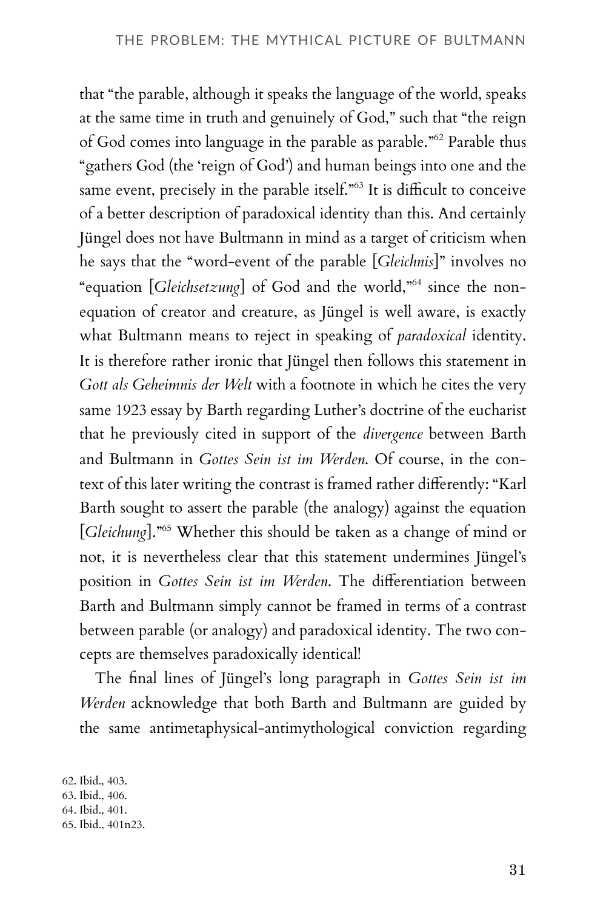that "the parable, although it speaks the language of the world, speaks at the same time in truth and genuinely of God," such that "the reign of God comes into language in the parable as parable."[62] Parable thus "gathers God (the 'reign of God') and human beings into one and the same event, precisely in the parable itself."[63] It is difficult to conceive of a better description of paradoxical identity than this. And certainly Jüngel does not have Bultmann in mind as a target of criticism when he says that the "word-event of the parable [*Gleichnis*]" involves no "equation [*Gleichsetzung*] of God and the world,"[64] since the non-equation of creator and creature, as Jüngel is well aware, is exactly what Bultmann means to reject in speaking of *paradoxical* identity. It is therefore rather ironic that Jüngel then follows this statement in *Gott als Geheimnis der Welt* with a footnote in which he cites the very same 1923 essay by Barth regarding Luther's doctrine of the eucharist that he previously cited in support of the *divergence* between Barth and Bultmann in *Gottes Sein ist im Werden*. Of course, in the context of this later writing the contrast is framed rather differently: "Karl Barth sought to assert the parable (the analogy) against the equation [*Gleichung*]."[65] Whether this should be taken as a change of mind or not, it is nevertheless clear that this statement undermines Jüngel's position in *Gottes Sein ist im Werden*. The differentiation between Barth and Bultmann simply cannot be framed in terms of a contrast between parable (or analogy) and paradoxical identity. The two concepts are themselves paradoxically identical!

The final lines of Jüngel's long paragraph in *Gottes Sein ist im Werden* acknowledge that both Barth and Bultmann are guided by the same antimetaphysical-antimythological conviction regarding

62. Ibid., 403.
63. Ibid., 406.
64. Ibid., 401.
65. Ibid., 401n23.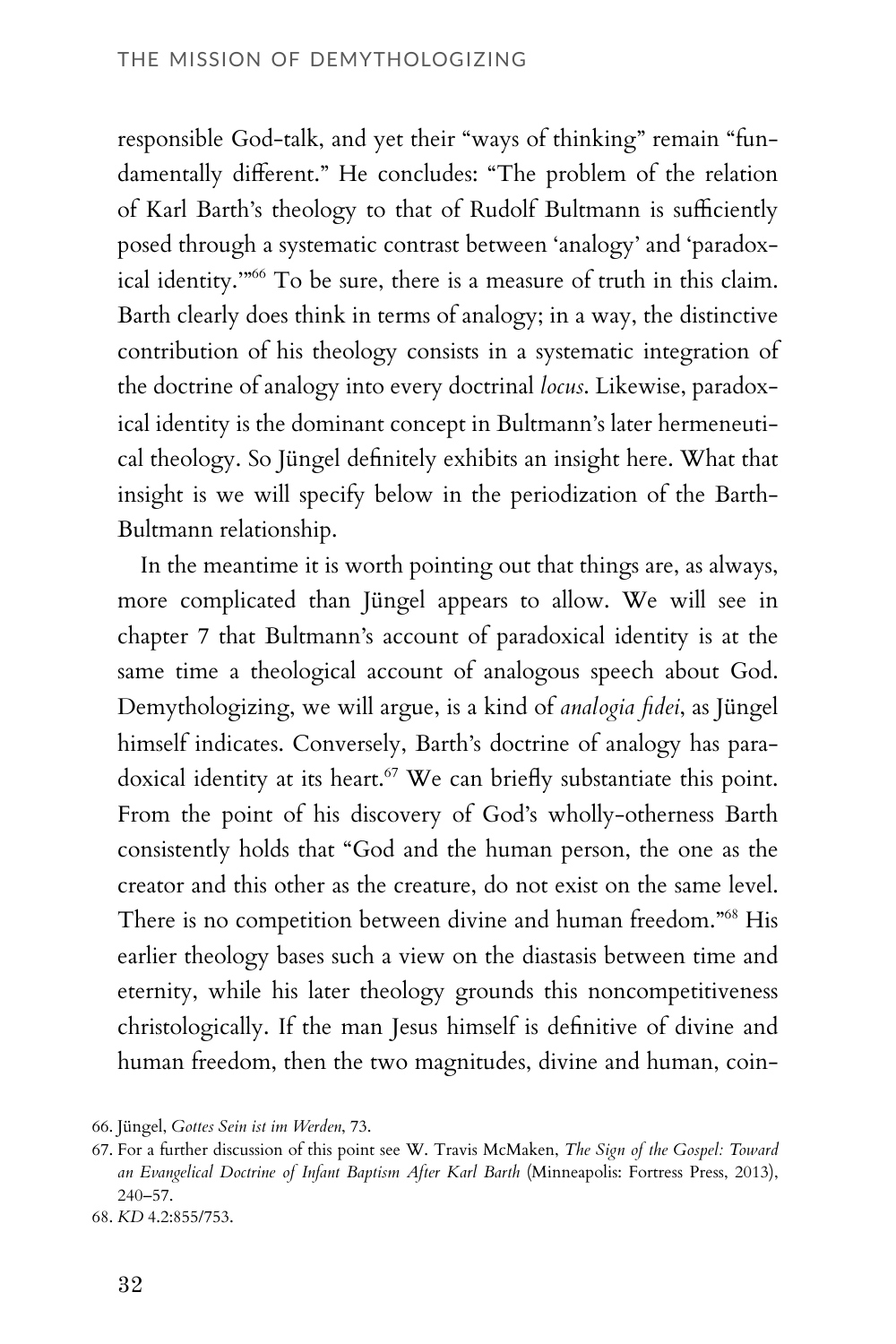responsible God-talk, and yet their "ways of thinking" remain "fundamentally different." He concludes: "The problem of the relation of Karl Barth's theology to that of Rudolf Bultmann is sufficiently posed through a systematic contrast between 'analogy' and 'paradoxical identity.'"[66] To be sure, there is a measure of truth in this claim. Barth clearly does think in terms of analogy; in a way, the distinctive contribution of his theology consists in a systematic integration of the doctrine of analogy into every doctrinal *locus*. Likewise, paradoxical identity is the dominant concept in Bultmann's later hermeneutical theology. So Jüngel definitely exhibits an insight here. What that insight is we will specify below in the periodization of the Barth-Bultmann relationship.

In the meantime it is worth pointing out that things are, as always, more complicated than Jüngel appears to allow. We will see in chapter 7 that Bultmann's account of paradoxical identity is at the same time a theological account of analogous speech about God. Demythologizing, we will argue, is a kind of *analogia fidei*, as Jüngel himself indicates. Conversely, Barth's doctrine of analogy has paradoxical identity at its heart.[67] We can briefly substantiate this point. From the point of his discovery of God's wholly-otherness Barth consistently holds that "God and the human person, the one as the creator and this other as the creature, do not exist on the same level. There is no competition between divine and human freedom."[68] His earlier theology bases such a view on the diastasis between time and eternity, while his later theology grounds this noncompetitiveness christologically. If the man Jesus himself is definitive of divine and human freedom, then the two magnitudes, divine and human, coin-

66. Jüngel, *Gottes Sein ist im Werden*, 73.

67. For a further discussion of this point see W. Travis McMaken, *The Sign of the Gospel: Toward an Evangelical Doctrine of Infant Baptism After Karl Barth* (Minneapolis: Fortress Press, 2013), 240–57.

68. *KD* 4.2:855/753.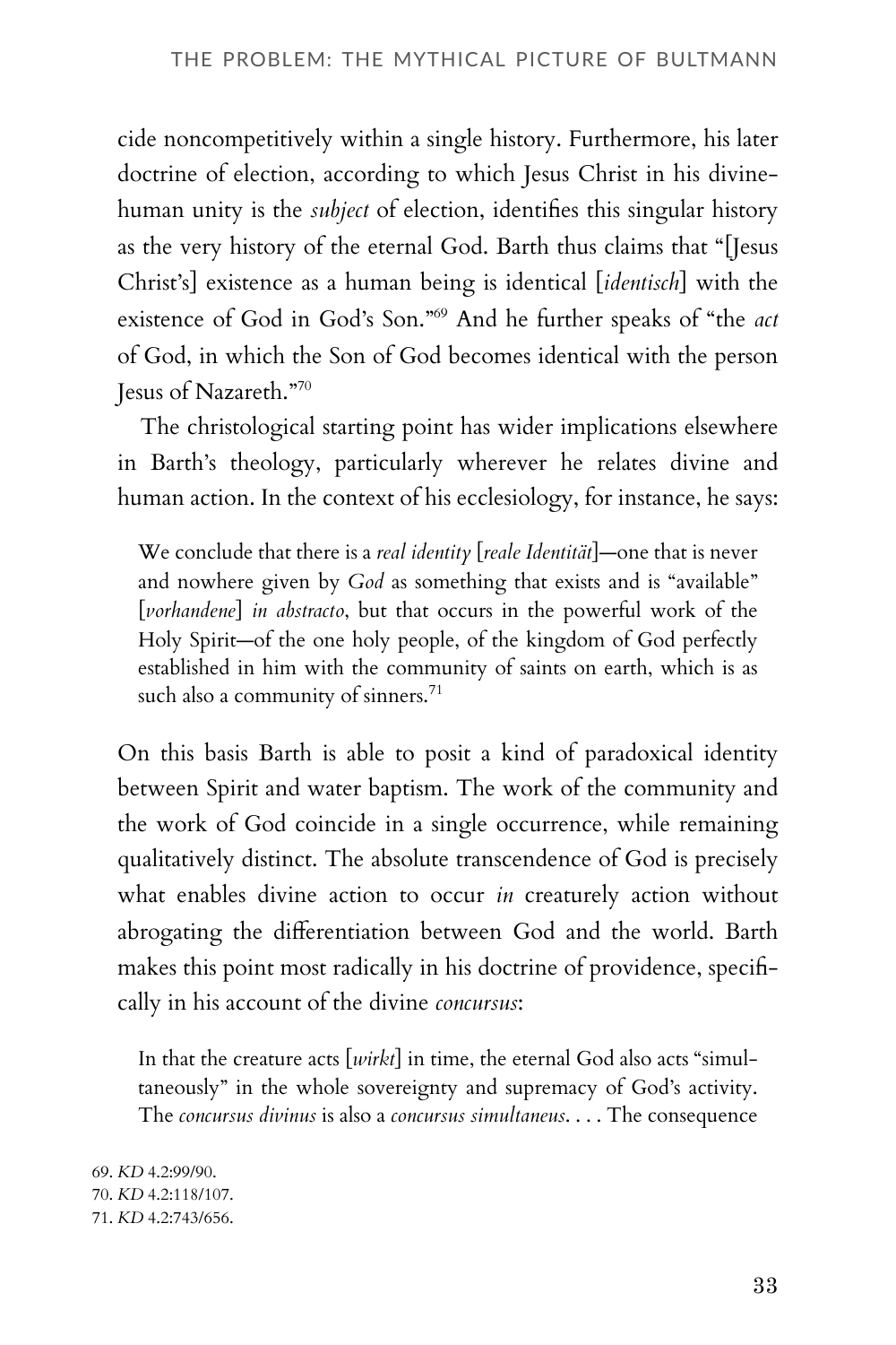cide noncompetitively within a single history. Furthermore, his later doctrine of election, according to which Jesus Christ in his divine-human unity is the *subject* of election, identifies this singular history as the very history of the eternal God. Barth thus claims that "[Jesus Christ's] existence as a human being is identical [*identisch*] with the existence of God in God's Son."[69] And he further speaks of "the *act* of God, in which the Son of God becomes identical with the person Jesus of Nazareth."[70]

The christological starting point has wider implications elsewhere in Barth's theology, particularly wherever he relates divine and human action. In the context of his ecclesiology, for instance, he says:

> We conclude that there is a *real identity* [*reale Identität*]—one that is never and nowhere given by *God* as something that exists and is "available" [*vorhandene*] *in abstracto*, but that occurs in the powerful work of the Holy Spirit—of the one holy people, of the kingdom of God perfectly established in him with the community of saints on earth, which is as such also a community of sinners.[71]

On this basis Barth is able to posit a kind of paradoxical identity between Spirit and water baptism. The work of the community and the work of God coincide in a single occurrence, while remaining qualitatively distinct. The absolute transcendence of God is precisely what enables divine action to occur *in* creaturely action without abrogating the differentiation between God and the world. Barth makes this point most radically in his doctrine of providence, specifically in his account of the divine *concursus*:

> In that the creature acts [*wirkt*] in time, the eternal God also acts "simultaneously" in the whole sovereignty and supremacy of God's activity. The *concursus divinus* is also a *concursus simultaneus*. . . . The consequence

69. *KD* 4.2:99/90.
70. *KD* 4.2:118/107.
71. *KD* 4.2:743/656.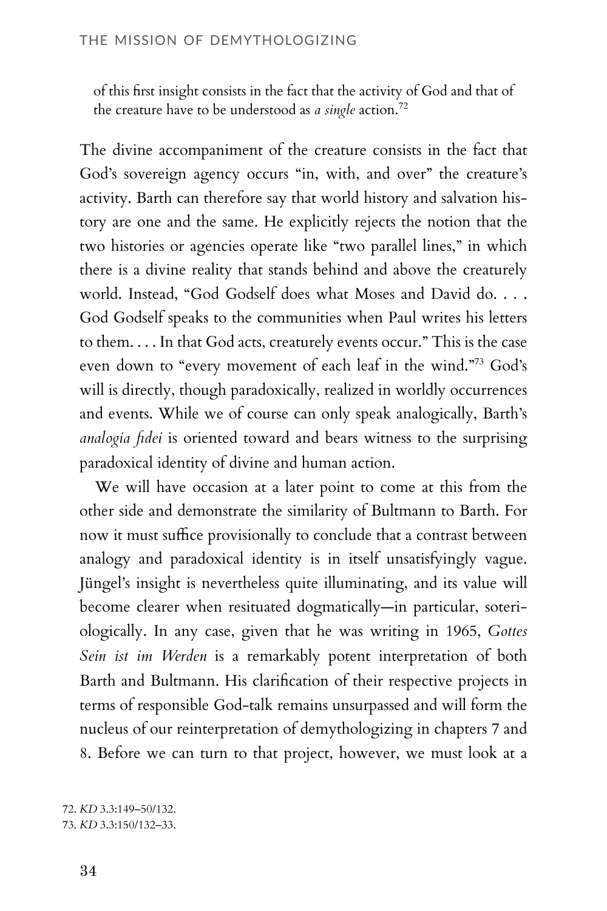of this first insight consists in the fact that the activity of God and that of the creature have to be understood as *a single* action.[72]

The divine accompaniment of the creature consists in the fact that God's sovereign agency occurs "in, with, and over" the creature's activity. Barth can therefore say that world history and salvation history are one and the same. He explicitly rejects the notion that the two histories or agencies operate like "two parallel lines," in which there is a divine reality that stands behind and above the creaturely world. Instead, "God Godself does what Moses and David do. . . . God Godself speaks to the communities when Paul writes his letters to them. . . . In that God acts, creaturely events occur." This is the case even down to "every movement of each leaf in the wind."[73] God's will is directly, though paradoxically, realized in worldly occurrences and events. While we of course can only speak analogically, Barth's *analogia fidei* is oriented toward and bears witness to the surprising paradoxical identity of divine and human action.

We will have occasion at a later point to come at this from the other side and demonstrate the similarity of Bultmann to Barth. For now it must suffice provisionally to conclude that a contrast between analogy and paradoxical identity is in itself unsatisfyingly vague. Jüngel's insight is nevertheless quite illuminating, and its value will become clearer when resituated dogmatically—in particular, soteriologically. In any case, given that he was writing in 1965, *Gottes Sein ist im Werden* is a remarkably potent interpretation of both Barth and Bultmann. His clarification of their respective projects in terms of responsible God-talk remains unsurpassed and will form the nucleus of our reinterpretation of demythologizing in chapters 7 and 8. Before we can turn to that project, however, we must look at a

72. *KD* 3.3:149–50/132.
73. *KD* 3.3:150/132–33.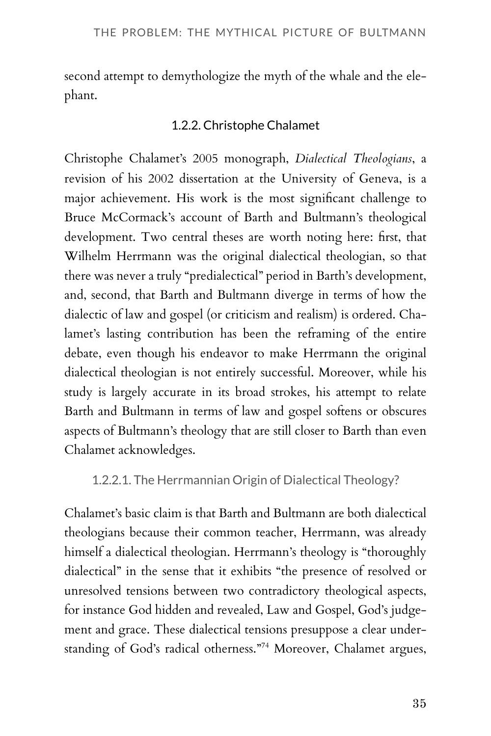second attempt to demythologize the myth of the whale and the elephant.

### 1.2.2. Christophe Chalamet

Christophe Chalamet's 2005 monograph, *Dialectical Theologians*, a revision of his 2002 dissertation at the University of Geneva, is a major achievement. His work is the most significant challenge to Bruce McCormack's account of Barth and Bultmann's theological development. Two central theses are worth noting here: first, that Wilhelm Herrmann was the original dialectical theologian, so that there was never a truly "predialectical" period in Barth's development, and, second, that Barth and Bultmann diverge in terms of how the dialectic of law and gospel (or criticism and realism) is ordered. Chalamet's lasting contribution has been the reframing of the entire debate, even though his endeavor to make Herrmann the original dialectical theologian is not entirely successful. Moreover, while his study is largely accurate in its broad strokes, his attempt to relate Barth and Bultmann in terms of law and gospel softens or obscures aspects of Bultmann's theology that are still closer to Barth than even Chalamet acknowledges.

#### 1.2.2.1. The Herrmannian Origin of Dialectical Theology?

Chalamet's basic claim is that Barth and Bultmann are both dialectical theologians because their common teacher, Herrmann, was already himself a dialectical theologian. Herrmann's theology is "thoroughly dialectical" in the sense that it exhibits "the presence of resolved or unresolved tensions between two contradictory theological aspects, for instance God hidden and revealed, Law and Gospel, God's judgement and grace. These dialectical tensions presuppose a clear understanding of God's radical otherness."[74] Moreover, Chalamet argues,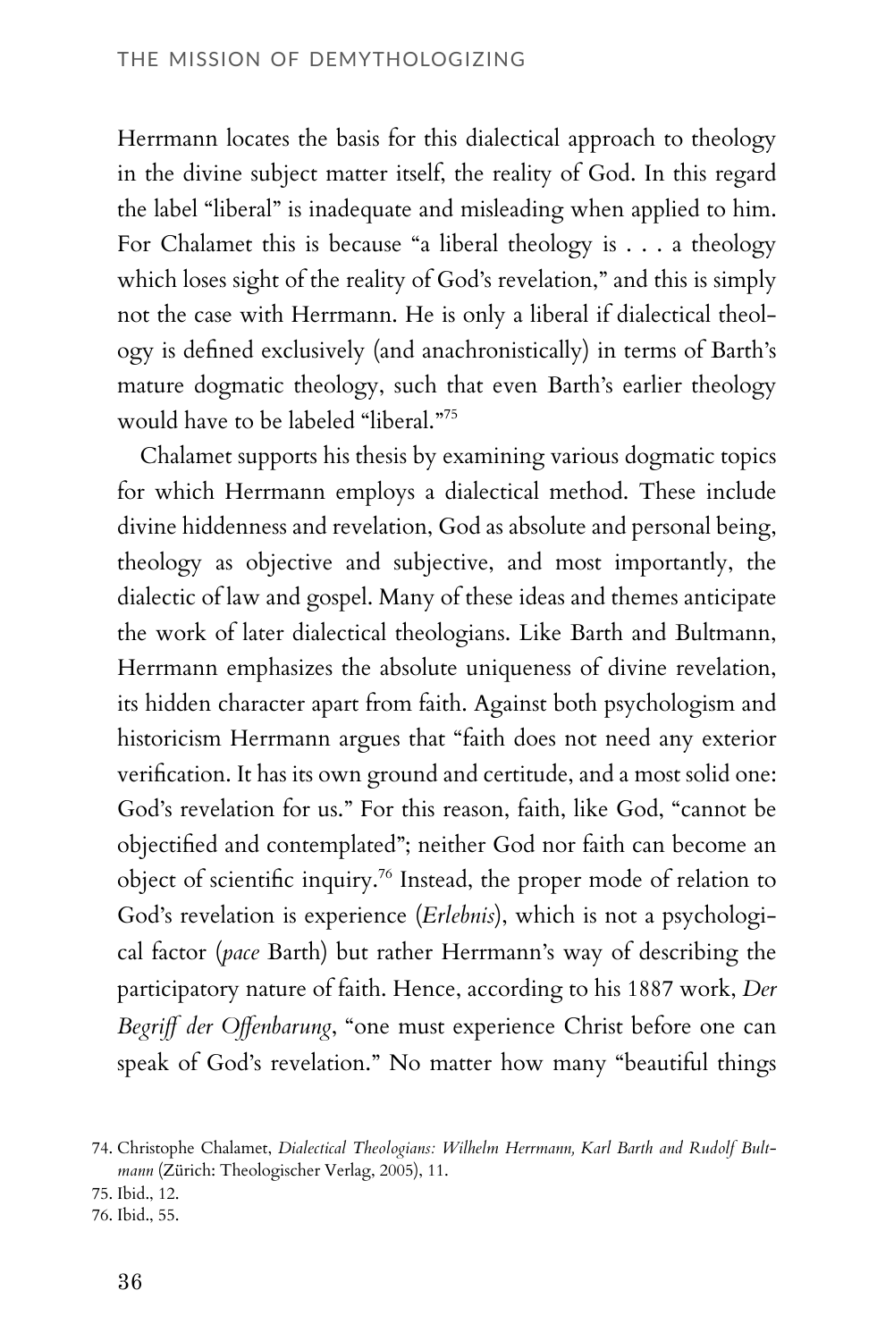Herrmann locates the basis for this dialectical approach to theology in the divine subject matter itself, the reality of God. In this regard the label "liberal" is inadequate and misleading when applied to him. For Chalamet this is because "a liberal theology is . . . a theology which loses sight of the reality of God's revelation," and this is simply not the case with Herrmann. He is only a liberal if dialectical theology is defined exclusively (and anachronistically) in terms of Barth's mature dogmatic theology, such that even Barth's earlier theology would have to be labeled "liberal."[75]

Chalamet supports his thesis by examining various dogmatic topics for which Herrmann employs a dialectical method. These include divine hiddenness and revelation, God as absolute and personal being, theology as objective and subjective, and most importantly, the dialectic of law and gospel. Many of these ideas and themes anticipate the work of later dialectical theologians. Like Barth and Bultmann, Herrmann emphasizes the absolute uniqueness of divine revelation, its hidden character apart from faith. Against both psychologism and historicism Herrmann argues that "faith does not need any exterior verification. It has its own ground and certitude, and a most solid one: God's revelation for us." For this reason, faith, like God, "cannot be objectified and contemplated"; neither God nor faith can become an object of scientific inquiry.[76] Instead, the proper mode of relation to God's revelation is experience (*Erlebnis*), which is not a psychological factor (*pace* Barth) but rather Herrmann's way of describing the participatory nature of faith. Hence, according to his 1887 work, *Der Begriff der Offenbarung*, "one must experience Christ before one can speak of God's revelation." No matter how many "beautiful things

74. Christophe Chalamet, *Dialectical Theologians: Wilhelm Herrmann, Karl Barth and Rudolf Bultmann* (Zürich: Theologischer Verlag, 2005), 11.

75. Ibid., 12.

76. Ibid., 55.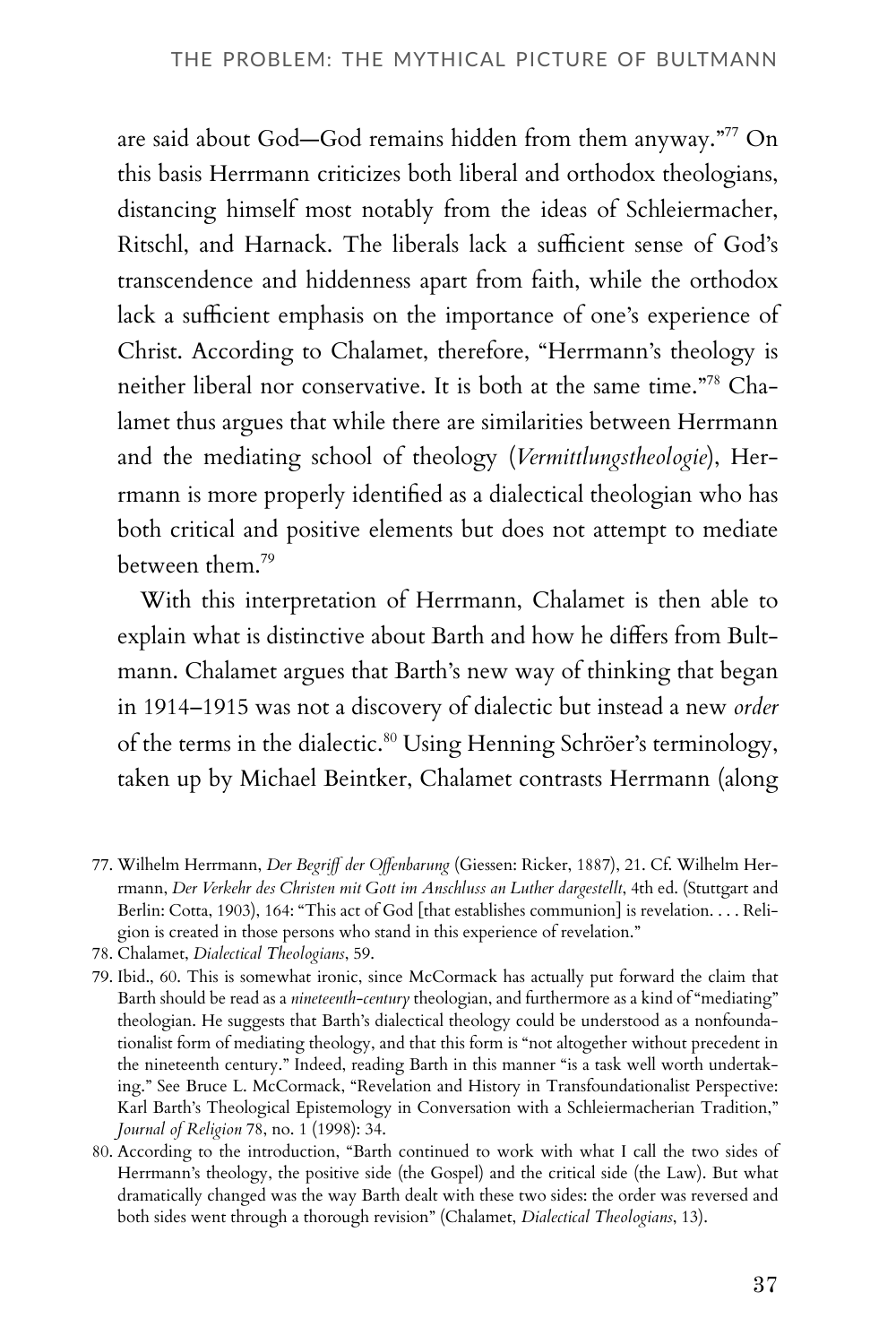are said about God—God remains hidden from them anyway."[77] On this basis Herrmann criticizes both liberal and orthodox theologians, distancing himself most notably from the ideas of Schleiermacher, Ritschl, and Harnack. The liberals lack a sufficient sense of God's transcendence and hiddenness apart from faith, while the orthodox lack a sufficient emphasis on the importance of one's experience of Christ. According to Chalamet, therefore, "Herrmann's theology is neither liberal nor conservative. It is both at the same time."[78] Chalamet thus argues that while there are similarities between Herrmann and the mediating school of theology (*Vermittlungstheologie*), Herrmann is more properly identified as a dialectical theologian who has both critical and positive elements but does not attempt to mediate between them.[79]

With this interpretation of Herrmann, Chalamet is then able to explain what is distinctive about Barth and how he differs from Bultmann. Chalamet argues that Barth's new way of thinking that began in 1914–1915 was not a discovery of dialectic but instead a new *order* of the terms in the dialectic.[80] Using Henning Schröer's terminology, taken up by Michael Beintker, Chalamet contrasts Herrmann (along

77. Wilhelm Herrmann, *Der Begriff der Offenbarung* (Giessen: Ricker, 1887), 21. Cf. Wilhelm Herrmann, *Der Verkehr des Christen mit Gott im Anschluss an Luther dargestellt*, 4th ed. (Stuttgart and Berlin: Cotta, 1903), 164: "This act of God [that establishes communion] is revelation. . . . Religion is created in those persons who stand in this experience of revelation."

78. Chalamet, *Dialectical Theologians*, 59.

79. Ibid., 60. This is somewhat ironic, since McCormack has actually put forward the claim that Barth should be read as a *nineteenth-century* theologian, and furthermore as a kind of "mediating" theologian. He suggests that Barth's dialectical theology could be understood as a nonfoundationalist form of mediating theology, and that this form is "not altogether without precedent in the nineteenth century." Indeed, reading Barth in this manner "is a task well worth undertaking." See Bruce L. McCormack, "Revelation and History in Transfoundationalist Perspective: Karl Barth's Theological Epistemology in Conversation with a Schleiermacherian Tradition," *Journal of Religion* 78, no. 1 (1998): 34.

80. According to the introduction, "Barth continued to work with what I call the two sides of Herrmann's theology, the positive side (the Gospel) and the critical side (the Law). But what dramatically changed was the way Barth dealt with these two sides: the order was reversed and both sides went through a thorough revision" (Chalamet, *Dialectical Theologians*, 13).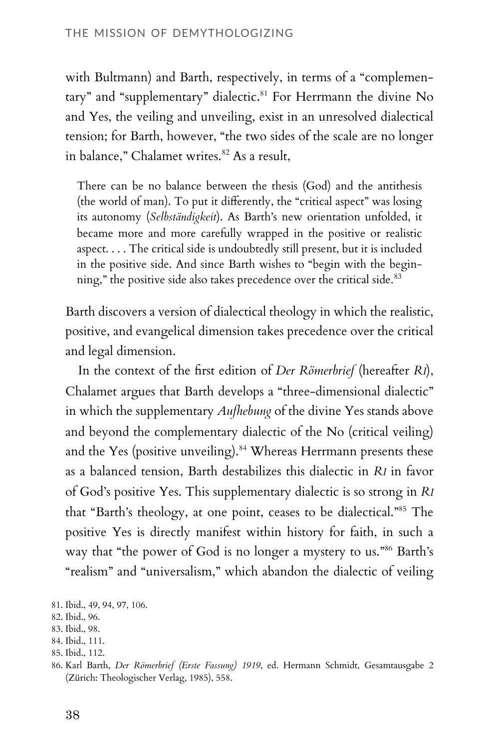with Bultmann) and Barth, respectively, in terms of a "complementary" and "supplementary" dialectic.[81] For Herrmann the divine No and Yes, the veiling and unveiling, exist in an unresolved dialectical tension; for Barth, however, "the two sides of the scale are no longer in balance," Chalamet writes.[82] As a result,

> There can be no balance between the thesis (God) and the antithesis (the world of man). To put it differently, the "critical aspect" was losing its autonomy (*Selbständigkeit*). As Barth's new orientation unfolded, it became more and more carefully wrapped in the positive or realistic aspect. . . . The critical side is undoubtedly still present, but it is included in the positive side. And since Barth wishes to "begin with the beginning," the positive side also takes precedence over the critical side.[83]

Barth discovers a version of dialectical theology in which the realistic, positive, and evangelical dimension takes precedence over the critical and legal dimension.

In the context of the first edition of *Der Römerbrief* (hereafter *RI*), Chalamet argues that Barth develops a "three-dimensional dialectic" in which the supplementary *Aufhebung* of the divine Yes stands above and beyond the complementary dialectic of the No (critical veiling) and the Yes (positive unveiling).[84] Whereas Herrmann presents these as a balanced tension, Barth destabilizes this dialectic in *RI* in favor of God's positive Yes. This supplementary dialectic is so strong in *RI* that "Barth's theology, at one point, ceases to be dialectical."[85] The positive Yes is directly manifest within history for faith, in such a way that "the power of God is no longer a mystery to us."[86] Barth's "realism" and "universalism," which abandon the dialectic of veiling

81. Ibid., 49, 94, 97, 106.
82. Ibid., 96.
83. Ibid., 98.
84. Ibid., 111.
85. Ibid., 112.
86. Karl Barth, *Der Römerbrief (Erste Fassung) 1919*, ed. Hermann Schmidt, Gesamtausgabe 2 (Zürich: Theologischer Verlag, 1985), 558.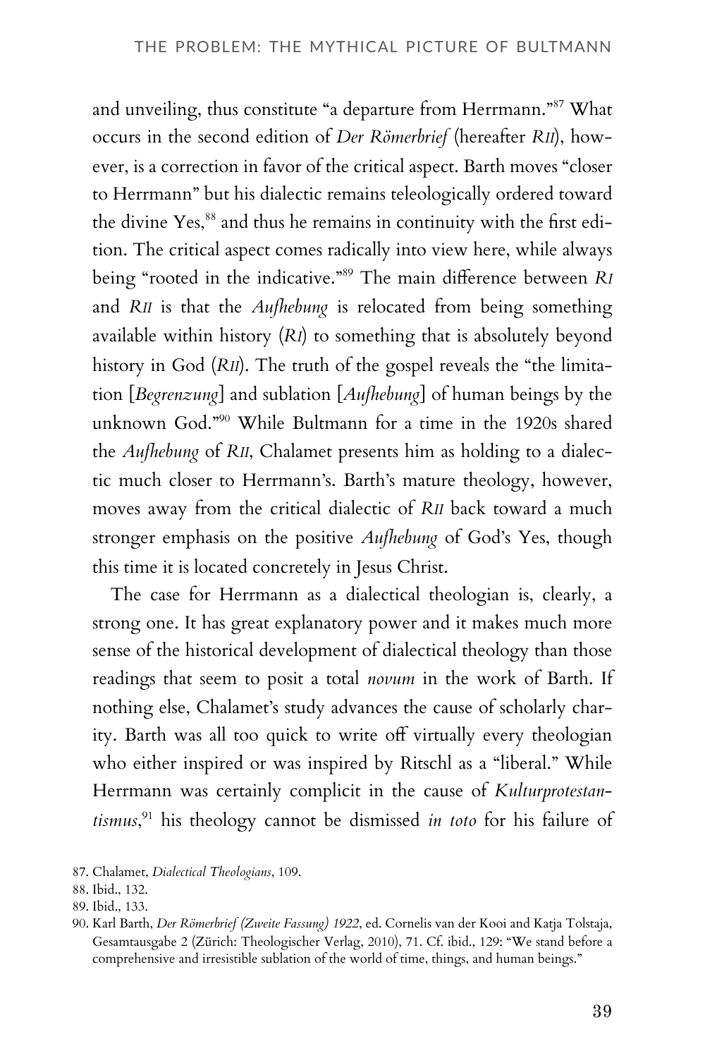and unveiling, thus constitute "a departure from Herrmann."[87] What occurs in the second edition of *Der Römerbrief* (hereafter *RII*), however, is a correction in favor of the critical aspect. Barth moves "closer to Herrmann" but his dialectic remains teleologically ordered toward the divine Yes,[88] and thus he remains in continuity with the first edition. The critical aspect comes radically into view here, while always being "rooted in the indicative."[89] The main difference between *RI* and *RII* is that the *Aufhebung* is relocated from being something available within history (*RI*) to something that is absolutely beyond history in God (*RII*). The truth of the gospel reveals the "the limitation [*Begrenzung*] and sublation [*Aufhebung*] of human beings by the unknown God."[90] While Bultmann for a time in the 1920s shared the *Aufhebung* of *RII*, Chalamet presents him as holding to a dialectic much closer to Herrmann's. Barth's mature theology, however, moves away from the critical dialectic of *RII* back toward a much stronger emphasis on the positive *Aufhebung* of God's Yes, though this time it is located concretely in Jesus Christ.

The case for Herrmann as a dialectical theologian is, clearly, a strong one. It has great explanatory power and it makes much more sense of the historical development of dialectical theology than those readings that seem to posit a total *novum* in the work of Barth. If nothing else, Chalamet's study advances the cause of scholarly charity. Barth was all too quick to write off virtually every theologian who either inspired or was inspired by Ritschl as a "liberal." While Herrmann was certainly complicit in the cause of *Kulturprotestantismus*,[91] his theology cannot be dismissed *in toto* for his failure of

87. Chalamet, *Dialectical Theologians*, 109.

88. Ibid., 132.

89. Ibid., 133.

90. Karl Barth, *Der Römerbrief (Zweite Fassung) 1922*, ed. Cornelis van der Kooi and Katja Tolstaja, Gesamtausgabe 2 (Zürich: Theologischer Verlag, 2010), 71. Cf. ibid., 129: "We stand before a comprehensive and irresistible sublation of the world of time, things, and human beings."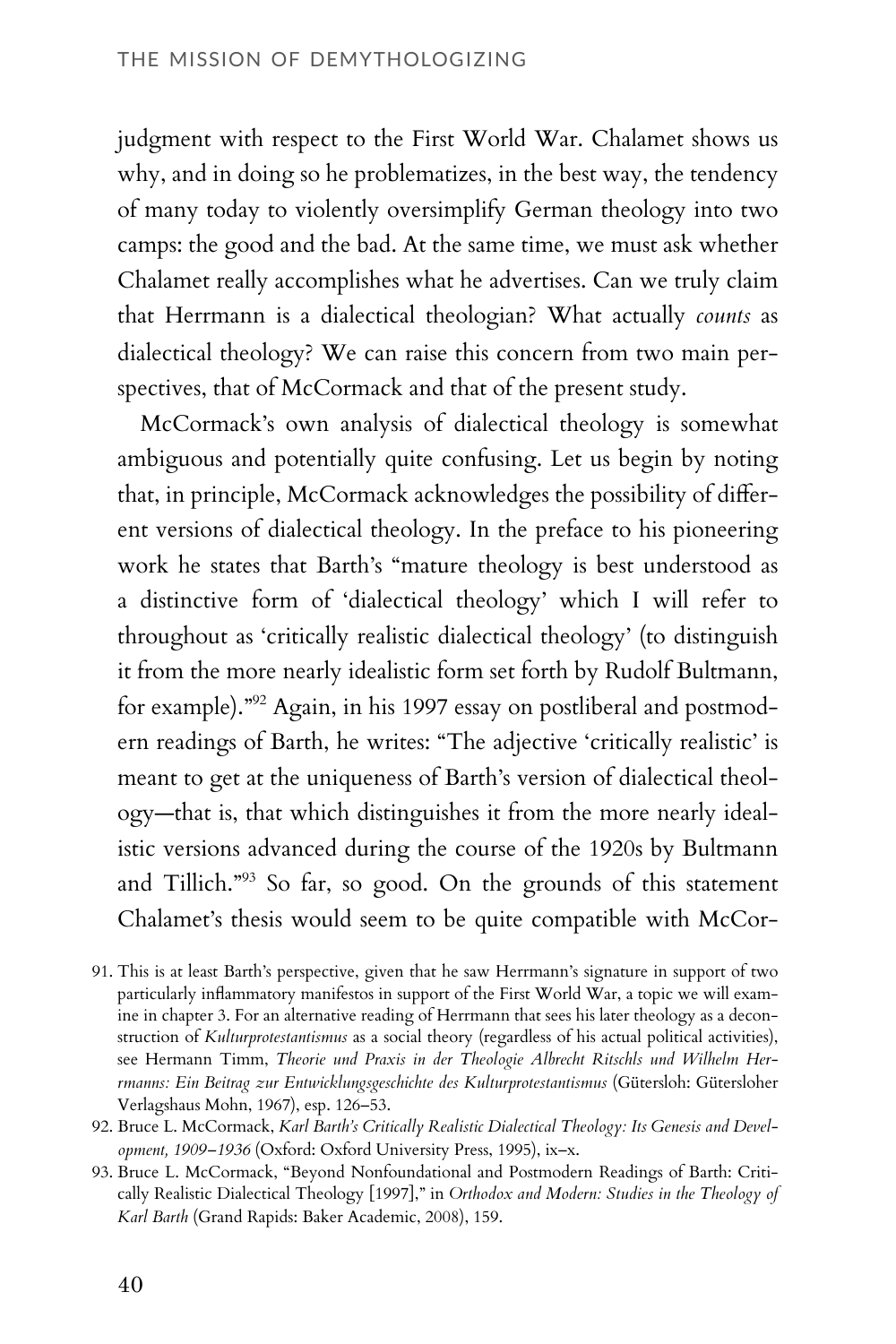judgment with respect to the First World War. Chalamet shows us why, and in doing so he problematizes, in the best way, the tendency of many today to violently oversimplify German theology into two camps: the good and the bad. At the same time, we must ask whether Chalamet really accomplishes what he advertises. Can we truly claim that Herrmann is a dialectical theologian? What actually *counts* as dialectical theology? We can raise this concern from two main perspectives, that of McCormack and that of the present study.

McCormack's own analysis of dialectical theology is somewhat ambiguous and potentially quite confusing. Let us begin by noting that, in principle, McCormack acknowledges the possibility of different versions of dialectical theology. In the preface to his pioneering work he states that Barth's "mature theology is best understood as a distinctive form of 'dialectical theology' which I will refer to throughout as 'critically realistic dialectical theology' (to distinguish it from the more nearly idealistic form set forth by Rudolf Bultmann, for example)."[92] Again, in his 1997 essay on postliberal and postmodern readings of Barth, he writes: "The adjective 'critically realistic' is meant to get at the uniqueness of Barth's version of dialectical theology—that is, that which distinguishes it from the more nearly idealistic versions advanced during the course of the 1920s by Bultmann and Tillich."[93] So far, so good. On the grounds of this statement Chalamet's thesis would seem to be quite compatible with McCor-

91. This is at least Barth's perspective, given that he saw Herrmann's signature in support of two particularly inflammatory manifestos in support of the First World War, a topic we will examine in chapter 3. For an alternative reading of Herrmann that sees his later theology as a deconstruction of *Kulturprotestantismus* as a social theory (regardless of his actual political activities), see Hermann Timm, *Theorie und Praxis in der Theologie Albrecht Ritschls und Wilhelm Herrmanns: Ein Beitrag zur Entwicklungsgeschichte des Kulturprotestantismus* (Gütersloh: Gütersloher Verlagshaus Mohn, 1967), esp. 126–53.

92. Bruce L. McCormack, *Karl Barth's Critically Realistic Dialectical Theology: Its Genesis and Development, 1909–1936* (Oxford: Oxford University Press, 1995), ix–x.

93. Bruce L. McCormack, "Beyond Nonfoundational and Postmodern Readings of Barth: Critically Realistic Dialectical Theology [1997]," in *Orthodox and Modern: Studies in the Theology of Karl Barth* (Grand Rapids: Baker Academic, 2008), 159.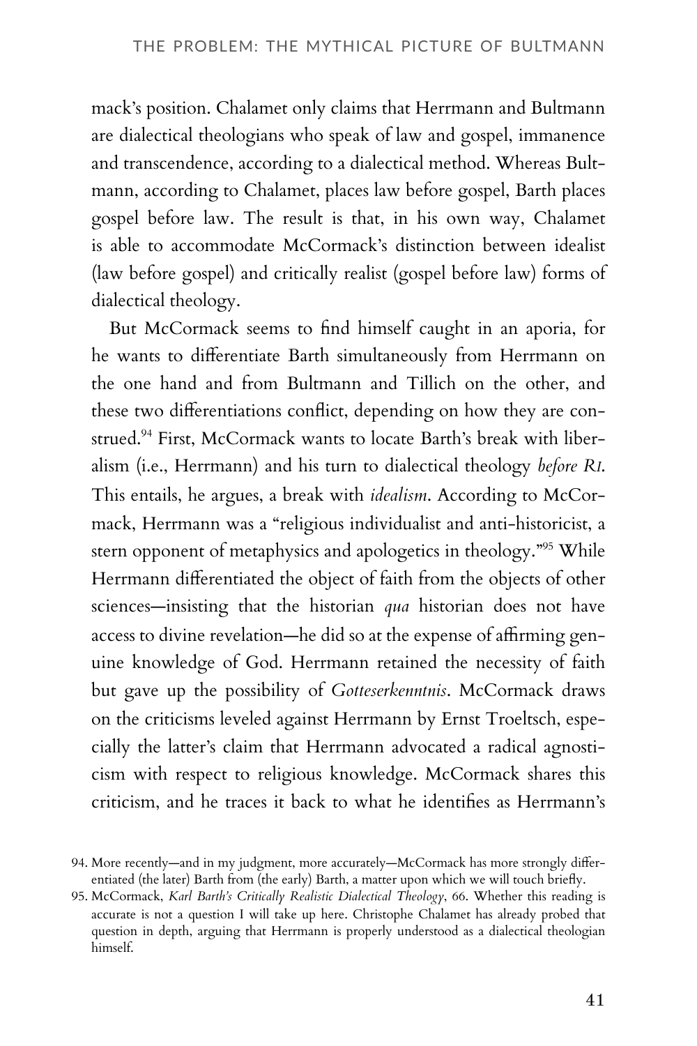mack's position. Chalamet only claims that Herrmann and Bultmann are dialectical theologians who speak of law and gospel, immanence and transcendence, according to a dialectical method. Whereas Bultmann, according to Chalamet, places law before gospel, Barth places gospel before law. The result is that, in his own way, Chalamet is able to accommodate McCormack's distinction between idealist (law before gospel) and critically realist (gospel before law) forms of dialectical theology.

But McCormack seems to find himself caught in an aporia, for he wants to differentiate Barth simultaneously from Herrmann on the one hand and from Bultmann and Tillich on the other, and these two differentiations conflict, depending on how they are construed.[94] First, McCormack wants to locate Barth's break with liberalism (i.e., Herrmann) and his turn to dialectical theology *before R1*. This entails, he argues, a break with *idealism*. According to McCormack, Herrmann was a "religious individualist and anti-historicist, a stern opponent of metaphysics and apologetics in theology."[95] While Herrmann differentiated the object of faith from the objects of other sciences—insisting that the historian *qua* historian does not have access to divine revelation—he did so at the expense of affirming genuine knowledge of God. Herrmann retained the necessity of faith but gave up the possibility of *Gotteserkenntnis*. McCormack draws on the criticisms leveled against Herrmann by Ernst Troeltsch, especially the latter's claim that Herrmann advocated a radical agnosticism with respect to religious knowledge. McCormack shares this criticism, and he traces it back to what he identifies as Herrmann's

94. More recently—and in my judgment, more accurately—McCormack has more strongly differentiated (the later) Barth from (the early) Barth, a matter upon which we will touch briefly.

95. McCormack, *Karl Barth's Critically Realistic Dialectical Theology*, 66. Whether this reading is accurate is not a question I will take up here. Christophe Chalamet has already probed that question in depth, arguing that Herrmann is properly understood as a dialectical theologian himself.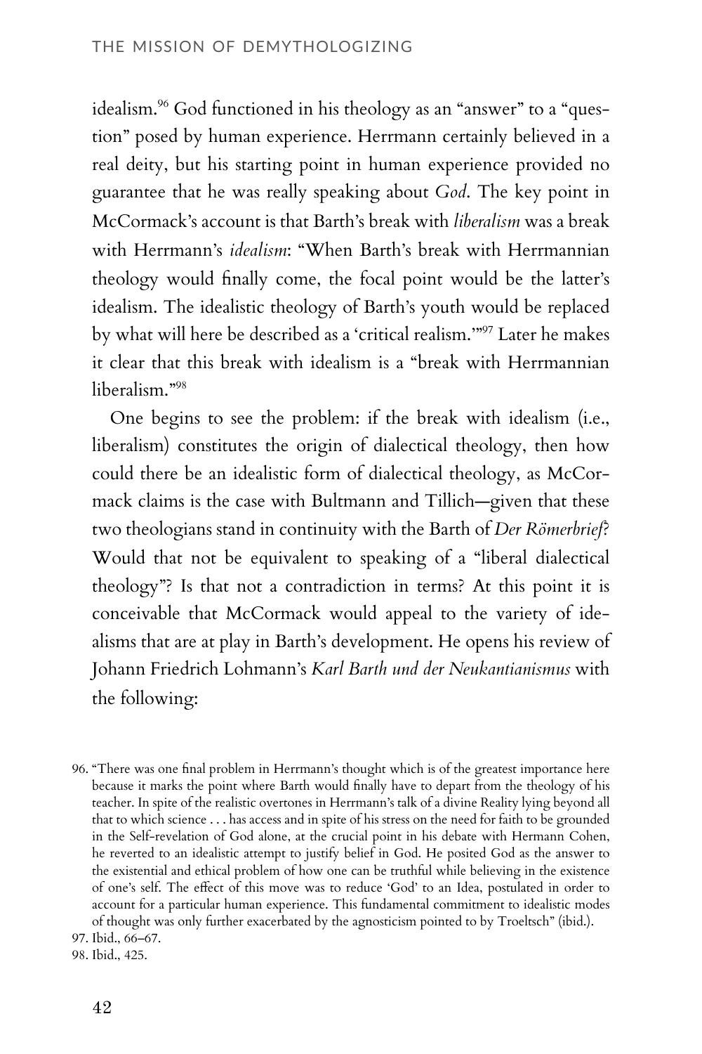idealism.[96] God functioned in his theology as an "answer" to a "question" posed by human experience. Herrmann certainly believed in a real deity, but his starting point in human experience provided no guarantee that he was really speaking about *God*. The key point in McCormack's account is that Barth's break with *liberalism* was a break with Herrmann's *idealism*: "When Barth's break with Herrmannian theology would finally come, the focal point would be the latter's idealism. The idealistic theology of Barth's youth would be replaced by what will here be described as a 'critical realism.'"[97] Later he makes it clear that this break with idealism is a "break with Herrmannian liberalism."[98]

One begins to see the problem: if the break with idealism (i.e., liberalism) constitutes the origin of dialectical theology, then how could there be an idealistic form of dialectical theology, as McCormack claims is the case with Bultmann and Tillich—given that these two theologians stand in continuity with the Barth of *Der Römerbrief*? Would that not be equivalent to speaking of a "liberal dialectical theology"? Is that not a contradiction in terms? At this point it is conceivable that McCormack would appeal to the variety of idealisms that are at play in Barth's development. He opens his review of Johann Friedrich Lohmann's *Karl Barth und der Neukantianismus* with the following:

96. "There was one final problem in Herrmann's thought which is of the greatest importance here because it marks the point where Barth would finally have to depart from the theology of his teacher. In spite of the realistic overtones in Herrmann's talk of a divine Reality lying beyond all that to which science . . . has access and in spite of his stress on the need for faith to be grounded in the Self-revelation of God alone, at the crucial point in his debate with Hermann Cohen, he reverted to an idealistic attempt to justify belief in God. He posited God as the answer to the existential and ethical problem of how one can be truthful while believing in the existence of one's self. The effect of this move was to reduce 'God' to an Idea, postulated in order to account for a particular human experience. This fundamental commitment to idealistic modes of thought was only further exacerbated by the agnosticism pointed to by Troeltsch" (ibid.).

97. Ibid., 66–67.

98. Ibid., 425.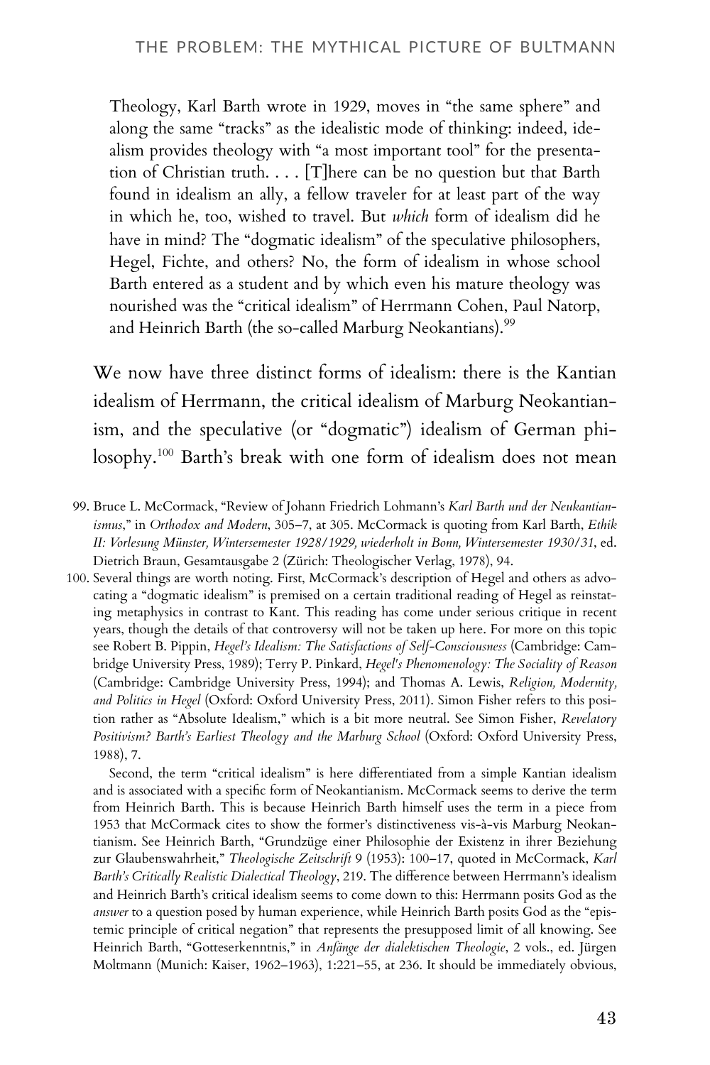> Theology, Karl Barth wrote in 1929, moves in "the same sphere" and along the same "tracks" as the idealistic mode of thinking: indeed, idealism provides theology with "a most important tool" for the presentation of Christian truth. . . . [T]here can be no question but that Barth found in idealism an ally, a fellow traveler for at least part of the way in which he, too, wished to travel. But *which* form of idealism did he have in mind? The "dogmatic idealism" of the speculative philosophers, Hegel, Fichte, and others? No, the form of idealism in whose school Barth entered as a student and by which even his mature theology was nourished was the "critical idealism" of Herrmann Cohen, Paul Natorp, and Heinrich Barth (the so-called Marburg Neokantians).[99]

We now have three distinct forms of idealism: there is the Kantian idealism of Herrmann, the critical idealism of Marburg Neokantianism, and the speculative (or "dogmatic") idealism of German philosophy.[100] Barth's break with one form of idealism does not mean

99. Bruce L. McCormack, "Review of Johann Friedrich Lohmann's *Karl Barth und der Neukantianismus*," in *Orthodox and Modern*, 305–7, at 305. McCormack is quoting from Karl Barth, *Ethik II: Vorlesung Münster, Wintersemester 1928/1929, wiederholt in Bonn, Wintersemester 1930/31*, ed. Dietrich Braun, Gesamtausgabe 2 (Zürich: Theologischer Verlag, 1978), 94.

100. Several things are worth noting. First, McCormack's description of Hegel and others as advocating a "dogmatic idealism" is premised on a certain traditional reading of Hegel as reinstating metaphysics in contrast to Kant. This reading has come under serious critique in recent years, though the details of that controversy will not be taken up here. For more on this topic see Robert B. Pippin, *Hegel's Idealism: The Satisfactions of Self-Consciousness* (Cambridge: Cambridge University Press, 1989); Terry P. Pinkard, *Hegel's Phenomenology: The Sociality of Reason* (Cambridge: Cambridge University Press, 1994); and Thomas A. Lewis, *Religion, Modernity, and Politics in Hegel* (Oxford: Oxford University Press, 2011). Simon Fisher refers to this position rather as "Absolute Idealism," which is a bit more neutral. See Simon Fisher, *Revelatory Positivism? Barth's Earliest Theology and the Marburg School* (Oxford: Oxford University Press, 1988), 7.

    Second, the term "critical idealism" is here differentiated from a simple Kantian idealism and is associated with a specific form of Neokantianism. McCormack seems to derive the term from Heinrich Barth. This is because Heinrich Barth himself uses the term in a piece from 1953 that McCormack cites to show the former's distinctiveness vis-à-vis Marburg Neokantianism. See Heinrich Barth, "Grundzüge einer Philosophie der Existenz in ihrer Beziehung zur Glaubenswahrheit," *Theologische Zeitschrift* 9 (1953): 100–17, quoted in McCormack, *Karl Barth's Critically Realistic Dialectical Theology*, 219. The difference between Herrmann's idealism and Heinrich Barth's critical idealism seems to come down to this: Herrmann posits God as the *answer* to a question posed by human experience, while Heinrich Barth posits God as the "epistemic principle of critical negation" that represents the presupposed limit of all knowing. See Heinrich Barth, "Gotteserkenntnis," in *Anfänge der dialektischen Theologie*, 2 vols., ed. Jürgen Moltmann (Munich: Kaiser, 1962–1963), 1:221–55, at 236. It should be immediately obvious,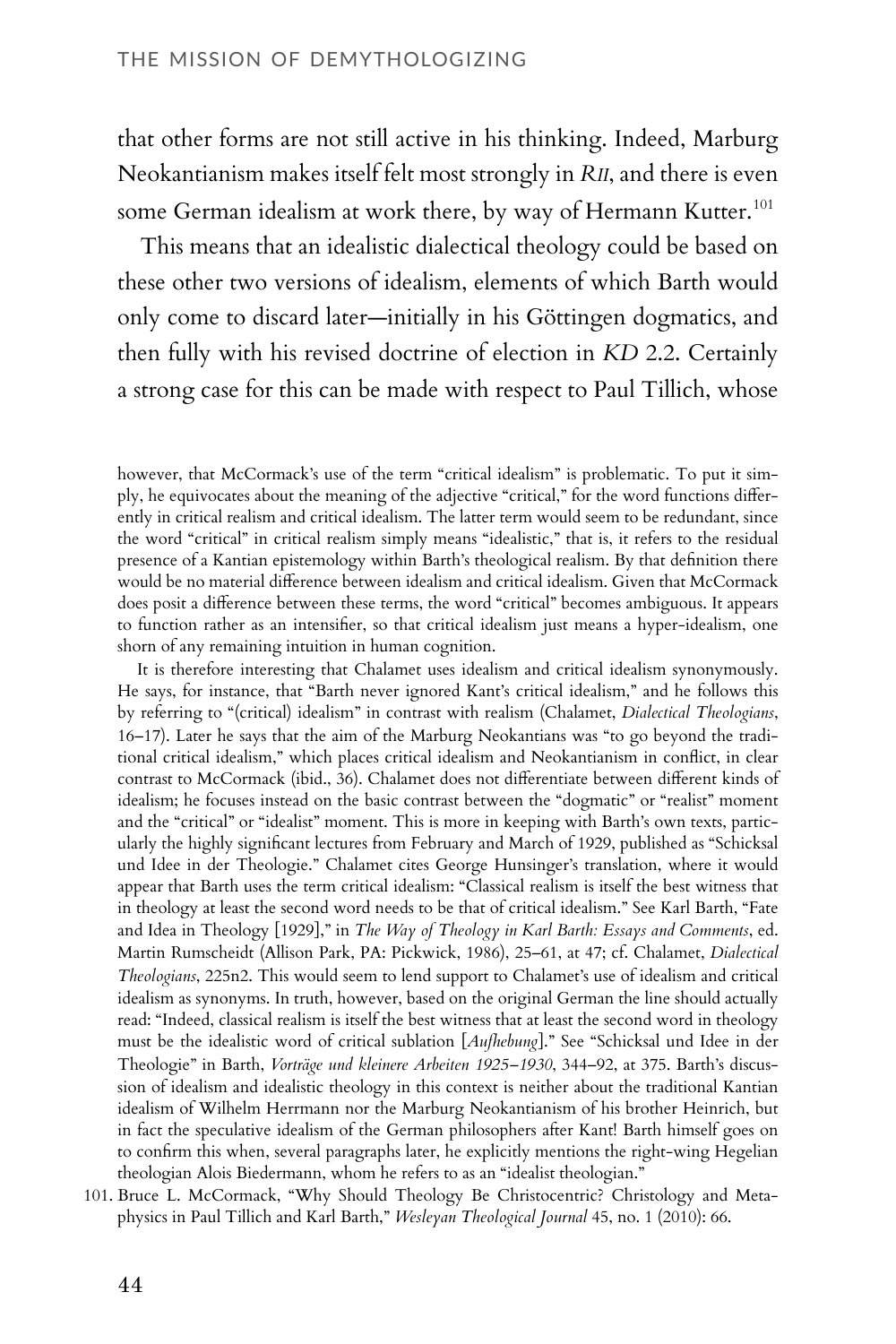that other forms are not still active in his thinking. Indeed, Marburg Neokantianism makes itself felt most strongly in *RII*, and there is even some German idealism at work there, by way of Hermann Kutter.[101]

This means that an idealistic dialectical theology could be based on these other two versions of idealism, elements of which Barth would only come to discard later—initially in his Göttingen dogmatics, and then fully with his revised doctrine of election in *KD* 2.2. Certainly a strong case for this can be made with respect to Paul Tillich, whose

however, that McCormack's use of the term "critical idealism" is problematic. To put it simply, he equivocates about the meaning of the adjective "critical," for the word functions differently in critical realism and critical idealism. The latter term would seem to be redundant, since the word "critical" in critical realism simply means "idealistic," that is, it refers to the residual presence of a Kantian epistemology within Barth's theological realism. By that definition there would be no material difference between idealism and critical idealism. Given that McCormack does posit a difference between these terms, the word "critical" becomes ambiguous. It appears to function rather as an intensifier, so that critical idealism just means a hyper-idealism, one shorn of any remaining intuition in human cognition.

It is therefore interesting that Chalamet uses idealism and critical idealism synonymously. He says, for instance, that "Barth never ignored Kant's critical idealism," and he follows this by referring to "(critical) idealism" in contrast with realism (Chalamet, *Dialectical Theologians*, 16–17). Later he says that the aim of the Marburg Neokantians was "to go beyond the traditional critical idealism," which places critical idealism and Neokantianism in conflict, in clear contrast to McCormack (ibid., 36). Chalamet does not differentiate between different kinds of idealism; he focuses instead on the basic contrast between the "dogmatic" or "realist" moment and the "critical" or "idealist" moment. This is more in keeping with Barth's own texts, particularly the highly significant lectures from February and March of 1929, published as "Schicksal und Idee in der Theologie." Chalamet cites George Hunsinger's translation, where it would appear that Barth uses the term critical idealism: "Classical realism is itself the best witness that in theology at least the second word needs to be that of critical idealism." See Karl Barth, "Fate and Idea in Theology [1929]," in *The Way of Theology in Karl Barth: Essays and Comments*, ed. Martin Rumscheidt (Allison Park, PA: Pickwick, 1986), 25–61, at 47; cf. Chalamet, *Dialectical Theologians*, 225n2. This would seem to lend support to Chalamet's use of idealism and critical idealism as synonyms. In truth, however, based on the original German the line should actually read: "Indeed, classical realism is itself the best witness that at least the second word in theology must be the idealistic word of critical sublation [*Aufhebung*]." See "Schicksal und Idee in der Theologie" in Barth, *Vorträge und kleinere Arbeiten 1925–1930*, 344–92, at 375. Barth's discussion of idealism and idealistic theology in this context is neither about the traditional Kantian idealism of Wilhelm Herrmann nor the Marburg Neokantianism of his brother Heinrich, but in fact the speculative idealism of the German philosophers after Kant! Barth himself goes on to confirm this when, several paragraphs later, he explicitly mentions the right-wing Hegelian theologian Alois Biedermann, whom he refers to as an "idealist theologian."

101. Bruce L. McCormack, "Why Should Theology Be Christocentric? Christology and Metaphysics in Paul Tillich and Karl Barth," *Wesleyan Theological Journal* 45, no. 1 (2010): 66.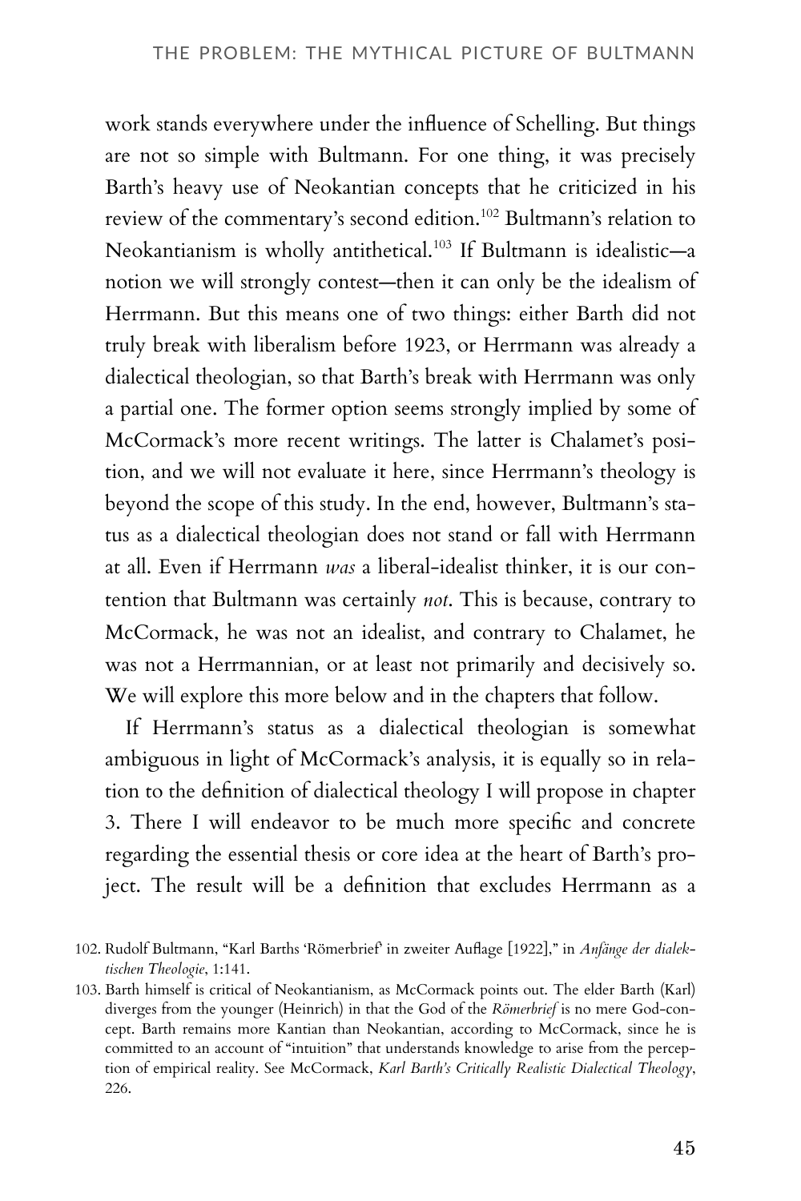work stands everywhere under the influence of Schelling. But things are not so simple with Bultmann. For one thing, it was precisely Barth's heavy use of Neokantian concepts that he criticized in his review of the commentary's second edition.[102] Bultmann's relation to Neokantianism is wholly antithetical.[103] If Bultmann is idealistic—a notion we will strongly contest—then it can only be the idealism of Herrmann. But this means one of two things: either Barth did not truly break with liberalism before 1923, or Herrmann was already a dialectical theologian, so that Barth's break with Herrmann was only a partial one. The former option seems strongly implied by some of McCormack's more recent writings. The latter is Chalamet's position, and we will not evaluate it here, since Herrmann's theology is beyond the scope of this study. In the end, however, Bultmann's status as a dialectical theologian does not stand or fall with Herrmann at all. Even if Herrmann *was* a liberal-idealist thinker, it is our contention that Bultmann was certainly *not*. This is because, contrary to McCormack, he was not an idealist, and contrary to Chalamet, he was not a Herrmannian, or at least not primarily and decisively so. We will explore this more below and in the chapters that follow.

If Herrmann's status as a dialectical theologian is somewhat ambiguous in light of McCormack's analysis, it is equally so in relation to the definition of dialectical theology I will propose in chapter 3. There I will endeavor to be much more specific and concrete regarding the essential thesis or core idea at the heart of Barth's project. The result will be a definition that excludes Herrmann as a

102. Rudolf Bultmann, "Karl Barths 'Römerbrief' in zweiter Auflage [1922]," in *Anfänge der dialektischen Theologie*, 1:141.

103. Barth himself is critical of Neokantianism, as McCormack points out. The elder Barth (Karl) diverges from the younger (Heinrich) in that the God of the *Römerbrief* is no mere God-concept. Barth remains more Kantian than Neokantian, according to McCormack, since he is committed to an account of "intuition" that understands knowledge to arise from the perception of empirical reality. See McCormack, *Karl Barth's Critically Realistic Dialectical Theology*, 226.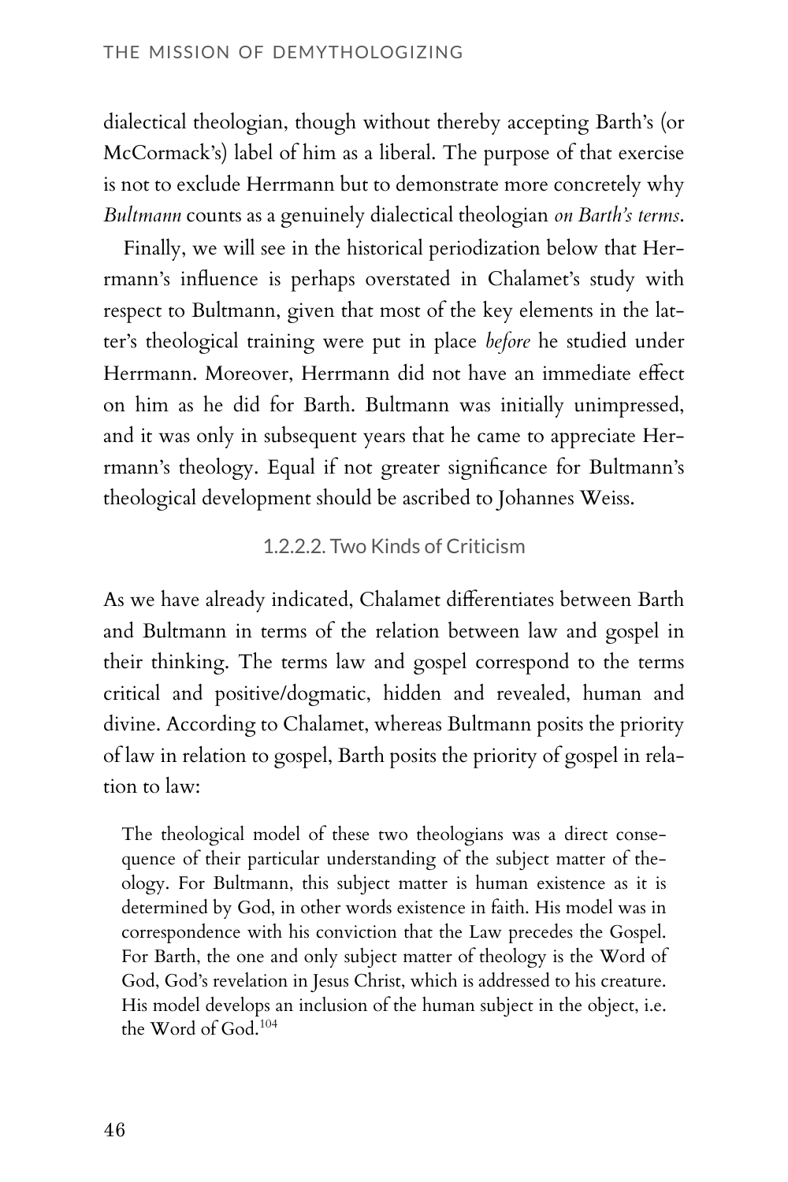dialectical theologian, though without thereby accepting Barth's (or McCormack's) label of him as a liberal. The purpose of that exercise is not to exclude Herrmann but to demonstrate more concretely why *Bultmann* counts as a genuinely dialectical theologian *on Barth's terms*.

Finally, we will see in the historical periodization below that Herrmann's influence is perhaps overstated in Chalamet's study with respect to Bultmann, given that most of the key elements in the latter's theological training were put in place *before* he studied under Herrmann. Moreover, Herrmann did not have an immediate effect on him as he did for Barth. Bultmann was initially unimpressed, and it was only in subsequent years that he came to appreciate Herrmann's theology. Equal if not greater significance for Bultmann's theological development should be ascribed to Johannes Weiss.

#### 1.2.2.2. Two Kinds of Criticism

As we have already indicated, Chalamet differentiates between Barth and Bultmann in terms of the relation between law and gospel in their thinking. The terms law and gospel correspond to the terms critical and positive/dogmatic, hidden and revealed, human and divine. According to Chalamet, whereas Bultmann posits the priority of law in relation to gospel, Barth posits the priority of gospel in relation to law:

> The theological model of these two theologians was a direct consequence of their particular understanding of the subject matter of theology. For Bultmann, this subject matter is human existence as it is determined by God, in other words existence in faith. His model was in correspondence with his conviction that the Law precedes the Gospel. For Barth, the one and only subject matter of theology is the Word of God, God's revelation in Jesus Christ, which is addressed to his creature. His model develops an inclusion of the human subject in the object, i.e. the Word of God.[104]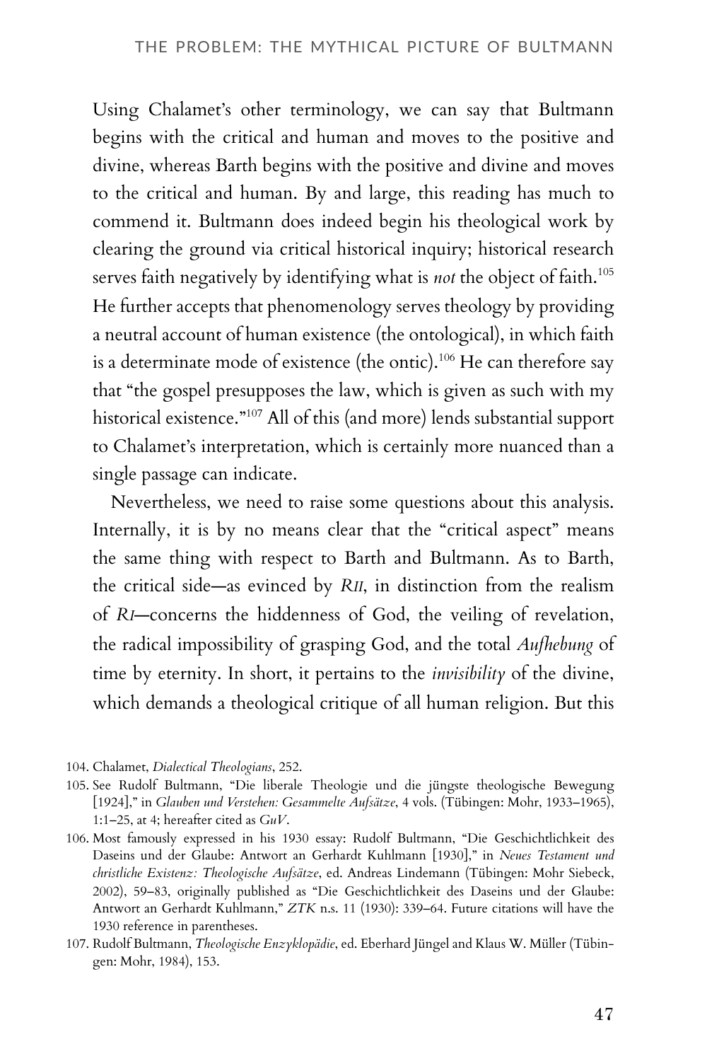Using Chalamet's other terminology, we can say that Bultmann begins with the critical and human and moves to the positive and divine, whereas Barth begins with the positive and divine and moves to the critical and human. By and large, this reading has much to commend it. Bultmann does indeed begin his theological work by clearing the ground via critical historical inquiry; historical research serves faith negatively by identifying what is *not* the object of faith.[105] He further accepts that phenomenology serves theology by providing a neutral account of human existence (the ontological), in which faith is a determinate mode of existence (the ontic).[106] He can therefore say that "the gospel presupposes the law, which is given as such with my historical existence."[107] All of this (and more) lends substantial support to Chalamet's interpretation, which is certainly more nuanced than a single passage can indicate.

Nevertheless, we need to raise some questions about this analysis. Internally, it is by no means clear that the "critical aspect" means the same thing with respect to Barth and Bultmann. As to Barth, the critical side—as evinced by *RII*, in distinction from the realism of *RI*—concerns the hiddenness of God, the veiling of revelation, the radical impossibility of grasping God, and the total *Aufhebung* of time by eternity. In short, it pertains to the *invisibility* of the divine, which demands a theological critique of all human religion. But this

104. Chalamet, *Dialectical Theologians*, 252.

105. See Rudolf Bultmann, "Die liberale Theologie und die jüngste theologische Bewegung [1924]," in *Glauben und Verstehen: Gesammelte Aufsätze*, 4 vols. (Tübingen: Mohr, 1933–1965), 1:1–25, at 4; hereafter cited as *GuV*.

106. Most famously expressed in his 1930 essay: Rudolf Bultmann, "Die Geschichtlichkeit des Daseins und der Glaube: Antwort an Gerhardt Kuhlmann [1930]," in *Neues Testament und christliche Existenz: Theologische Aufsätze*, ed. Andreas Lindemann (Tübingen: Mohr Siebeck, 2002), 59–83, originally published as "Die Geschichtlichkeit des Daseins und der Glaube: Antwort an Gerhardt Kuhlmann," *ZTK* n.s. 11 (1930): 339–64. Future citations will have the 1930 reference in parentheses.

107. Rudolf Bultmann, *Theologische Enzyklopädie*, ed. Eberhard Jüngel and Klaus W. Müller (Tübingen: Mohr, 1984), 153.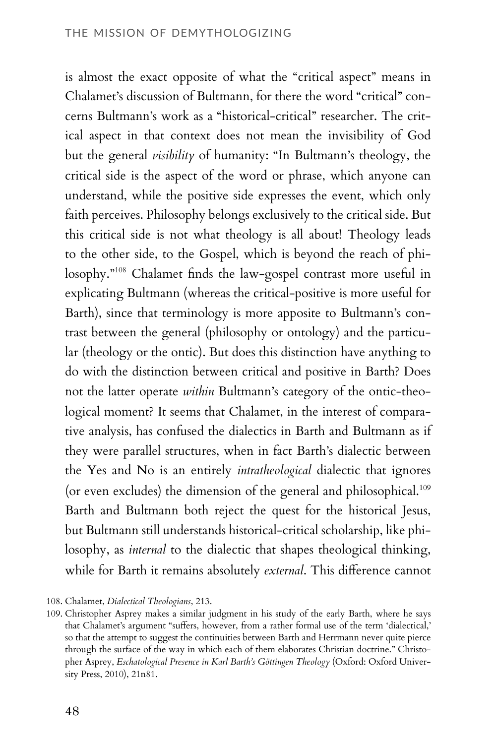is almost the exact opposite of what the "critical aspect" means in Chalamet's discussion of Bultmann, for there the word "critical" concerns Bultmann's work as a "historical-critical" researcher. The critical aspect in that context does not mean the invisibility of God but the general *visibility* of humanity: "In Bultmann's theology, the critical side is the aspect of the word or phrase, which anyone can understand, while the positive side expresses the event, which only faith perceives. Philosophy belongs exclusively to the critical side. But this critical side is not what theology is all about! Theology leads to the other side, to the Gospel, which is beyond the reach of philosophy."[108] Chalamet finds the law-gospel contrast more useful in explicating Bultmann (whereas the critical-positive is more useful for Barth), since that terminology is more apposite to Bultmann's contrast between the general (philosophy or ontology) and the particular (theology or the ontic). But does this distinction have anything to do with the distinction between critical and positive in Barth? Does not the latter operate *within* Bultmann's category of the ontic-theological moment? It seems that Chalamet, in the interest of comparative analysis, has confused the dialectics in Barth and Bultmann as if they were parallel structures, when in fact Barth's dialectic between the Yes and No is an entirely *intratheological* dialectic that ignores (or even excludes) the dimension of the general and philosophical.[109] Barth and Bultmann both reject the quest for the historical Jesus, but Bultmann still understands historical-critical scholarship, like philosophy, as *internal* to the dialectic that shapes theological thinking, while for Barth it remains absolutely *external*. This difference cannot

108. Chalamet, *Dialectical Theologians*, 213.

109. Christopher Asprey makes a similar judgment in his study of the early Barth, where he says that Chalamet's argument "suffers, however, from a rather formal use of the term 'dialectical,' so that the attempt to suggest the continuities between Barth and Herrmann never quite pierce through the surface of the way in which each of them elaborates Christian doctrine." Christopher Asprey, *Eschatological Presence in Karl Barth's Göttingen Theology* (Oxford: Oxford University Press, 2010), 21n81.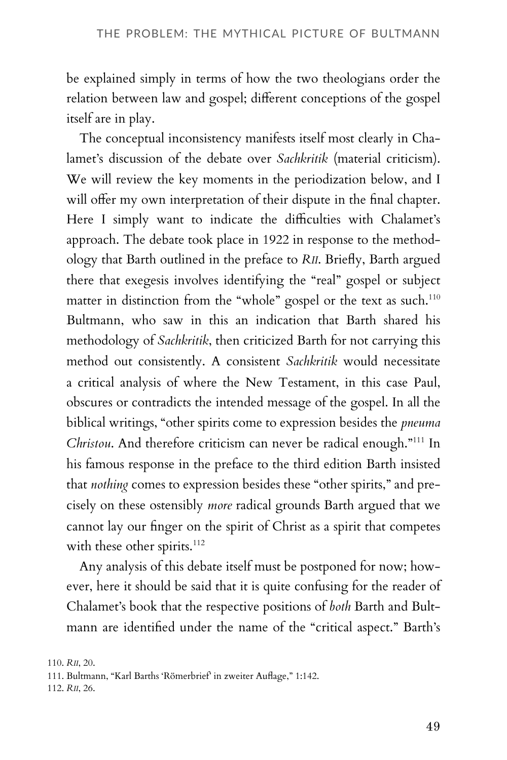be explained simply in terms of how the two theologians order the relation between law and gospel; different conceptions of the gospel itself are in play.

The conceptual inconsistency manifests itself most clearly in Chalamet's discussion of the debate over *Sachkritik* (material criticism). We will review the key moments in the periodization below, and I will offer my own interpretation of their dispute in the final chapter. Here I simply want to indicate the difficulties with Chalamet's approach. The debate took place in 1922 in response to the methodology that Barth outlined in the preface to *RII*. Briefly, Barth argued there that exegesis involves identifying the "real" gospel or subject matter in distinction from the "whole" gospel or the text as such.[110] Bultmann, who saw in this an indication that Barth shared his methodology of *Sachkritik*, then criticized Barth for not carrying this method out consistently. A consistent *Sachkritik* would necessitate a critical analysis of where the New Testament, in this case Paul, obscures or contradicts the intended message of the gospel. In all the biblical writings, "other spirits come to expression besides the *pneuma Christou*. And therefore criticism can never be radical enough."[111] In his famous response in the preface to the third edition Barth insisted that *nothing* comes to expression besides these "other spirits," and precisely on these ostensibly *more* radical grounds Barth argued that we cannot lay our finger on the spirit of Christ as a spirit that competes with these other spirits.[112]

Any analysis of this debate itself must be postponed for now; however, here it should be said that it is quite confusing for the reader of Chalamet's book that the respective positions of *both* Barth and Bultmann are identified under the name of the "critical aspect." Barth's

110. *RII*, 20.

111. Bultmann, "Karl Barths 'Römerbrief' in zweiter Auflage," 1:142.

112. *RII*, 26.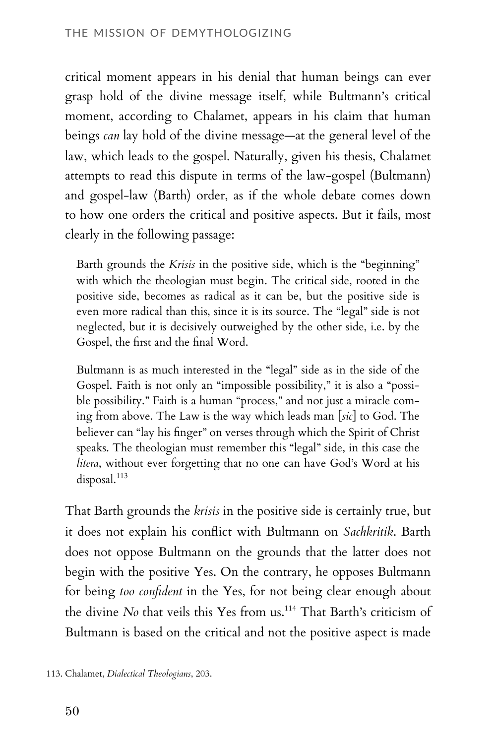critical moment appears in his denial that human beings can ever grasp hold of the divine message itself, while Bultmann's critical moment, according to Chalamet, appears in his claim that human beings *can* lay hold of the divine message—at the general level of the law, which leads to the gospel. Naturally, given his thesis, Chalamet attempts to read this dispute in terms of the law-gospel (Bultmann) and gospel-law (Barth) order, as if the whole debate comes down to how one orders the critical and positive aspects. But it fails, most clearly in the following passage:

> Barth grounds the *Krisis* in the positive side, which is the "beginning" with which the theologian must begin. The critical side, rooted in the positive side, becomes as radical as it can be, but the positive side is even more radical than this, since it is its source. The "legal" side is not neglected, but it is decisively outweighed by the other side, i.e. by the Gospel, the first and the final Word.
>
> Bultmann is as much interested in the "legal" side as in the side of the Gospel. Faith is not only an "impossible possibility," it is also a "possible possibility." Faith is a human "process," and not just a miracle coming from above. The Law is the way which leads man [*sic*] to God. The believer can "lay his finger" on verses through which the Spirit of Christ speaks. The theologian must remember this "legal" side, in this case the *litera*, without ever forgetting that no one can have God's Word at his disposal.[113]

That Barth grounds the *krisis* in the positive side is certainly true, but it does not explain his conflict with Bultmann on *Sachkritik*. Barth does not oppose Bultmann on the grounds that the latter does not begin with the positive Yes. On the contrary, he opposes Bultmann for being *too confident* in the Yes, for not being clear enough about the divine *No* that veils this Yes from us.[114] That Barth's criticism of Bultmann is based on the critical and not the positive aspect is made

113. Chalamet, *Dialectical Theologians*, 203.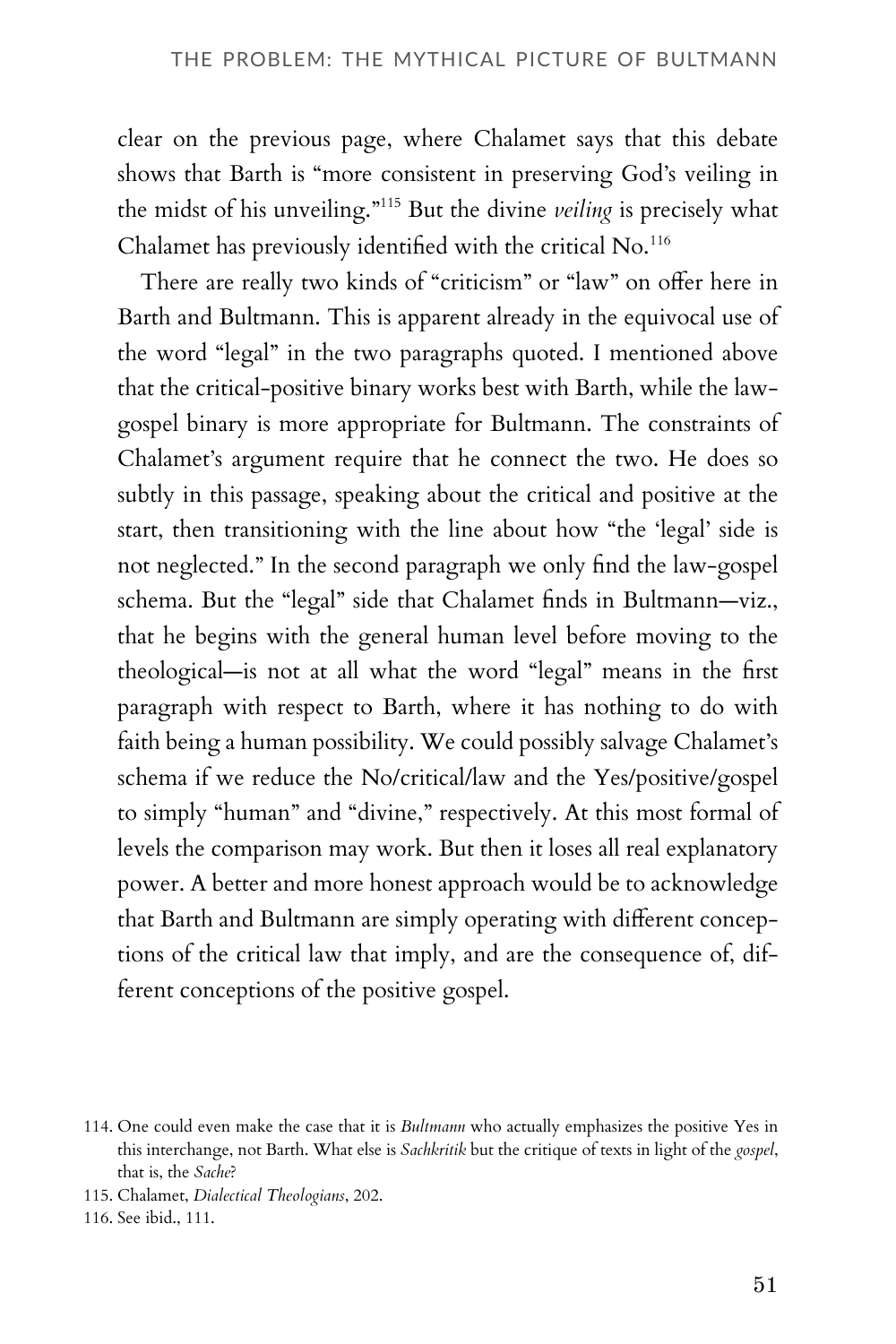clear on the previous page, where Chalamet says that this debate shows that Barth is "more consistent in preserving God's veiling in the midst of his unveiling."[115] But the divine *veiling* is precisely what Chalamet has previously identified with the critical No.[116]

There are really two kinds of "criticism" or "law" on offer here in Barth and Bultmann. This is apparent already in the equivocal use of the word "legal" in the two paragraphs quoted. I mentioned above that the critical-positive binary works best with Barth, while the law-gospel binary is more appropriate for Bultmann. The constraints of Chalamet's argument require that he connect the two. He does so subtly in this passage, speaking about the critical and positive at the start, then transitioning with the line about how "the 'legal' side is not neglected." In the second paragraph we only find the law-gospel schema. But the "legal" side that Chalamet finds in Bultmann—viz., that he begins with the general human level before moving to the theological—is not at all what the word "legal" means in the first paragraph with respect to Barth, where it has nothing to do with faith being a human possibility. We could possibly salvage Chalamet's schema if we reduce the No/critical/law and the Yes/positive/gospel to simply "human" and "divine," respectively. At this most formal of levels the comparison may work. But then it loses all real explanatory power. A better and more honest approach would be to acknowledge that Barth and Bultmann are simply operating with different conceptions of the critical law that imply, and are the consequence of, different conceptions of the positive gospel.

114. One could even make the case that it is *Bultmann* who actually emphasizes the positive Yes in this interchange, not Barth. What else is *Sachkritik* but the critique of texts in light of the *gospel*, that is, the *Sache*?

115. Chalamet, *Dialectical Theologians*, 202.

116. See ibid., 111.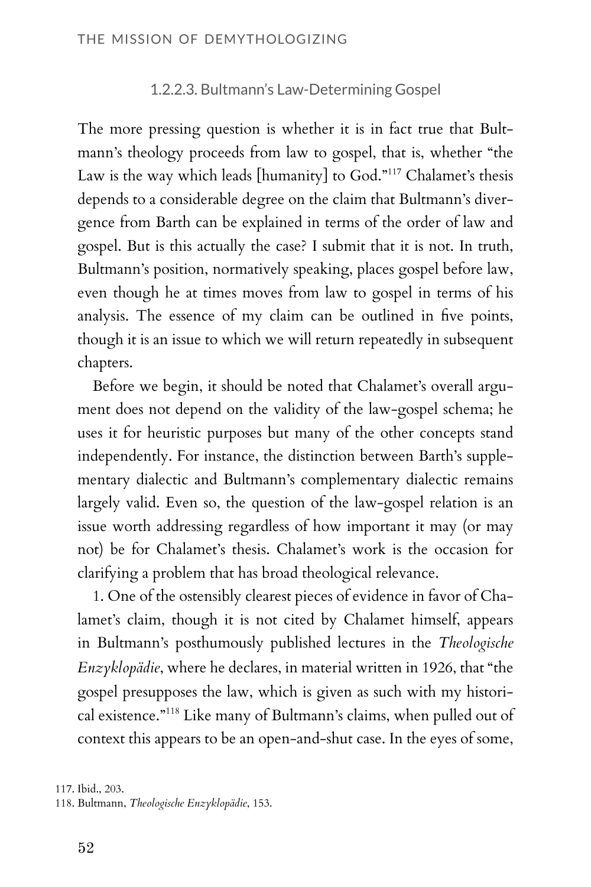### 1.2.2.3. Bultmann's Law-Determining Gospel

The more pressing question is whether it is in fact true that Bultmann's theology proceeds from law to gospel, that is, whether "the Law is the way which leads [humanity] to God."[117] Chalamet's thesis depends to a considerable degree on the claim that Bultmann's divergence from Barth can be explained in terms of the order of law and gospel. But is this actually the case? I submit that it is not. In truth, Bultmann's position, normatively speaking, places gospel before law, even though he at times moves from law to gospel in terms of his analysis. The essence of my claim can be outlined in five points, though it is an issue to which we will return repeatedly in subsequent chapters.

Before we begin, it should be noted that Chalamet's overall argument does not depend on the validity of the law-gospel schema; he uses it for heuristic purposes but many of the other concepts stand independently. For instance, the distinction between Barth's supplementary dialectic and Bultmann's complementary dialectic remains largely valid. Even so, the question of the law-gospel relation is an issue worth addressing regardless of how important it may (or may not) be for Chalamet's thesis. Chalamet's work is the occasion for clarifying a problem that has broad theological relevance.

1. One of the ostensibly clearest pieces of evidence in favor of Chalamet's claim, though it is not cited by Chalamet himself, appears in Bultmann's posthumously published lectures in the *Theologische Enzyklopädie*, where he declares, in material written in 1926, that "the gospel presupposes the law, which is given as such with my historical existence."[118] Like many of Bultmann's claims, when pulled out of context this appears to be an open-and-shut case. In the eyes of some,

117. Ibid., 203.

118. Bultmann, *Theologische Enzyklopädie*, 153.